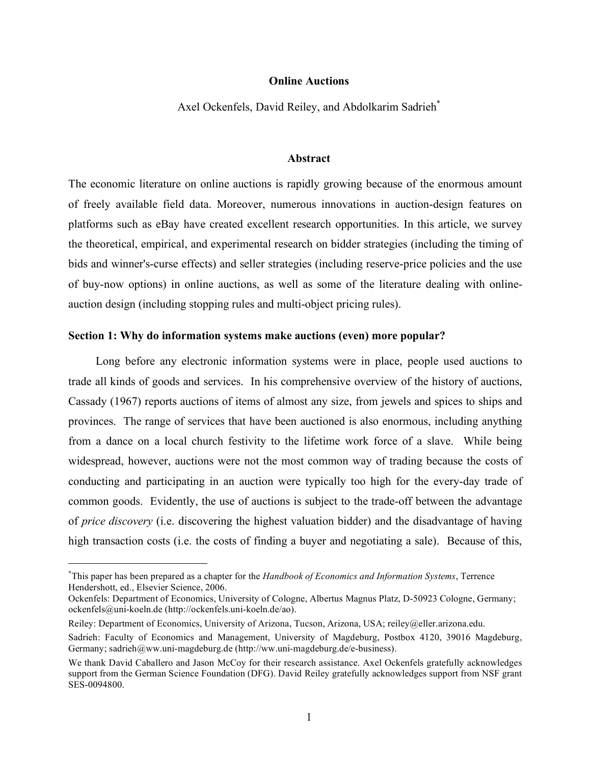# Online Auctions

Axel Ockenfels, David Reiley, and Abdolkarim Sadrieh[*]

## Abstract

The economic literature on online auctions is rapidly growing because of the enormous amount of freely available field data. Moreover, numerous innovations in auction-design features on platforms such as eBay have created excellent research opportunities. In this article, we survey the theoretical, empirical, and experimental research on bidder strategies (including the timing of bids and winner's-curse effects) and seller strategies (including reserve-price policies and the use of buy-now options) in online auctions, as well as some of the literature dealing with online-auction design (including stopping rules and multi-object pricing rules).

## Section 1: Why do information systems make auctions (even) more popular?

Long before any electronic information systems were in place, people used auctions to trade all kinds of goods and services. In his comprehensive overview of the history of auctions, Cassady (1967) reports auctions of items of almost any size, from jewels and spices to ships and provinces. The range of services that have been auctioned is also enormous, including anything from a dance on a local church festivity to the lifetime work force of a slave. While being widespread, however, auctions were not the most common way of trading because the costs of conducting and participating in an auction were typically too high for the every-day trade of common goods. Evidently, the use of auctions is subject to the trade-off between the advantage of *price discovery* (i.e. discovering the highest valuation bidder) and the disadvantage of having high transaction costs (i.e. the costs of finding a buyer and negotiating a sale). Because of this,

---

[*] This paper has been prepared as a chapter for the *Handbook of Economics and Information Systems*, Terrence Hendershott, ed., Elsevier Science, 2006.

Ockenfels: Department of Economics, University of Cologne, Albertus Magnus Platz, D-50923 Cologne, Germany; ockenfels@uni-koeln.de (http://ockenfels.uni-koeln.de/ao).

Reiley: Department of Economics, University of Arizona, Tucson, Arizona, USA; reiley@eller.arizona.edu.

Sadrieh: Faculty of Economics and Management, University of Magdeburg, Postbox 4120, 39016 Magdeburg, Germany; sadrieh@ww.uni-magdeburg.de (http://ww.uni-magdeburg.de/e-business).

We thank David Caballero and Jason McCoy for their research assistance. Axel Ockenfels gratefully acknowledges support from the German Science Foundation (DFG). David Reiley gratefully acknowledges support from NSF grant SES-0094800.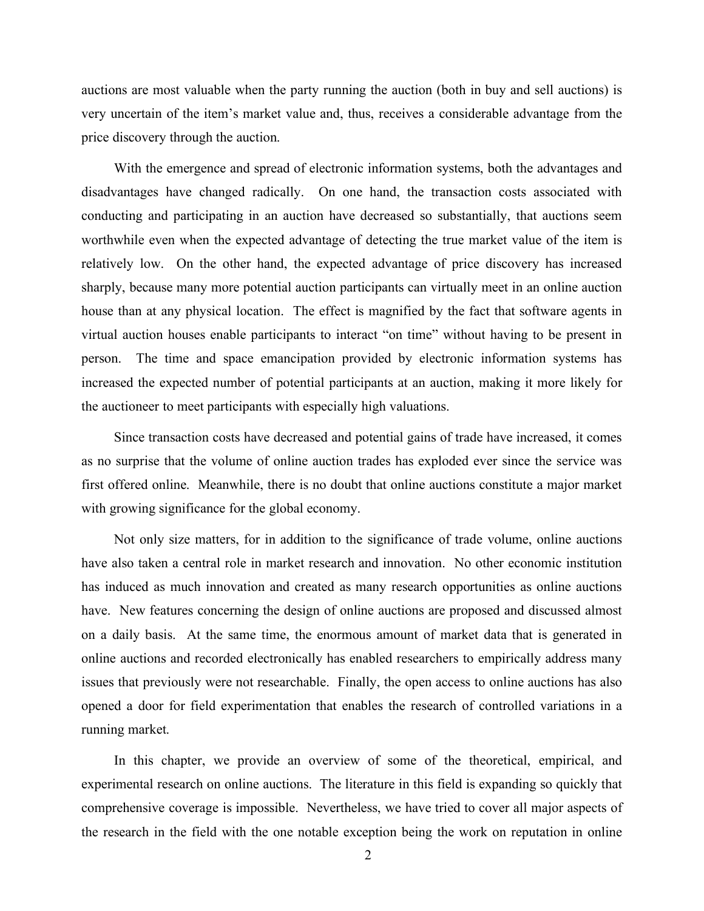auctions are most valuable when the party running the auction (both in buy and sell auctions) is very uncertain of the item's market value and, thus, receives a considerable advantage from the price discovery through the auction.

With the emergence and spread of electronic information systems, both the advantages and disadvantages have changed radically. On one hand, the transaction costs associated with conducting and participating in an auction have decreased so substantially, that auctions seem worthwhile even when the expected advantage of detecting the true market value of the item is relatively low. On the other hand, the expected advantage of price discovery has increased sharply, because many more potential auction participants can virtually meet in an online auction house than at any physical location. The effect is magnified by the fact that software agents in virtual auction houses enable participants to interact "on time" without having to be present in person. The time and space emancipation provided by electronic information systems has increased the expected number of potential participants at an auction, making it more likely for the auctioneer to meet participants with especially high valuations.

Since transaction costs have decreased and potential gains of trade have increased, it comes as no surprise that the volume of online auction trades has exploded ever since the service was first offered online. Meanwhile, there is no doubt that online auctions constitute a major market with growing significance for the global economy.

Not only size matters, for in addition to the significance of trade volume, online auctions have also taken a central role in market research and innovation. No other economic institution has induced as much innovation and created as many research opportunities as online auctions have. New features concerning the design of online auctions are proposed and discussed almost on a daily basis. At the same time, the enormous amount of market data that is generated in online auctions and recorded electronically has enabled researchers to empirically address many issues that previously were not researchable. Finally, the open access to online auctions has also opened a door for field experimentation that enables the research of controlled variations in a running market.

In this chapter, we provide an overview of some of the theoretical, empirical, and experimental research on online auctions. The literature in this field is expanding so quickly that comprehensive coverage is impossible. Nevertheless, we have tried to cover all major aspects of the research in the field with the one notable exception being the work on reputation in online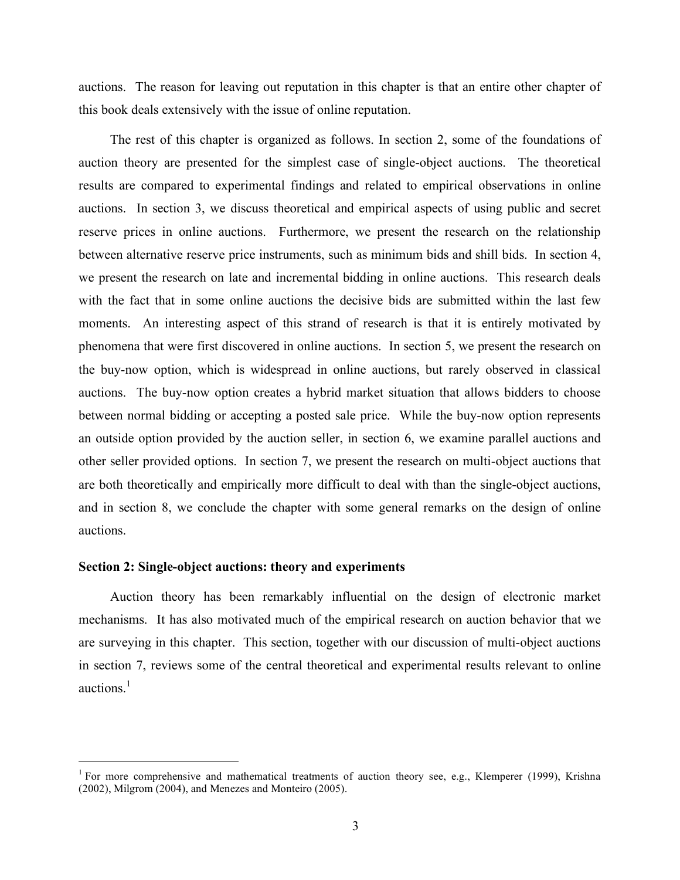auctions. The reason for leaving out reputation in this chapter is that an entire other chapter of this book deals extensively with the issue of online reputation.

The rest of this chapter is organized as follows. In section 2, some of the foundations of auction theory are presented for the simplest case of single-object auctions. The theoretical results are compared to experimental findings and related to empirical observations in online auctions. In section 3, we discuss theoretical and empirical aspects of using public and secret reserve prices in online auctions. Furthermore, we present the research on the relationship between alternative reserve price instruments, such as minimum bids and shill bids. In section 4, we present the research on late and incremental bidding in online auctions. This research deals with the fact that in some online auctions the decisive bids are submitted within the last few moments. An interesting aspect of this strand of research is that it is entirely motivated by phenomena that were first discovered in online auctions. In section 5, we present the research on the buy-now option, which is widespread in online auctions, but rarely observed in classical auctions. The buy-now option creates a hybrid market situation that allows bidders to choose between normal bidding or accepting a posted sale price. While the buy-now option represents an outside option provided by the auction seller, in section 6, we examine parallel auctions and other seller provided options. In section 7, we present the research on multi-object auctions that are both theoretically and empirically more difficult to deal with than the single-object auctions, and in section 8, we conclude the chapter with some general remarks on the design of online auctions.

### Section 2: Single-object auctions: theory and experiments

Auction theory has been remarkably influential on the design of electronic market mechanisms. It has also motivated much of the empirical research on auction behavior that we are surveying in this chapter. This section, together with our discussion of multi-object auctions in section 7, reviews some of the central theoretical and experimental results relevant to online auctions.[1]

---

[1] For more comprehensive and mathematical treatments of auction theory see, e.g., Klemperer (1999), Krishna (2002), Milgrom (2004), and Menezes and Monteiro (2005).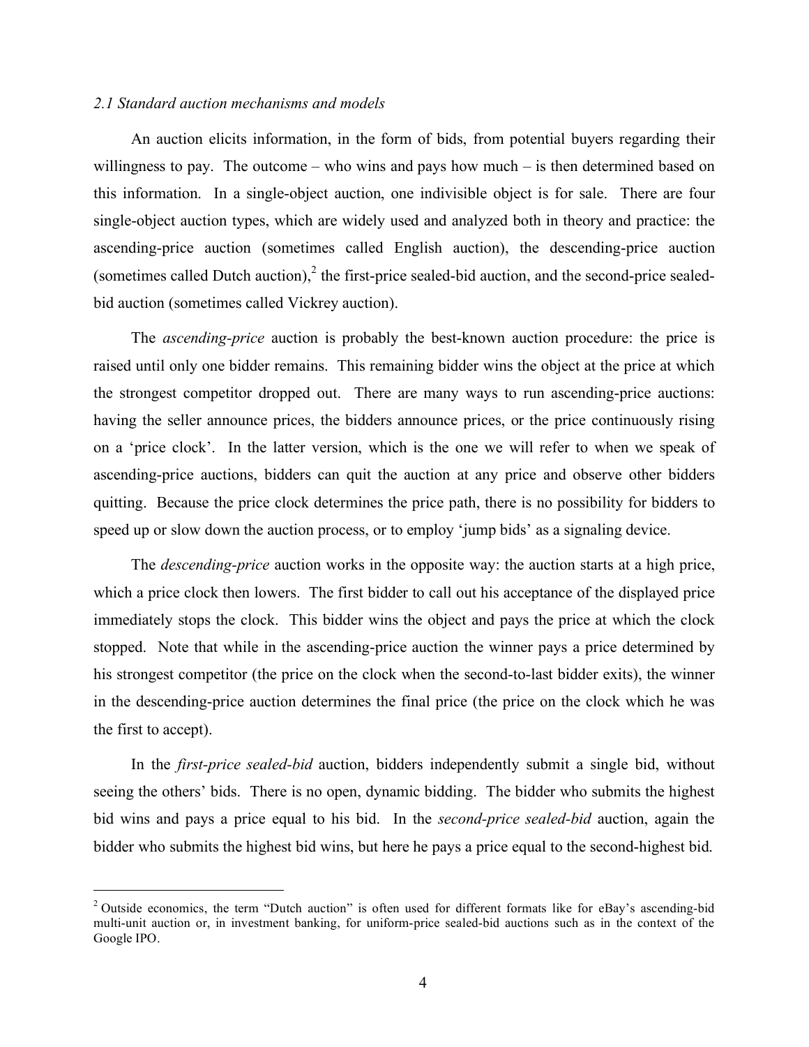### *2.1 Standard auction mechanisms and models*

An auction elicits information, in the form of bids, from potential buyers regarding their willingness to pay. The outcome – who wins and pays how much – is then determined based on this information. In a single-object auction, one indivisible object is for sale. There are four single-object auction types, which are widely used and analyzed both in theory and practice: the ascending-price auction (sometimes called English auction), the descending-price auction (sometimes called Dutch auction),[2] the first-price sealed-bid auction, and the second-price sealed-bid auction (sometimes called Vickrey auction).

The *ascending-price* auction is probably the best-known auction procedure: the price is raised until only one bidder remains. This remaining bidder wins the object at the price at which the strongest competitor dropped out. There are many ways to run ascending-price auctions: having the seller announce prices, the bidders announce prices, or the price continuously rising on a 'price clock'. In the latter version, which is the one we will refer to when we speak of ascending-price auctions, bidders can quit the auction at any price and observe other bidders quitting. Because the price clock determines the price path, there is no possibility for bidders to speed up or slow down the auction process, or to employ 'jump bids' as a signaling device.

The *descending-price* auction works in the opposite way: the auction starts at a high price, which a price clock then lowers. The first bidder to call out his acceptance of the displayed price immediately stops the clock. This bidder wins the object and pays the price at which the clock stopped. Note that while in the ascending-price auction the winner pays a price determined by his strongest competitor (the price on the clock when the second-to-last bidder exits), the winner in the descending-price auction determines the final price (the price on the clock which he was the first to accept).

In the *first-price sealed-bid* auction, bidders independently submit a single bid, without seeing the others' bids. There is no open, dynamic bidding. The bidder who submits the highest bid wins and pays a price equal to his bid. In the *second-price sealed-bid* auction, again the bidder who submits the highest bid wins, but here he pays a price equal to the second-highest bid.

[2] Outside economics, the term "Dutch auction" is often used for different formats like for eBay's ascending-bid multi-unit auction or, in investment banking, for uniform-price sealed-bid auctions such as in the context of the Google IPO.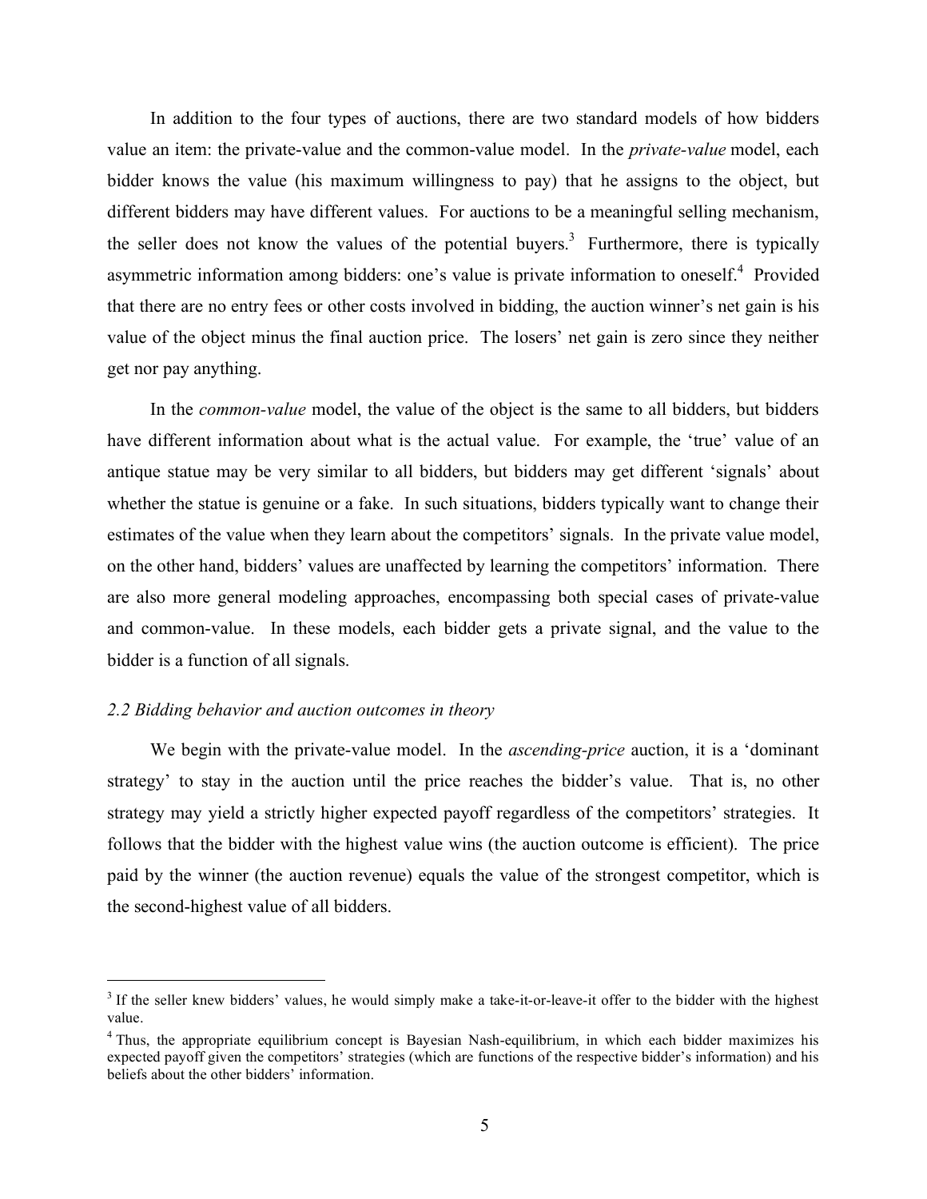In addition to the four types of auctions, there are two standard models of how bidders value an item: the private-value and the common-value model. In the *private-value* model, each bidder knows the value (his maximum willingness to pay) that he assigns to the object, but different bidders may have different values. For auctions to be a meaningful selling mechanism, the seller does not know the values of the potential buyers.[3] Furthermore, there is typically asymmetric information among bidders: one's value is private information to oneself.[4] Provided that there are no entry fees or other costs involved in bidding, the auction winner's net gain is his value of the object minus the final auction price. The losers' net gain is zero since they neither get nor pay anything.

In the *common-value* model, the value of the object is the same to all bidders, but bidders have different information about what is the actual value. For example, the 'true' value of an antique statue may be very similar to all bidders, but bidders may get different 'signals' about whether the statue is genuine or a fake. In such situations, bidders typically want to change their estimates of the value when they learn about the competitors' signals. In the private value model, on the other hand, bidders' values are unaffected by learning the competitors' information. There are also more general modeling approaches, encompassing both special cases of private-value and common-value. In these models, each bidder gets a private signal, and the value to the bidder is a function of all signals.

### *2.2 Bidding behavior and auction outcomes in theory*

We begin with the private-value model. In the *ascending-price* auction, it is a 'dominant strategy' to stay in the auction until the price reaches the bidder's value. That is, no other strategy may yield a strictly higher expected payoff regardless of the competitors' strategies. It follows that the bidder with the highest value wins (the auction outcome is efficient). The price paid by the winner (the auction revenue) equals the value of the strongest competitor, which is the second-highest value of all bidders.

---

[3] If the seller knew bidders' values, he would simply make a take-it-or-leave-it offer to the bidder with the highest value.

[4] Thus, the appropriate equilibrium concept is Bayesian Nash-equilibrium, in which each bidder maximizes his expected payoff given the competitors' strategies (which are functions of the respective bidder's information) and his beliefs about the other bidders' information.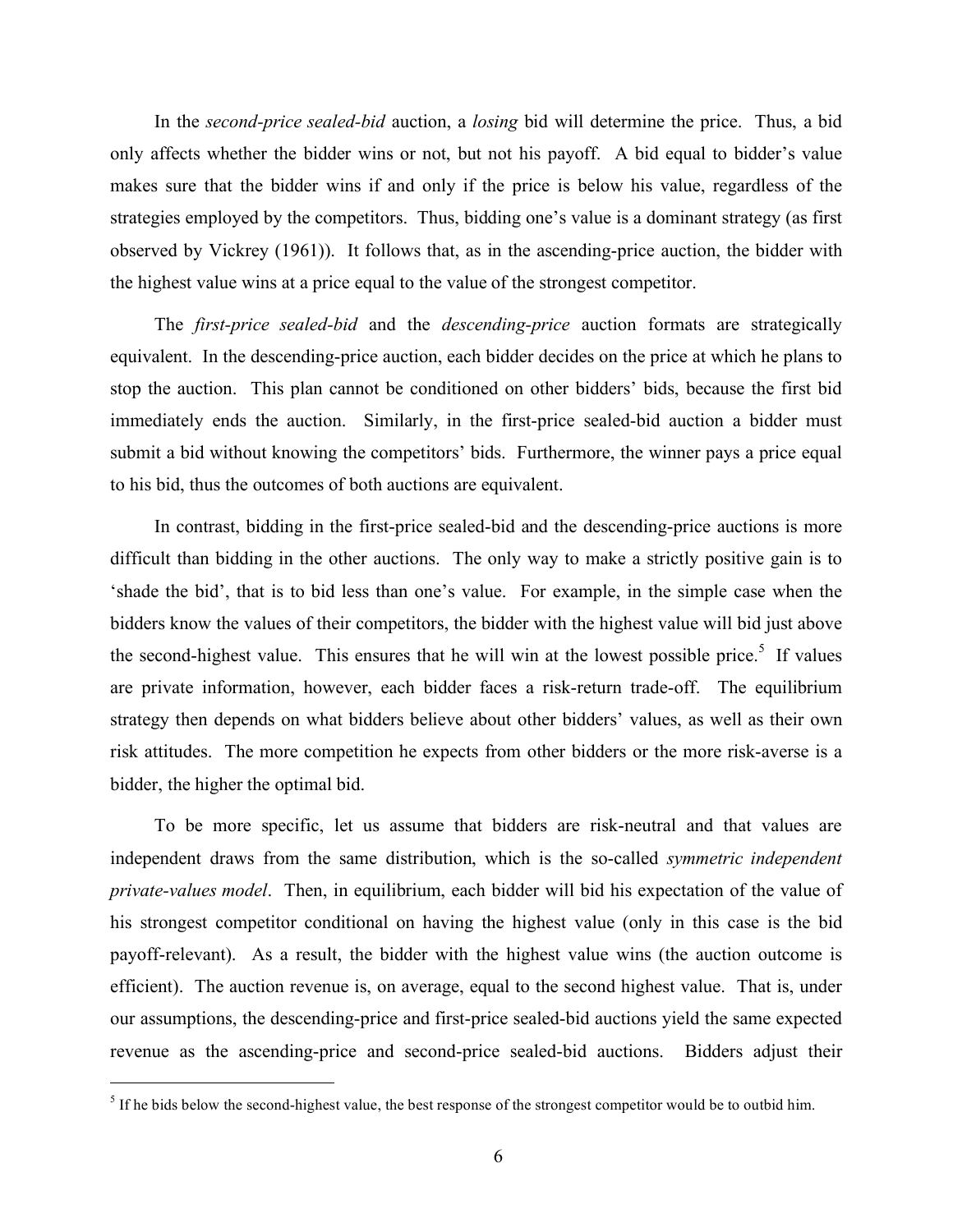In the *second-price sealed-bid* auction, a *losing* bid will determine the price. Thus, a bid only affects whether the bidder wins or not, but not his payoff. A bid equal to bidder's value makes sure that the bidder wins if and only if the price is below his value, regardless of the strategies employed by the competitors. Thus, bidding one's value is a dominant strategy (as first observed by Vickrey (1961)). It follows that, as in the ascending-price auction, the bidder with the highest value wins at a price equal to the value of the strongest competitor.

The *first-price sealed-bid* and the *descending-price* auction formats are strategically equivalent. In the descending-price auction, each bidder decides on the price at which he plans to stop the auction. This plan cannot be conditioned on other bidders' bids, because the first bid immediately ends the auction. Similarly, in the first-price sealed-bid auction a bidder must submit a bid without knowing the competitors' bids. Furthermore, the winner pays a price equal to his bid, thus the outcomes of both auctions are equivalent.

In contrast, bidding in the first-price sealed-bid and the descending-price auctions is more difficult than bidding in the other auctions. The only way to make a strictly positive gain is to 'shade the bid', that is to bid less than one's value. For example, in the simple case when the bidders know the values of their competitors, the bidder with the highest value will bid just above the second-highest value. This ensures that he will win at the lowest possible price.[5] If values are private information, however, each bidder faces a risk-return trade-off. The equilibrium strategy then depends on what bidders believe about other bidders' values, as well as their own risk attitudes. The more competition he expects from other bidders or the more risk-averse is a bidder, the higher the optimal bid.

To be more specific, let us assume that bidders are risk-neutral and that values are independent draws from the same distribution, which is the so-called *symmetric independent private-values model*. Then, in equilibrium, each bidder will bid his expectation of the value of his strongest competitor conditional on having the highest value (only in this case is the bid payoff-relevant). As a result, the bidder with the highest value wins (the auction outcome is efficient). The auction revenue is, on average, equal to the second highest value. That is, under our assumptions, the descending-price and first-price sealed-bid auctions yield the same expected revenue as the ascending-price and second-price sealed-bid auctions. Bidders adjust their

[5] If he bids below the second-highest value, the best response of the strongest competitor would be to outbid him.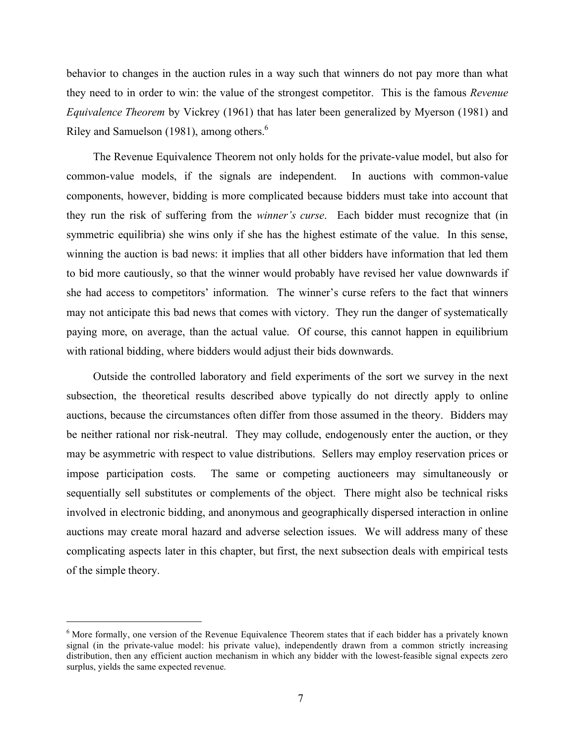behavior to changes in the auction rules in a way such that winners do not pay more than what they need to in order to win: the value of the strongest competitor. This is the famous *Revenue Equivalence Theorem* by Vickrey (1961) that has later been generalized by Myerson (1981) and Riley and Samuelson (1981), among others.[6]

The Revenue Equivalence Theorem not only holds for the private-value model, but also for common-value models, if the signals are independent. In auctions with common-value components, however, bidding is more complicated because bidders must take into account that they run the risk of suffering from the *winner's curse*. Each bidder must recognize that (in symmetric equilibria) she wins only if she has the highest estimate of the value. In this sense, winning the auction is bad news: it implies that all other bidders have information that led them to bid more cautiously, so that the winner would probably have revised her value downwards if she had access to competitors' information. The winner's curse refers to the fact that winners may not anticipate this bad news that comes with victory. They run the danger of systematically paying more, on average, than the actual value. Of course, this cannot happen in equilibrium with rational bidding, where bidders would adjust their bids downwards.

Outside the controlled laboratory and field experiments of the sort we survey in the next subsection, the theoretical results described above typically do not directly apply to online auctions, because the circumstances often differ from those assumed in the theory. Bidders may be neither rational nor risk-neutral. They may collude, endogenously enter the auction, or they may be asymmetric with respect to value distributions. Sellers may employ reservation prices or impose participation costs. The same or competing auctioneers may simultaneously or sequentially sell substitutes or complements of the object. There might also be technical risks involved in electronic bidding, and anonymous and geographically dispersed interaction in online auctions may create moral hazard and adverse selection issues. We will address many of these complicating aspects later in this chapter, but first, the next subsection deals with empirical tests of the simple theory.

[6] More formally, one version of the Revenue Equivalence Theorem states that if each bidder has a privately known signal (in the private-value model: his private value), independently drawn from a common strictly increasing distribution, then any efficient auction mechanism in which any bidder with the lowest-feasible signal expects zero surplus, yields the same expected revenue.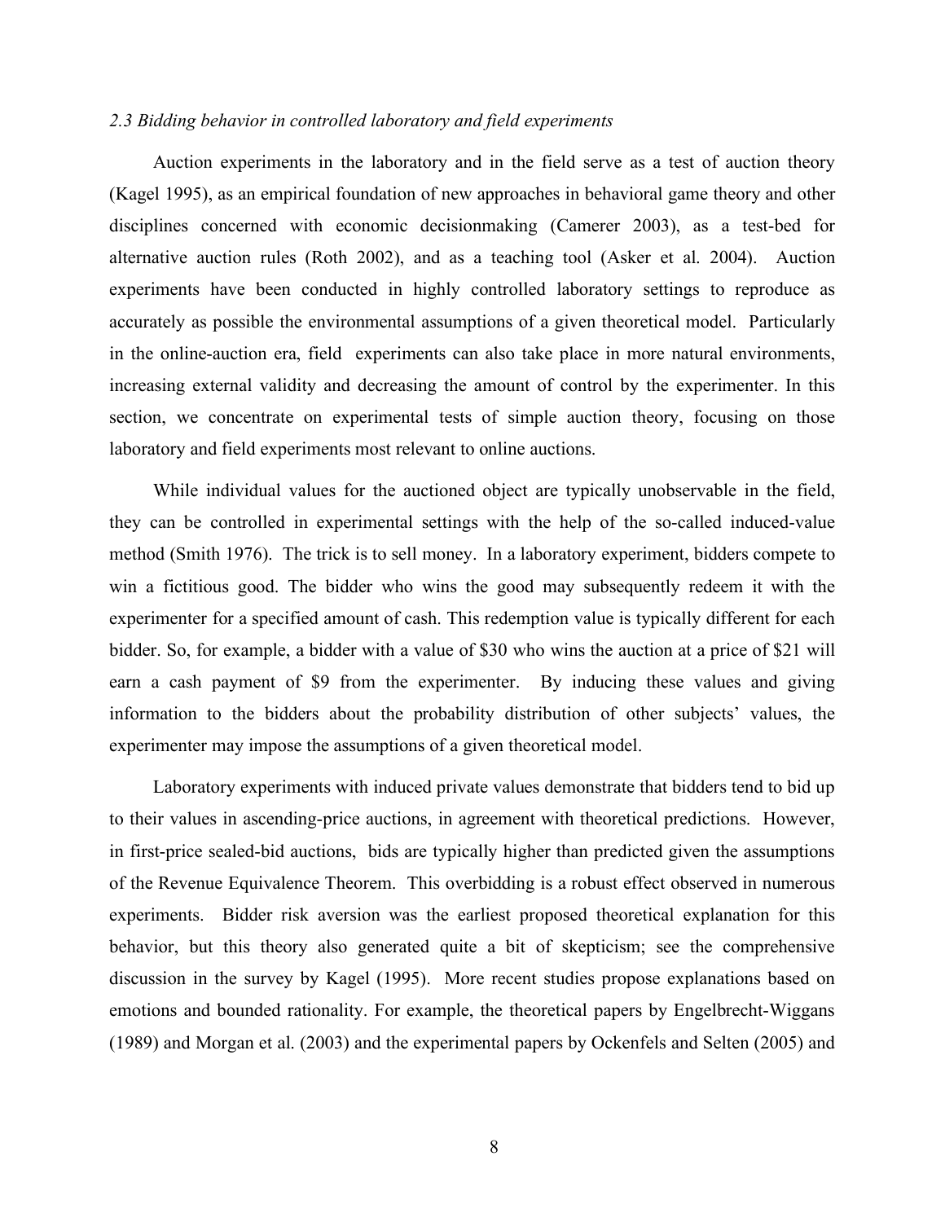### *2.3 Bidding behavior in controlled laboratory and field experiments*

Auction experiments in the laboratory and in the field serve as a test of auction theory (Kagel 1995), as an empirical foundation of new approaches in behavioral game theory and other disciplines concerned with economic decisionmaking (Camerer 2003), as a test-bed for alternative auction rules (Roth 2002), and as a teaching tool (Asker et al. 2004). Auction experiments have been conducted in highly controlled laboratory settings to reproduce as accurately as possible the environmental assumptions of a given theoretical model. Particularly in the online-auction era, field experiments can also take place in more natural environments, increasing external validity and decreasing the amount of control by the experimenter. In this section, we concentrate on experimental tests of simple auction theory, focusing on those laboratory and field experiments most relevant to online auctions.

While individual values for the auctioned object are typically unobservable in the field, they can be controlled in experimental settings with the help of the so-called induced-value method (Smith 1976). The trick is to sell money. In a laboratory experiment, bidders compete to win a fictitious good. The bidder who wins the good may subsequently redeem it with the experimenter for a specified amount of cash. This redemption value is typically different for each bidder. So, for example, a bidder with a value of $30 who wins the auction at a price of $21 will earn a cash payment of $9 from the experimenter. By inducing these values and giving information to the bidders about the probability distribution of other subjects' values, the experimenter may impose the assumptions of a given theoretical model.

Laboratory experiments with induced private values demonstrate that bidders tend to bid up to their values in ascending-price auctions, in agreement with theoretical predictions. However, in first-price sealed-bid auctions, bids are typically higher than predicted given the assumptions of the Revenue Equivalence Theorem. This overbidding is a robust effect observed in numerous experiments. Bidder risk aversion was the earliest proposed theoretical explanation for this behavior, but this theory also generated quite a bit of skepticism; see the comprehensive discussion in the survey by Kagel (1995). More recent studies propose explanations based on emotions and bounded rationality. For example, the theoretical papers by Engelbrecht-Wiggans (1989) and Morgan et al. (2003) and the experimental papers by Ockenfels and Selten (2005) and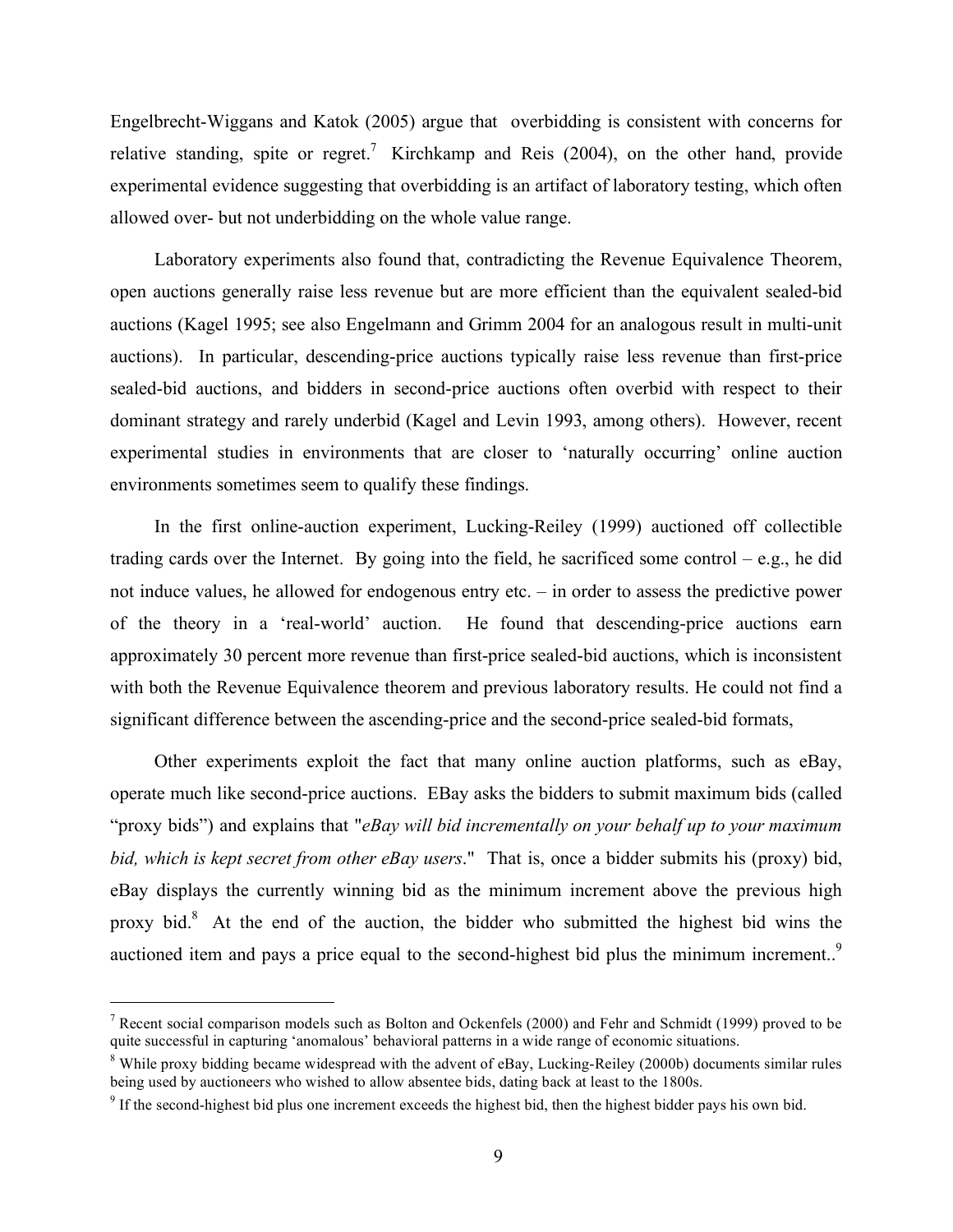Engelbrecht-Wiggans and Katok (2005) argue that overbidding is consistent with concerns for relative standing, spite or regret.[7] Kirchkamp and Reis (2004), on the other hand, provide experimental evidence suggesting that overbidding is an artifact of laboratory testing, which often allowed over- but not underbidding on the whole value range.

Laboratory experiments also found that, contradicting the Revenue Equivalence Theorem, open auctions generally raise less revenue but are more efficient than the equivalent sealed-bid auctions (Kagel 1995; see also Engelmann and Grimm 2004 for an analogous result in multi-unit auctions). In particular, descending-price auctions typically raise less revenue than first-price sealed-bid auctions, and bidders in second-price auctions often overbid with respect to their dominant strategy and rarely underbid (Kagel and Levin 1993, among others). However, recent experimental studies in environments that are closer to 'naturally occurring' online auction environments sometimes seem to qualify these findings.

In the first online-auction experiment, Lucking-Reiley (1999) auctioned off collectible trading cards over the Internet. By going into the field, he sacrificed some control – e.g., he did not induce values, he allowed for endogenous entry etc. – in order to assess the predictive power of the theory in a 'real-world' auction. He found that descending-price auctions earn approximately 30 percent more revenue than first-price sealed-bid auctions, which is inconsistent with both the Revenue Equivalence theorem and previous laboratory results. He could not find a significant difference between the ascending-price and the second-price sealed-bid formats,

Other experiments exploit the fact that many online auction platforms, such as eBay, operate much like second-price auctions. EBay asks the bidders to submit maximum bids (called "proxy bids") and explains that "*eBay will bid incrementally on your behalf up to your maximum bid, which is kept secret from other eBay users*." That is, once a bidder submits his (proxy) bid, eBay displays the currently winning bid as the minimum increment above the previous high proxy bid.[8] At the end of the auction, the bidder who submitted the highest bid wins the auctioned item and pays a price equal to the second-highest bid plus the minimum increment..[9]

---

[7] Recent social comparison models such as Bolton and Ockenfels (2000) and Fehr and Schmidt (1999) proved to be quite successful in capturing 'anomalous' behavioral patterns in a wide range of economic situations.

[8] While proxy bidding became widespread with the advent of eBay, Lucking-Reiley (2000b) documents similar rules being used by auctioneers who wished to allow absentee bids, dating back at least to the 1800s.

[9] If the second-highest bid plus one increment exceeds the highest bid, then the highest bidder pays his own bid.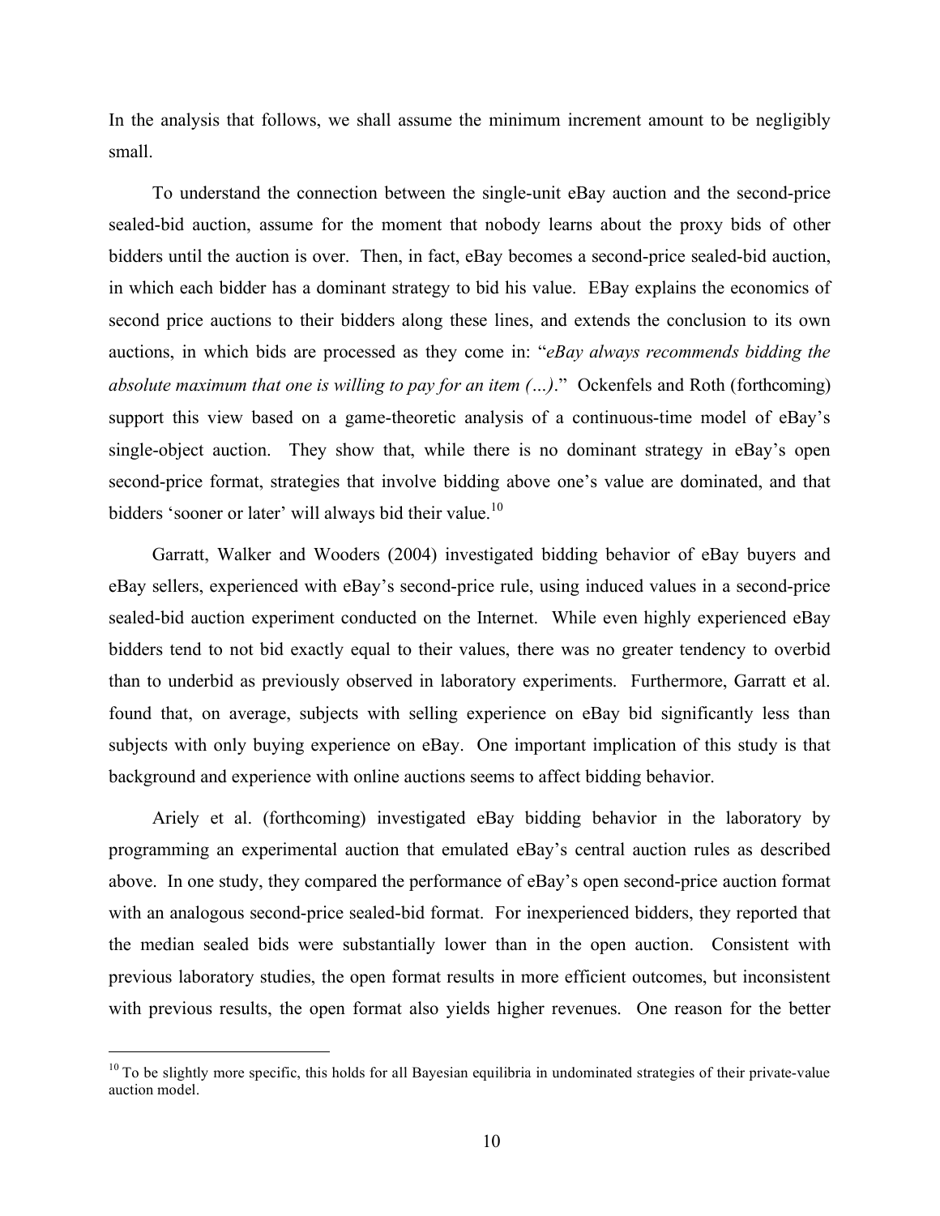In the analysis that follows, we shall assume the minimum increment amount to be negligibly small.

To understand the connection between the single-unit eBay auction and the second-price sealed-bid auction, assume for the moment that nobody learns about the proxy bids of other bidders until the auction is over. Then, in fact, eBay becomes a second-price sealed-bid auction, in which each bidder has a dominant strategy to bid his value. EBay explains the economics of second price auctions to their bidders along these lines, and extends the conclusion to its own auctions, in which bids are processed as they come in: "*eBay always recommends bidding the absolute maximum that one is willing to pay for an item (…)*." Ockenfels and Roth (forthcoming) support this view based on a game-theoretic analysis of a continuous-time model of eBay's single-object auction. They show that, while there is no dominant strategy in eBay's open second-price format, strategies that involve bidding above one's value are dominated, and that bidders 'sooner or later' will always bid their value.[10]

Garratt, Walker and Wooders (2004) investigated bidding behavior of eBay buyers and eBay sellers, experienced with eBay's second-price rule, using induced values in a second-price sealed-bid auction experiment conducted on the Internet. While even highly experienced eBay bidders tend to not bid exactly equal to their values, there was no greater tendency to overbid than to underbid as previously observed in laboratory experiments. Furthermore, Garratt et al. found that, on average, subjects with selling experience on eBay bid significantly less than subjects with only buying experience on eBay. One important implication of this study is that background and experience with online auctions seems to affect bidding behavior.

Ariely et al. (forthcoming) investigated eBay bidding behavior in the laboratory by programming an experimental auction that emulated eBay's central auction rules as described above. In one study, they compared the performance of eBay's open second-price auction format with an analogous second-price sealed-bid format. For inexperienced bidders, they reported that the median sealed bids were substantially lower than in the open auction. Consistent with previous laboratory studies, the open format results in more efficient outcomes, but inconsistent with previous results, the open format also yields higher revenues. One reason for the better

[10] To be slightly more specific, this holds for all Bayesian equilibria in undominated strategies of their private-value auction model.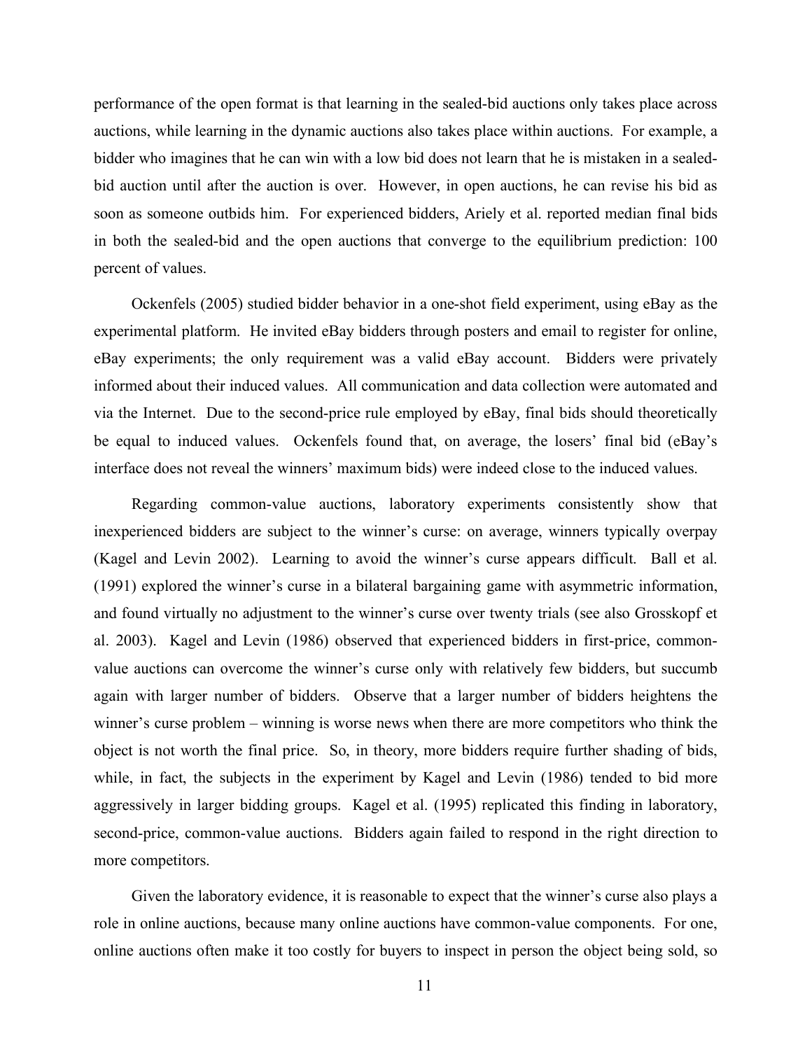performance of the open format is that learning in the sealed-bid auctions only takes place across auctions, while learning in the dynamic auctions also takes place within auctions. For example, a bidder who imagines that he can win with a low bid does not learn that he is mistaken in a sealed-bid auction until after the auction is over. However, in open auctions, he can revise his bid as soon as someone outbids him. For experienced bidders, Ariely et al. reported median final bids in both the sealed-bid and the open auctions that converge to the equilibrium prediction: 100 percent of values.

Ockenfels (2005) studied bidder behavior in a one-shot field experiment, using eBay as the experimental platform. He invited eBay bidders through posters and email to register for online, eBay experiments; the only requirement was a valid eBay account. Bidders were privately informed about their induced values. All communication and data collection were automated and via the Internet. Due to the second-price rule employed by eBay, final bids should theoretically be equal to induced values. Ockenfels found that, on average, the losers' final bid (eBay's interface does not reveal the winners' maximum bids) were indeed close to the induced values.

Regarding common-value auctions, laboratory experiments consistently show that inexperienced bidders are subject to the winner's curse: on average, winners typically overpay (Kagel and Levin 2002). Learning to avoid the winner's curse appears difficult. Ball et al. (1991) explored the winner's curse in a bilateral bargaining game with asymmetric information, and found virtually no adjustment to the winner's curse over twenty trials (see also Grosskopf et al. 2003). Kagel and Levin (1986) observed that experienced bidders in first-price, common-value auctions can overcome the winner's curse only with relatively few bidders, but succumb again with larger number of bidders. Observe that a larger number of bidders heightens the winner's curse problem – winning is worse news when there are more competitors who think the object is not worth the final price. So, in theory, more bidders require further shading of bids, while, in fact, the subjects in the experiment by Kagel and Levin (1986) tended to bid more aggressively in larger bidding groups. Kagel et al. (1995) replicated this finding in laboratory, second-price, common-value auctions. Bidders again failed to respond in the right direction to more competitors.

Given the laboratory evidence, it is reasonable to expect that the winner's curse also plays a role in online auctions, because many online auctions have common-value components. For one, online auctions often make it too costly for buyers to inspect in person the object being sold, so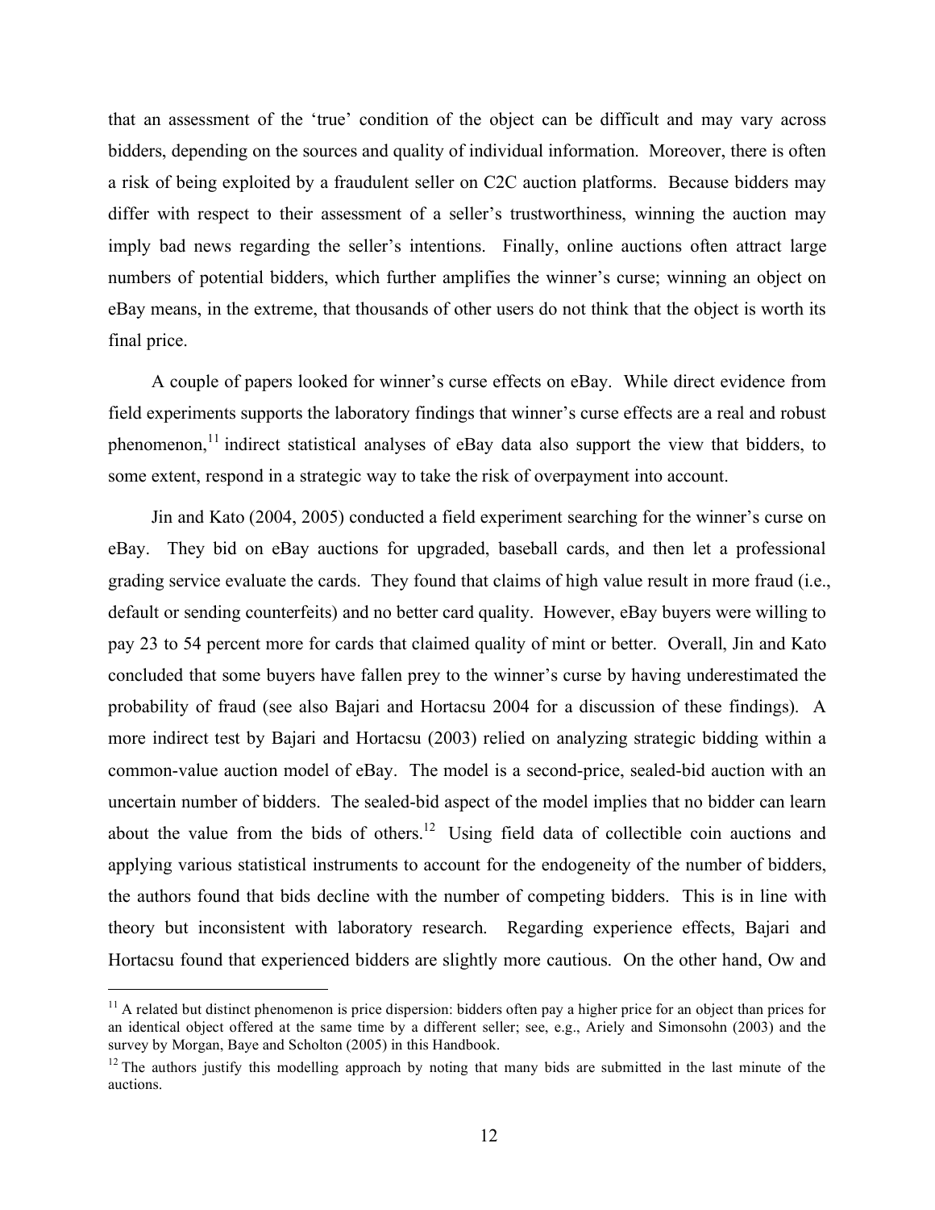that an assessment of the 'true' condition of the object can be difficult and may vary across bidders, depending on the sources and quality of individual information. Moreover, there is often a risk of being exploited by a fraudulent seller on C2C auction platforms. Because bidders may differ with respect to their assessment of a seller's trustworthiness, winning the auction may imply bad news regarding the seller's intentions. Finally, online auctions often attract large numbers of potential bidders, which further amplifies the winner's curse; winning an object on eBay means, in the extreme, that thousands of other users do not think that the object is worth its final price.

A couple of papers looked for winner's curse effects on eBay. While direct evidence from field experiments supports the laboratory findings that winner's curse effects are a real and robust phenomenon,[11] indirect statistical analyses of eBay data also support the view that bidders, to some extent, respond in a strategic way to take the risk of overpayment into account.

Jin and Kato (2004, 2005) conducted a field experiment searching for the winner's curse on eBay. They bid on eBay auctions for upgraded, baseball cards, and then let a professional grading service evaluate the cards. They found that claims of high value result in more fraud (i.e., default or sending counterfeits) and no better card quality. However, eBay buyers were willing to pay 23 to 54 percent more for cards that claimed quality of mint or better. Overall, Jin and Kato concluded that some buyers have fallen prey to the winner's curse by having underestimated the probability of fraud (see also Bajari and Hortacsu 2004 for a discussion of these findings). A more indirect test by Bajari and Hortacsu (2003) relied on analyzing strategic bidding within a common-value auction model of eBay. The model is a second-price, sealed-bid auction with an uncertain number of bidders. The sealed-bid aspect of the model implies that no bidder can learn about the value from the bids of others.[12] Using field data of collectible coin auctions and applying various statistical instruments to account for the endogeneity of the number of bidders, the authors found that bids decline with the number of competing bidders. This is in line with theory but inconsistent with laboratory research. Regarding experience effects, Bajari and Hortacsu found that experienced bidders are slightly more cautious. On the other hand, Ow and

---

[11] A related but distinct phenomenon is price dispersion: bidders often pay a higher price for an object than prices for an identical object offered at the same time by a different seller; see, e.g., Ariely and Simonsohn (2003) and the survey by Morgan, Baye and Scholton (2005) in this Handbook.

[12] The authors justify this modelling approach by noting that many bids are submitted in the last minute of the auctions.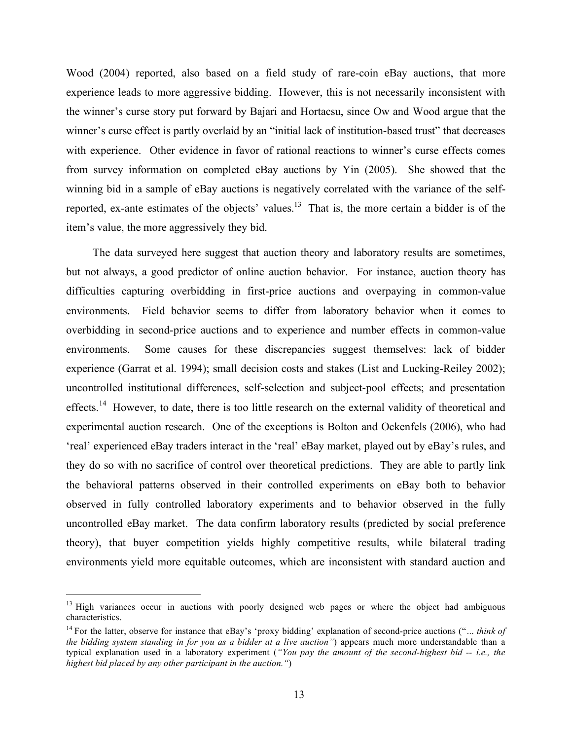Wood (2004) reported, also based on a field study of rare-coin eBay auctions, that more experience leads to more aggressive bidding. However, this is not necessarily inconsistent with the winner's curse story put forward by Bajari and Hortacsu, since Ow and Wood argue that the winner's curse effect is partly overlaid by an "initial lack of institution-based trust" that decreases with experience. Other evidence in favor of rational reactions to winner's curse effects comes from survey information on completed eBay auctions by Yin (2005). She showed that the winning bid in a sample of eBay auctions is negatively correlated with the variance of the self-reported, ex-ante estimates of the objects' values.[13] That is, the more certain a bidder is of the item's value, the more aggressively they bid.

The data surveyed here suggest that auction theory and laboratory results are sometimes, but not always, a good predictor of online auction behavior. For instance, auction theory has difficulties capturing overbidding in first-price auctions and overpaying in common-value environments. Field behavior seems to differ from laboratory behavior when it comes to overbidding in second-price auctions and to experience and number effects in common-value environments. Some causes for these discrepancies suggest themselves: lack of bidder experience (Garrat et al. 1994); small decision costs and stakes (List and Lucking-Reiley 2002); uncontrolled institutional differences, self-selection and subject-pool effects; and presentation effects.[14] However, to date, there is too little research on the external validity of theoretical and experimental auction research. One of the exceptions is Bolton and Ockenfels (2006), who had 'real' experienced eBay traders interact in the 'real' eBay market, played out by eBay's rules, and they do so with no sacrifice of control over theoretical predictions. They are able to partly link the behavioral patterns observed in their controlled experiments on eBay both to behavior observed in fully controlled laboratory experiments and to behavior observed in the fully uncontrolled eBay market. The data confirm laboratory results (predicted by social preference theory), that buyer competition yields highly competitive results, while bilateral trading environments yield more equitable outcomes, which are inconsistent with standard auction and

---

[13] High variances occur in auctions with poorly designed web pages or where the object had ambiguous characteristics.

[14] For the latter, observe for instance that eBay's 'proxy bidding' explanation of second-price auctions ("*... think of the bidding system standing in for you as a bidder at a live auction"*) appears much more understandable than a typical explanation used in a laboratory experiment (*"You pay the amount of the second-highest bid -- i.e., the highest bid placed by any other participant in the auction."*)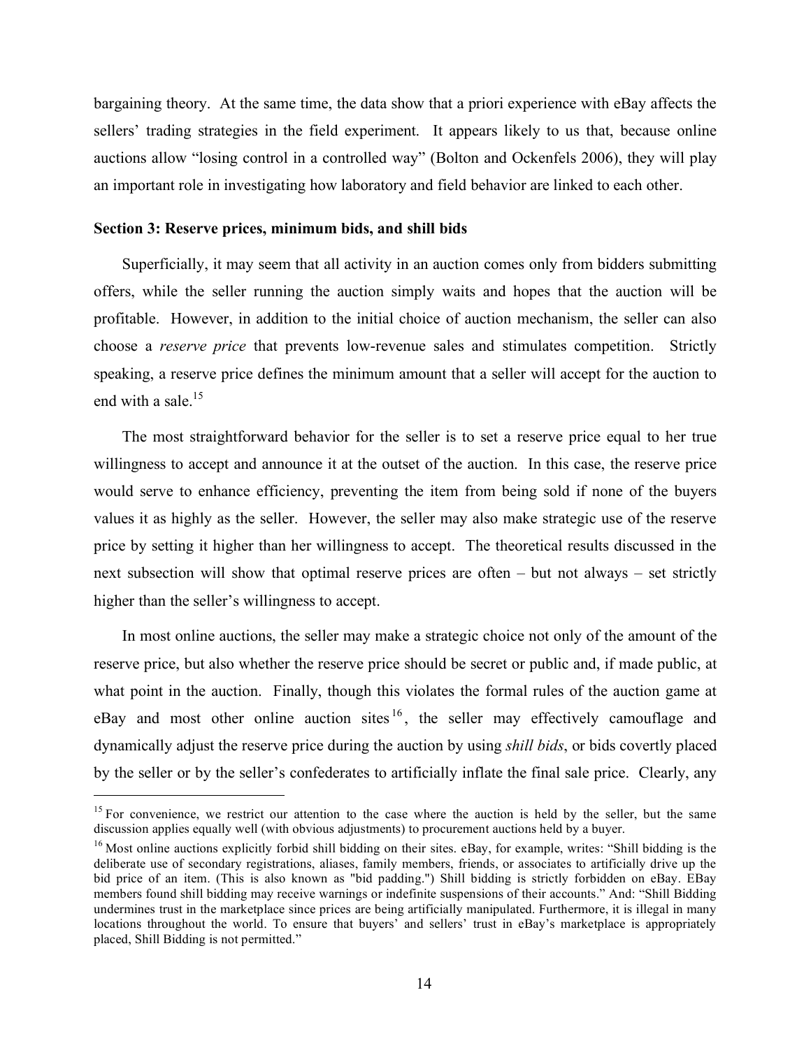bargaining theory. At the same time, the data show that a priori experience with eBay affects the sellers' trading strategies in the field experiment. It appears likely to us that, because online auctions allow "losing control in a controlled way" (Bolton and Ockenfels 2006), they will play an important role in investigating how laboratory and field behavior are linked to each other.

**Section 3: Reserve prices, minimum bids, and shill bids**

Superficially, it may seem that all activity in an auction comes only from bidders submitting offers, while the seller running the auction simply waits and hopes that the auction will be profitable. However, in addition to the initial choice of auction mechanism, the seller can also choose a *reserve price* that prevents low-revenue sales and stimulates competition. Strictly speaking, a reserve price defines the minimum amount that a seller will accept for the auction to end with a sale.[15]

The most straightforward behavior for the seller is to set a reserve price equal to her true willingness to accept and announce it at the outset of the auction. In this case, the reserve price would serve to enhance efficiency, preventing the item from being sold if none of the buyers values it as highly as the seller. However, the seller may also make strategic use of the reserve price by setting it higher than her willingness to accept. The theoretical results discussed in the next subsection will show that optimal reserve prices are often – but not always – set strictly higher than the seller's willingness to accept.

In most online auctions, the seller may make a strategic choice not only of the amount of the reserve price, but also whether the reserve price should be secret or public and, if made public, at what point in the auction. Finally, though this violates the formal rules of the auction game at eBay and most other online auction sites[16], the seller may effectively camouflage and dynamically adjust the reserve price during the auction by using *shill bids*, or bids covertly placed by the seller or by the seller's confederates to artificially inflate the final sale price. Clearly, any

---

[15] For convenience, we restrict our attention to the case where the auction is held by the seller, but the same discussion applies equally well (with obvious adjustments) to procurement auctions held by a buyer.

[16] Most online auctions explicitly forbid shill bidding on their sites. eBay, for example, writes: "Shill bidding is the deliberate use of secondary registrations, aliases, family members, friends, or associates to artificially drive up the bid price of an item. (This is also known as "bid padding.") Shill bidding is strictly forbidden on eBay. EBay members found shill bidding may receive warnings or indefinite suspensions of their accounts." And: "Shill Bidding undermines trust in the marketplace since prices are being artificially manipulated. Furthermore, it is illegal in many locations throughout the world. To ensure that buyers' and sellers' trust in eBay's marketplace is appropriately placed, Shill Bidding is not permitted."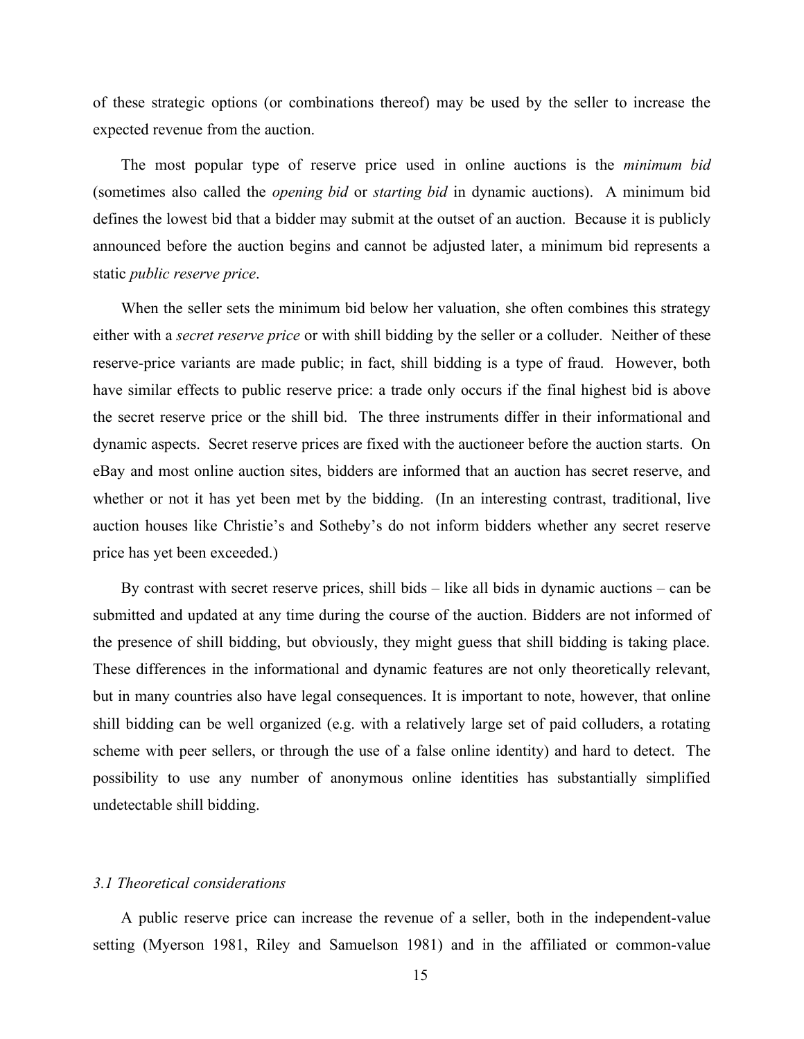of these strategic options (or combinations thereof) may be used by the seller to increase the expected revenue from the auction.

The most popular type of reserve price used in online auctions is the *minimum bid* (sometimes also called the *opening bid* or *starting bid* in dynamic auctions). A minimum bid defines the lowest bid that a bidder may submit at the outset of an auction. Because it is publicly announced before the auction begins and cannot be adjusted later, a minimum bid represents a static *public reserve price*.

When the seller sets the minimum bid below her valuation, she often combines this strategy either with a *secret reserve price* or with shill bidding by the seller or a colluder. Neither of these reserve-price variants are made public; in fact, shill bidding is a type of fraud. However, both have similar effects to public reserve price: a trade only occurs if the final highest bid is above the secret reserve price or the shill bid. The three instruments differ in their informational and dynamic aspects. Secret reserve prices are fixed with the auctioneer before the auction starts. On eBay and most online auction sites, bidders are informed that an auction has secret reserve, and whether or not it has yet been met by the bidding. (In an interesting contrast, traditional, live auction houses like Christie's and Sotheby's do not inform bidders whether any secret reserve price has yet been exceeded.)

By contrast with secret reserve prices, shill bids – like all bids in dynamic auctions – can be submitted and updated at any time during the course of the auction. Bidders are not informed of the presence of shill bidding, but obviously, they might guess that shill bidding is taking place. These differences in the informational and dynamic features are not only theoretically relevant, but in many countries also have legal consequences. It is important to note, however, that online shill bidding can be well organized (e.g. with a relatively large set of paid colluders, a rotating scheme with peer sellers, or through the use of a false online identity) and hard to detect. The possibility to use any number of anonymous online identities has substantially simplified undetectable shill bidding.

### *3.1 Theoretical considerations*

A public reserve price can increase the revenue of a seller, both in the independent-value setting (Myerson 1981, Riley and Samuelson 1981) and in the affiliated or common-value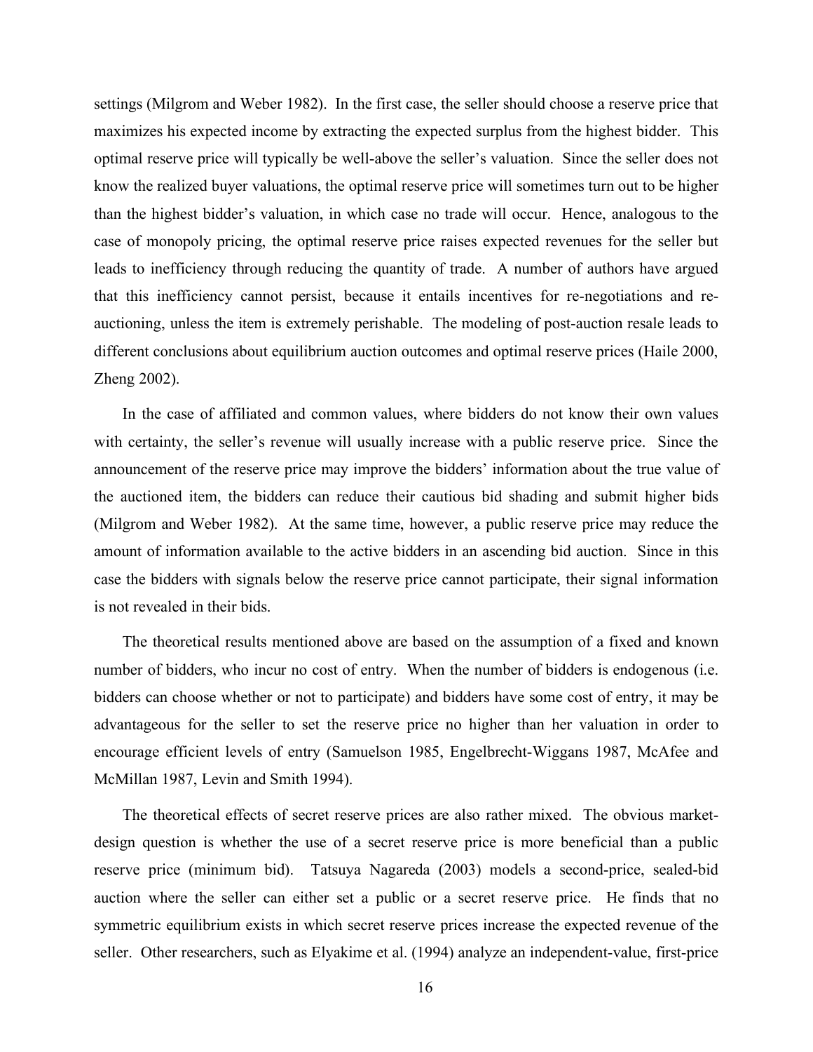settings (Milgrom and Weber 1982). In the first case, the seller should choose a reserve price that maximizes his expected income by extracting the expected surplus from the highest bidder. This optimal reserve price will typically be well-above the seller's valuation. Since the seller does not know the realized buyer valuations, the optimal reserve price will sometimes turn out to be higher than the highest bidder's valuation, in which case no trade will occur. Hence, analogous to the case of monopoly pricing, the optimal reserve price raises expected revenues for the seller but leads to inefficiency through reducing the quantity of trade. A number of authors have argued that this inefficiency cannot persist, because it entails incentives for re-negotiations and re-auctioning, unless the item is extremely perishable. The modeling of post-auction resale leads to different conclusions about equilibrium auction outcomes and optimal reserve prices (Haile 2000, Zheng 2002).

In the case of affiliated and common values, where bidders do not know their own values with certainty, the seller's revenue will usually increase with a public reserve price. Since the announcement of the reserve price may improve the bidders' information about the true value of the auctioned item, the bidders can reduce their cautious bid shading and submit higher bids (Milgrom and Weber 1982). At the same time, however, a public reserve price may reduce the amount of information available to the active bidders in an ascending bid auction. Since in this case the bidders with signals below the reserve price cannot participate, their signal information is not revealed in their bids.

The theoretical results mentioned above are based on the assumption of a fixed and known number of bidders, who incur no cost of entry. When the number of bidders is endogenous (i.e. bidders can choose whether or not to participate) and bidders have some cost of entry, it may be advantageous for the seller to set the reserve price no higher than her valuation in order to encourage efficient levels of entry (Samuelson 1985, Engelbrecht-Wiggans 1987, McAfee and McMillan 1987, Levin and Smith 1994).

The theoretical effects of secret reserve prices are also rather mixed. The obvious market-design question is whether the use of a secret reserve price is more beneficial than a public reserve price (minimum bid). Tatsuya Nagareda (2003) models a second-price, sealed-bid auction where the seller can either set a public or a secret reserve price. He finds that no symmetric equilibrium exists in which secret reserve prices increase the expected revenue of the seller. Other researchers, such as Elyakime et al. (1994) analyze an independent-value, first-price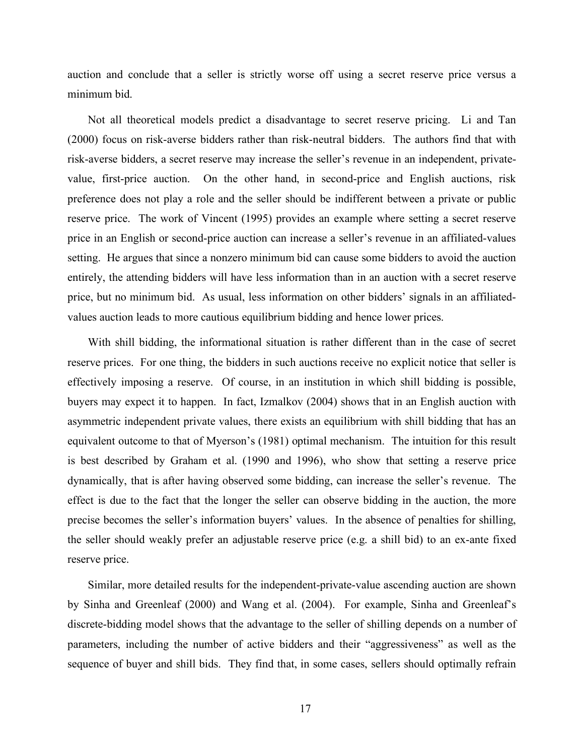auction and conclude that a seller is strictly worse off using a secret reserve price versus a minimum bid.

Not all theoretical models predict a disadvantage to secret reserve pricing. Li and Tan (2000) focus on risk-averse bidders rather than risk-neutral bidders. The authors find that with risk-averse bidders, a secret reserve may increase the seller's revenue in an independent, private-value, first-price auction. On the other hand, in second-price and English auctions, risk preference does not play a role and the seller should be indifferent between a private or public reserve price. The work of Vincent (1995) provides an example where setting a secret reserve price in an English or second-price auction can increase a seller's revenue in an affiliated-values setting. He argues that since a nonzero minimum bid can cause some bidders to avoid the auction entirely, the attending bidders will have less information than in an auction with a secret reserve price, but no minimum bid. As usual, less information on other bidders' signals in an affiliated-values auction leads to more cautious equilibrium bidding and hence lower prices.

With shill bidding, the informational situation is rather different than in the case of secret reserve prices. For one thing, the bidders in such auctions receive no explicit notice that seller is effectively imposing a reserve. Of course, in an institution in which shill bidding is possible, buyers may expect it to happen. In fact, Izmalkov (2004) shows that in an English auction with asymmetric independent private values, there exists an equilibrium with shill bidding that has an equivalent outcome to that of Myerson's (1981) optimal mechanism. The intuition for this result is best described by Graham et al. (1990 and 1996), who show that setting a reserve price dynamically, that is after having observed some bidding, can increase the seller's revenue. The effect is due to the fact that the longer the seller can observe bidding in the auction, the more precise becomes the seller's information buyers' values. In the absence of penalties for shilling, the seller should weakly prefer an adjustable reserve price (e.g. a shill bid) to an ex-ante fixed reserve price.

Similar, more detailed results for the independent-private-value ascending auction are shown by Sinha and Greenleaf (2000) and Wang et al. (2004). For example, Sinha and Greenleaf's discrete-bidding model shows that the advantage to the seller of shilling depends on a number of parameters, including the number of active bidders and their "aggressiveness" as well as the sequence of buyer and shill bids. They find that, in some cases, sellers should optimally refrain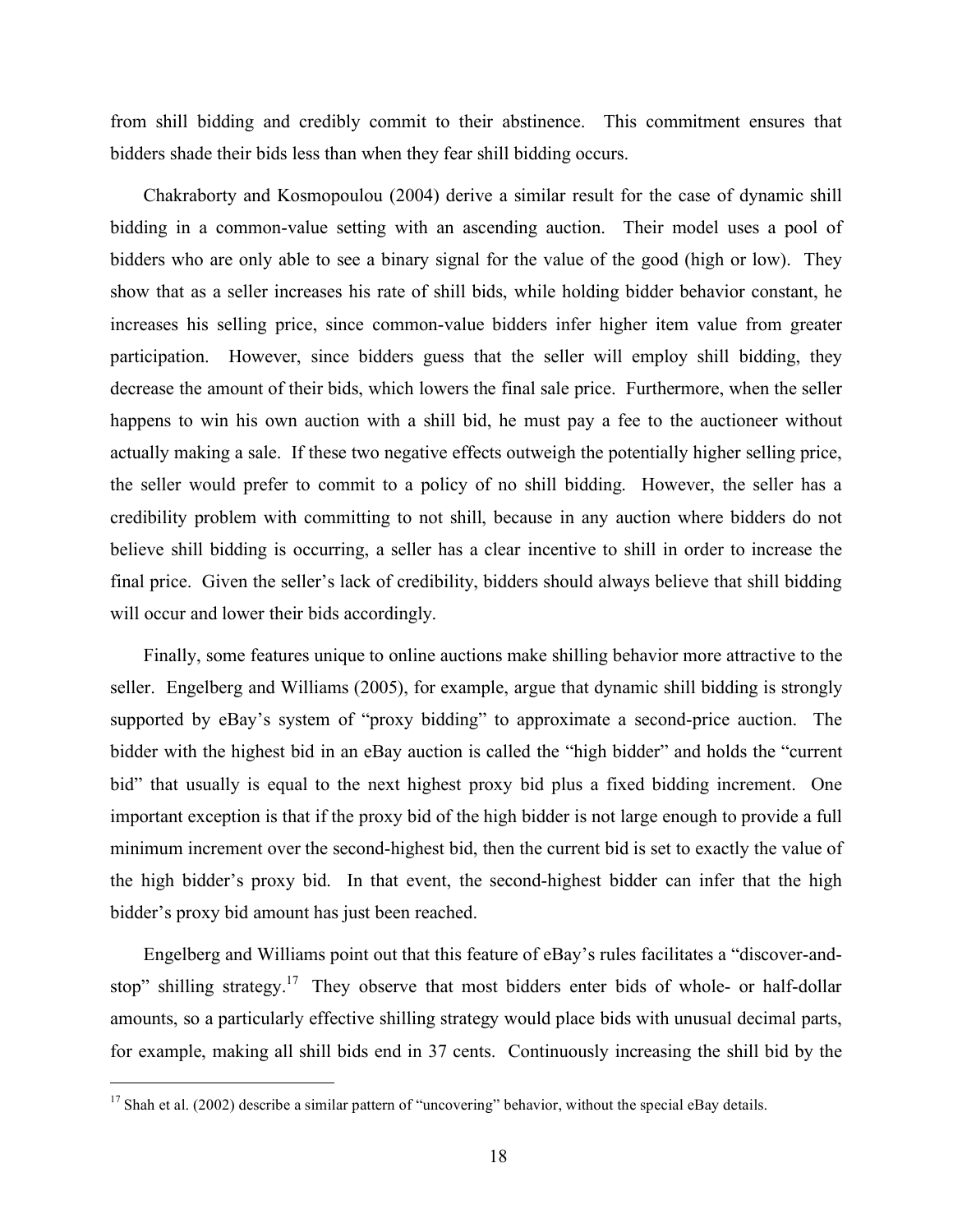from shill bidding and credibly commit to their abstinence. This commitment ensures that bidders shade their bids less than when they fear shill bidding occurs.

Chakraborty and Kosmopoulou (2004) derive a similar result for the case of dynamic shill bidding in a common-value setting with an ascending auction. Their model uses a pool of bidders who are only able to see a binary signal for the value of the good (high or low). They show that as a seller increases his rate of shill bids, while holding bidder behavior constant, he increases his selling price, since common-value bidders infer higher item value from greater participation. However, since bidders guess that the seller will employ shill bidding, they decrease the amount of their bids, which lowers the final sale price. Furthermore, when the seller happens to win his own auction with a shill bid, he must pay a fee to the auctioneer without actually making a sale. If these two negative effects outweigh the potentially higher selling price, the seller would prefer to commit to a policy of no shill bidding. However, the seller has a credibility problem with committing to not shill, because in any auction where bidders do not believe shill bidding is occurring, a seller has a clear incentive to shill in order to increase the final price. Given the seller's lack of credibility, bidders should always believe that shill bidding will occur and lower their bids accordingly.

Finally, some features unique to online auctions make shilling behavior more attractive to the seller. Engelberg and Williams (2005), for example, argue that dynamic shill bidding is strongly supported by eBay's system of "proxy bidding" to approximate a second-price auction. The bidder with the highest bid in an eBay auction is called the "high bidder" and holds the "current bid" that usually is equal to the next highest proxy bid plus a fixed bidding increment. One important exception is that if the proxy bid of the high bidder is not large enough to provide a full minimum increment over the second-highest bid, then the current bid is set to exactly the value of the high bidder's proxy bid. In that event, the second-highest bidder can infer that the high bidder's proxy bid amount has just been reached.

Engelberg and Williams point out that this feature of eBay's rules facilitates a "discover-and-stop" shilling strategy.[17] They observe that most bidders enter bids of whole- or half-dollar amounts, so a particularly effective shilling strategy would place bids with unusual decimal parts, for example, making all shill bids end in 37 cents. Continuously increasing the shill bid by the

[17] Shah et al. (2002) describe a similar pattern of "uncovering" behavior, without the special eBay details.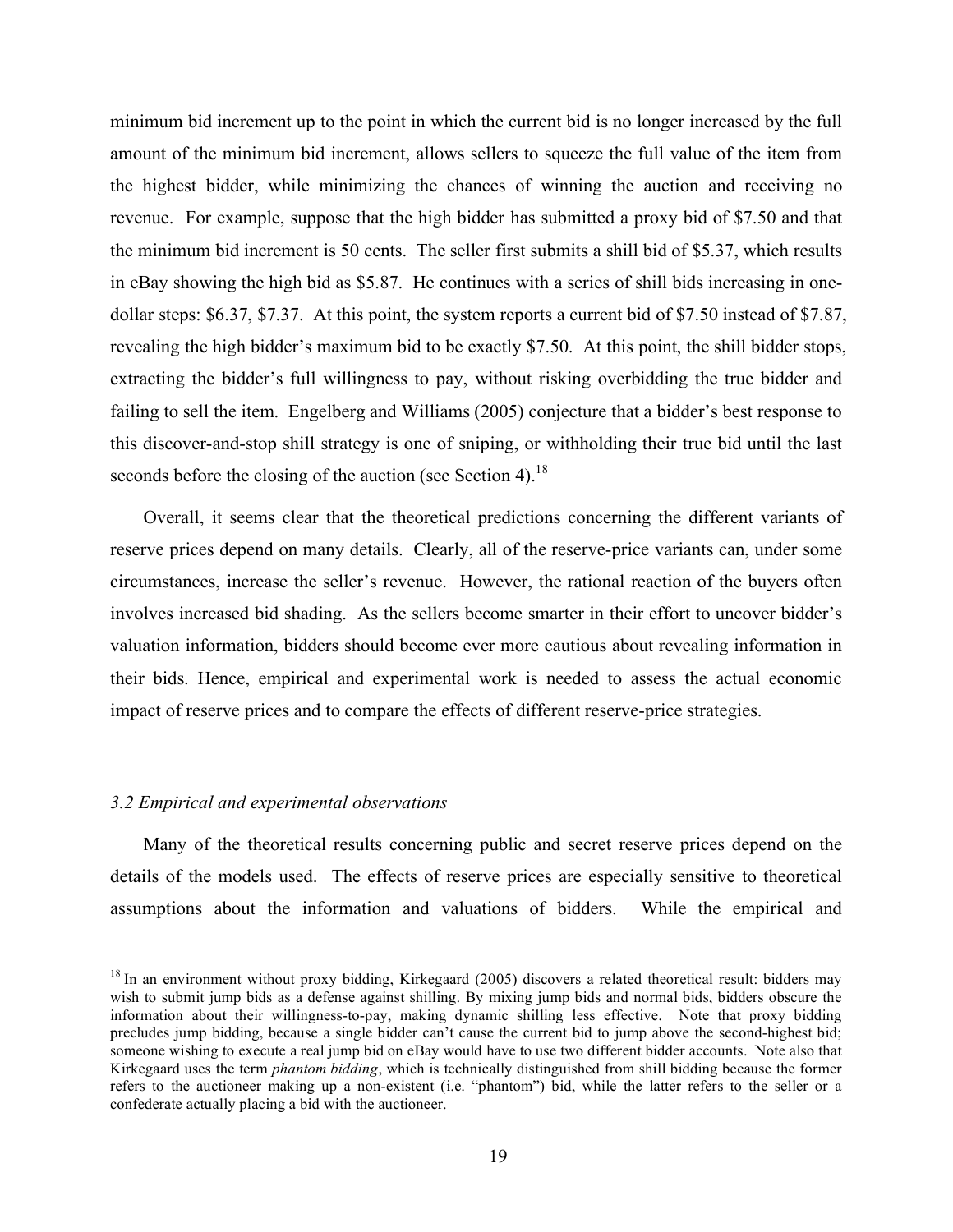minimum bid increment up to the point in which the current bid is no longer increased by the full amount of the minimum bid increment, allows sellers to squeeze the full value of the item from the highest bidder, while minimizing the chances of winning the auction and receiving no revenue. For example, suppose that the high bidder has submitted a proxy bid of $7.50 and that the minimum bid increment is 50 cents. The seller first submits a shill bid of $5.37, which results in eBay showing the high bid as $5.87. He continues with a series of shill bids increasing in one-dollar steps: $6.37, $7.37. At this point, the system reports a current bid of $7.50 instead of $7.87, revealing the high bidder's maximum bid to be exactly $7.50. At this point, the shill bidder stops, extracting the bidder's full willingness to pay, without risking overbidding the true bidder and failing to sell the item. Engelberg and Williams (2005) conjecture that a bidder's best response to this discover-and-stop shill strategy is one of sniping, or withholding their true bid until the last seconds before the closing of the auction (see Section 4).[18]

Overall, it seems clear that the theoretical predictions concerning the different variants of reserve prices depend on many details. Clearly, all of the reserve-price variants can, under some circumstances, increase the seller's revenue. However, the rational reaction of the buyers often involves increased bid shading. As the sellers become smarter in their effort to uncover bidder's valuation information, bidders should become ever more cautious about revealing information in their bids. Hence, empirical and experimental work is needed to assess the actual economic impact of reserve prices and to compare the effects of different reserve-price strategies.

### *3.2 Empirical and experimental observations*

Many of the theoretical results concerning public and secret reserve prices depend on the details of the models used. The effects of reserve prices are especially sensitive to theoretical assumptions about the information and valuations of bidders. While the empirical and

---

[18] In an environment without proxy bidding, Kirkegaard (2005) discovers a related theoretical result: bidders may wish to submit jump bids as a defense against shilling. By mixing jump bids and normal bids, bidders obscure the information about their willingness-to-pay, making dynamic shilling less effective. Note that proxy bidding precludes jump bidding, because a single bidder can't cause the current bid to jump above the second-highest bid; someone wishing to execute a real jump bid on eBay would have to use two different bidder accounts. Note also that Kirkegaard uses the term *phantom bidding*, which is technically distinguished from shill bidding because the former refers to the auctioneer making up a non-existent (i.e. "phantom") bid, while the latter refers to the seller or a confederate actually placing a bid with the auctioneer.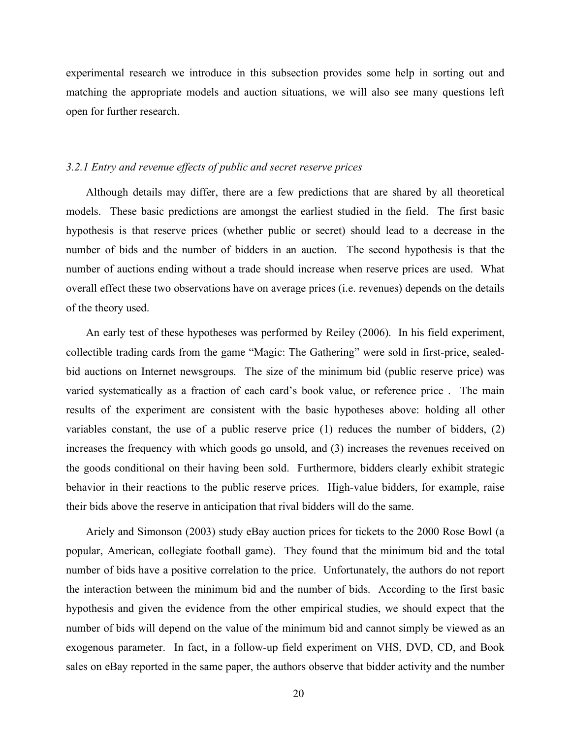experimental research we introduce in this subsection provides some help in sorting out and matching the appropriate models and auction situations, we will also see many questions left open for further research.

### *3.2.1 Entry and revenue effects of public and secret reserve prices*

Although details may differ, there are a few predictions that are shared by all theoretical models. These basic predictions are amongst the earliest studied in the field. The first basic hypothesis is that reserve prices (whether public or secret) should lead to a decrease in the number of bids and the number of bidders in an auction. The second hypothesis is that the number of auctions ending without a trade should increase when reserve prices are used. What overall effect these two observations have on average prices (i.e. revenues) depends on the details of the theory used.

An early test of these hypotheses was performed by Reiley (2006). In his field experiment, collectible trading cards from the game "Magic: The Gathering" were sold in first-price, sealed-bid auctions on Internet newsgroups. The size of the minimum bid (public reserve price) was varied systematically as a fraction of each card's book value, or reference price . The main results of the experiment are consistent with the basic hypotheses above: holding all other variables constant, the use of a public reserve price (1) reduces the number of bidders, (2) increases the frequency with which goods go unsold, and (3) increases the revenues received on the goods conditional on their having been sold. Furthermore, bidders clearly exhibit strategic behavior in their reactions to the public reserve prices. High-value bidders, for example, raise their bids above the reserve in anticipation that rival bidders will do the same.

Ariely and Simonson (2003) study eBay auction prices for tickets to the 2000 Rose Bowl (a popular, American, collegiate football game). They found that the minimum bid and the total number of bids have a positive correlation to the price. Unfortunately, the authors do not report the interaction between the minimum bid and the number of bids. According to the first basic hypothesis and given the evidence from the other empirical studies, we should expect that the number of bids will depend on the value of the minimum bid and cannot simply be viewed as an exogenous parameter. In fact, in a follow-up field experiment on VHS, DVD, CD, and Book sales on eBay reported in the same paper, the authors observe that bidder activity and the number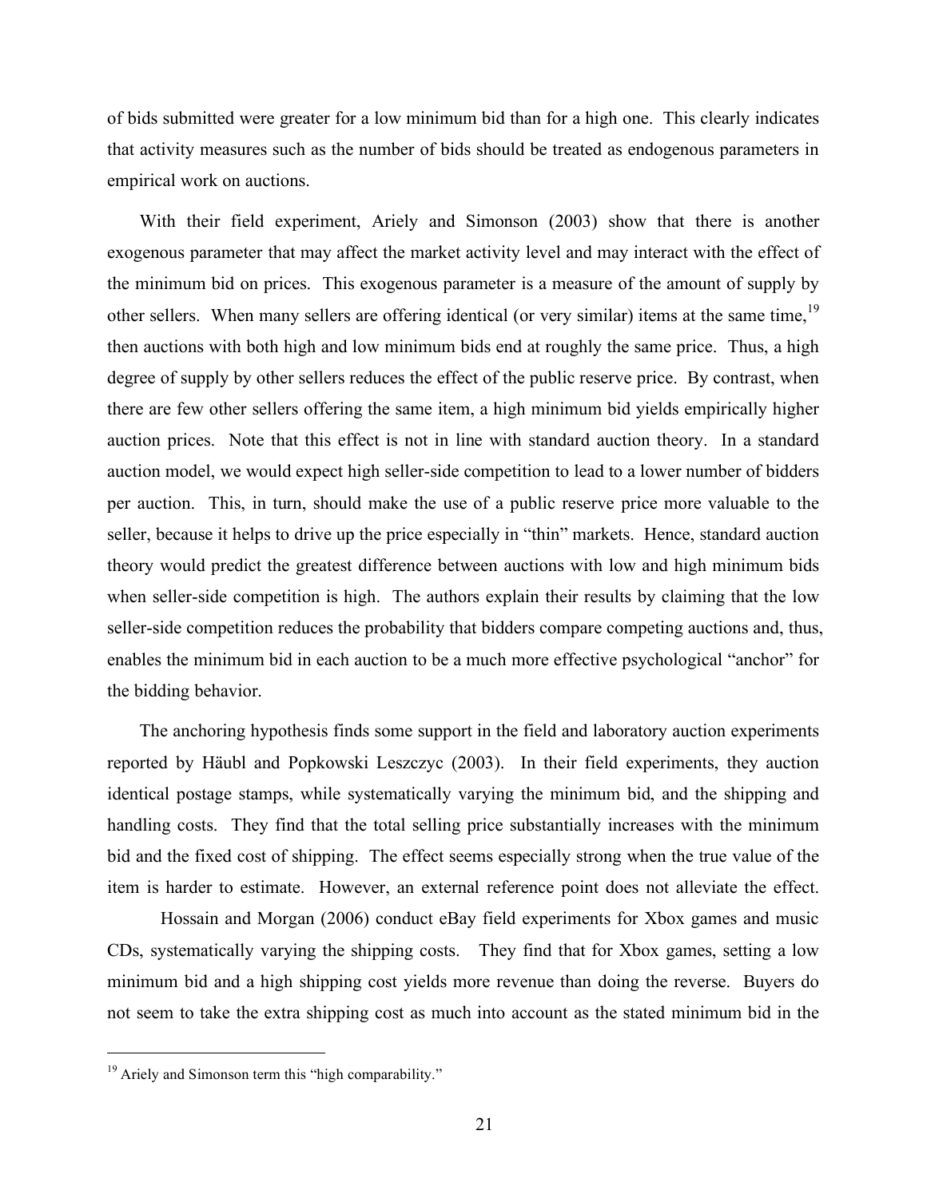of bids submitted were greater for a low minimum bid than for a high one. This clearly indicates that activity measures such as the number of bids should be treated as endogenous parameters in empirical work on auctions.

With their field experiment, Ariely and Simonson (2003) show that there is another exogenous parameter that may affect the market activity level and may interact with the effect of the minimum bid on prices. This exogenous parameter is a measure of the amount of supply by other sellers. When many sellers are offering identical (or very similar) items at the same time,[19] then auctions with both high and low minimum bids end at roughly the same price. Thus, a high degree of supply by other sellers reduces the effect of the public reserve price. By contrast, when there are few other sellers offering the same item, a high minimum bid yields empirically higher auction prices. Note that this effect is not in line with standard auction theory. In a standard auction model, we would expect high seller-side competition to lead to a lower number of bidders per auction. This, in turn, should make the use of a public reserve price more valuable to the seller, because it helps to drive up the price especially in "thin" markets. Hence, standard auction theory would predict the greatest difference between auctions with low and high minimum bids when seller-side competition is high. The authors explain their results by claiming that the low seller-side competition reduces the probability that bidders compare competing auctions and, thus, enables the minimum bid in each auction to be a much more effective psychological "anchor" for the bidding behavior.

The anchoring hypothesis finds some support in the field and laboratory auction experiments reported by Häubl and Popkowski Leszczyc (2003). In their field experiments, they auction identical postage stamps, while systematically varying the minimum bid, and the shipping and handling costs. They find that the total selling price substantially increases with the minimum bid and the fixed cost of shipping. The effect seems especially strong when the true value of the item is harder to estimate. However, an external reference point does not alleviate the effect.

Hossain and Morgan (2006) conduct eBay field experiments for Xbox games and music CDs, systematically varying the shipping costs. They find that for Xbox games, setting a low minimum bid and a high shipping cost yields more revenue than doing the reverse. Buyers do not seem to take the extra shipping cost as much into account as the stated minimum bid in the

[19] Ariely and Simonson term this "high comparability."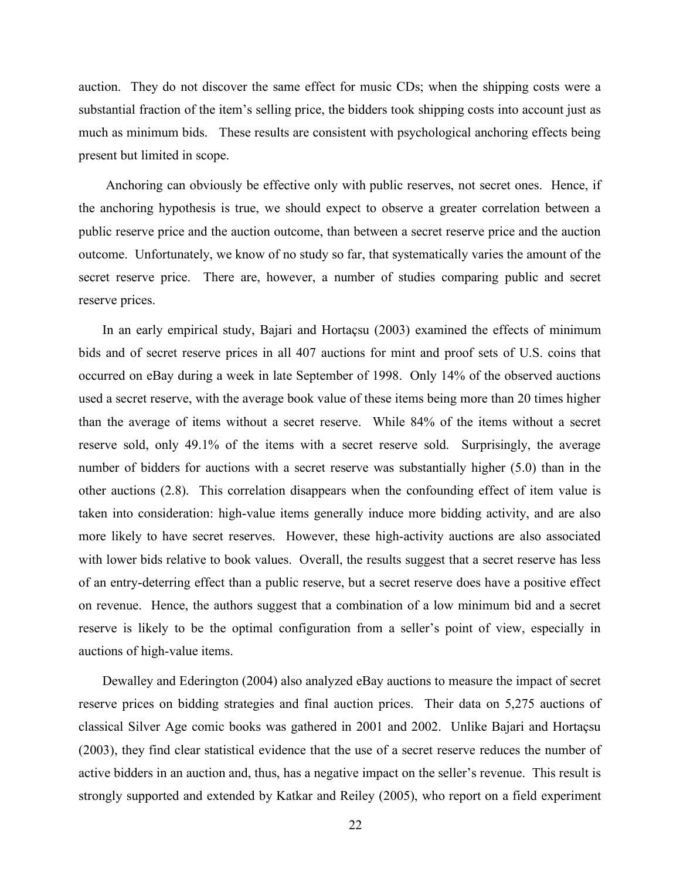auction. They do not discover the same effect for music CDs; when the shipping costs were a substantial fraction of the item's selling price, the bidders took shipping costs into account just as much as minimum bids. These results are consistent with psychological anchoring effects being present but limited in scope.

Anchoring can obviously be effective only with public reserves, not secret ones. Hence, if the anchoring hypothesis is true, we should expect to observe a greater correlation between a public reserve price and the auction outcome, than between a secret reserve price and the auction outcome. Unfortunately, we know of no study so far, that systematically varies the amount of the secret reserve price. There are, however, a number of studies comparing public and secret reserve prices.

In an early empirical study, Bajari and Hortaçsu (2003) examined the effects of minimum bids and of secret reserve prices in all 407 auctions for mint and proof sets of U.S. coins that occurred on eBay during a week in late September of 1998. Only 14% of the observed auctions used a secret reserve, with the average book value of these items being more than 20 times higher than the average of items without a secret reserve. While 84% of the items without a secret reserve sold, only 49.1% of the items with a secret reserve sold. Surprisingly, the average number of bidders for auctions with a secret reserve was substantially higher (5.0) than in the other auctions (2.8). This correlation disappears when the confounding effect of item value is taken into consideration: high-value items generally induce more bidding activity, and are also more likely to have secret reserves. However, these high-activity auctions are also associated with lower bids relative to book values. Overall, the results suggest that a secret reserve has less of an entry-deterring effect than a public reserve, but a secret reserve does have a positive effect on revenue. Hence, the authors suggest that a combination of a low minimum bid and a secret reserve is likely to be the optimal configuration from a seller's point of view, especially in auctions of high-value items.

Dewalley and Ederington (2004) also analyzed eBay auctions to measure the impact of secret reserve prices on bidding strategies and final auction prices. Their data on 5,275 auctions of classical Silver Age comic books was gathered in 2001 and 2002. Unlike Bajari and Hortaçsu (2003), they find clear statistical evidence that the use of a secret reserve reduces the number of active bidders in an auction and, thus, has a negative impact on the seller's revenue. This result is strongly supported and extended by Katkar and Reiley (2005), who report on a field experiment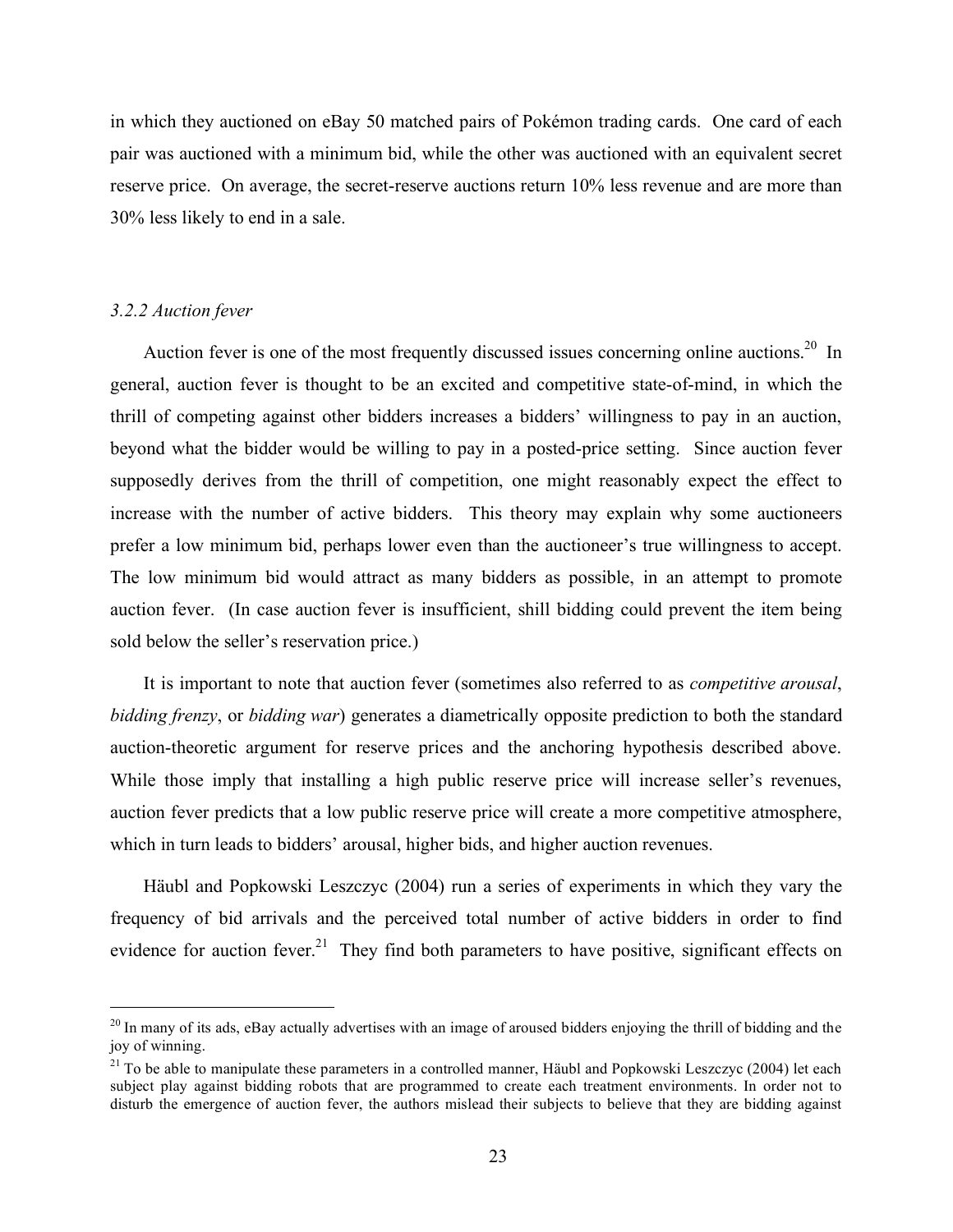in which they auctioned on eBay 50 matched pairs of Pokémon trading cards. One card of each pair was auctioned with a minimum bid, while the other was auctioned with an equivalent secret reserve price. On average, the secret-reserve auctions return 10% less revenue and are more than 30% less likely to end in a sale.

### *3.2.2 Auction fever*

Auction fever is one of the most frequently discussed issues concerning online auctions.[20] In general, auction fever is thought to be an excited and competitive state-of-mind, in which the thrill of competing against other bidders increases a bidders' willingness to pay in an auction, beyond what the bidder would be willing to pay in a posted-price setting. Since auction fever supposedly derives from the thrill of competition, one might reasonably expect the effect to increase with the number of active bidders. This theory may explain why some auctioneers prefer a low minimum bid, perhaps lower even than the auctioneer's true willingness to accept. The low minimum bid would attract as many bidders as possible, in an attempt to promote auction fever. (In case auction fever is insufficient, shill bidding could prevent the item being sold below the seller's reservation price.)

It is important to note that auction fever (sometimes also referred to as *competitive arousal*, *bidding frenzy*, or *bidding war*) generates a diametrically opposite prediction to both the standard auction-theoretic argument for reserve prices and the anchoring hypothesis described above. While those imply that installing a high public reserve price will increase seller's revenues, auction fever predicts that a low public reserve price will create a more competitive atmosphere, which in turn leads to bidders' arousal, higher bids, and higher auction revenues.

Häubl and Popkowski Leszczyc (2004) run a series of experiments in which they vary the frequency of bid arrivals and the perceived total number of active bidders in order to find evidence for auction fever.[21] They find both parameters to have positive, significant effects on

---

[20] In many of its ads, eBay actually advertises with an image of aroused bidders enjoying the thrill of bidding and the joy of winning.

[21] To be able to manipulate these parameters in a controlled manner, Häubl and Popkowski Leszczyc (2004) let each subject play against bidding robots that are programmed to create each treatment environments. In order not to disturb the emergence of auction fever, the authors mislead their subjects to believe that they are bidding against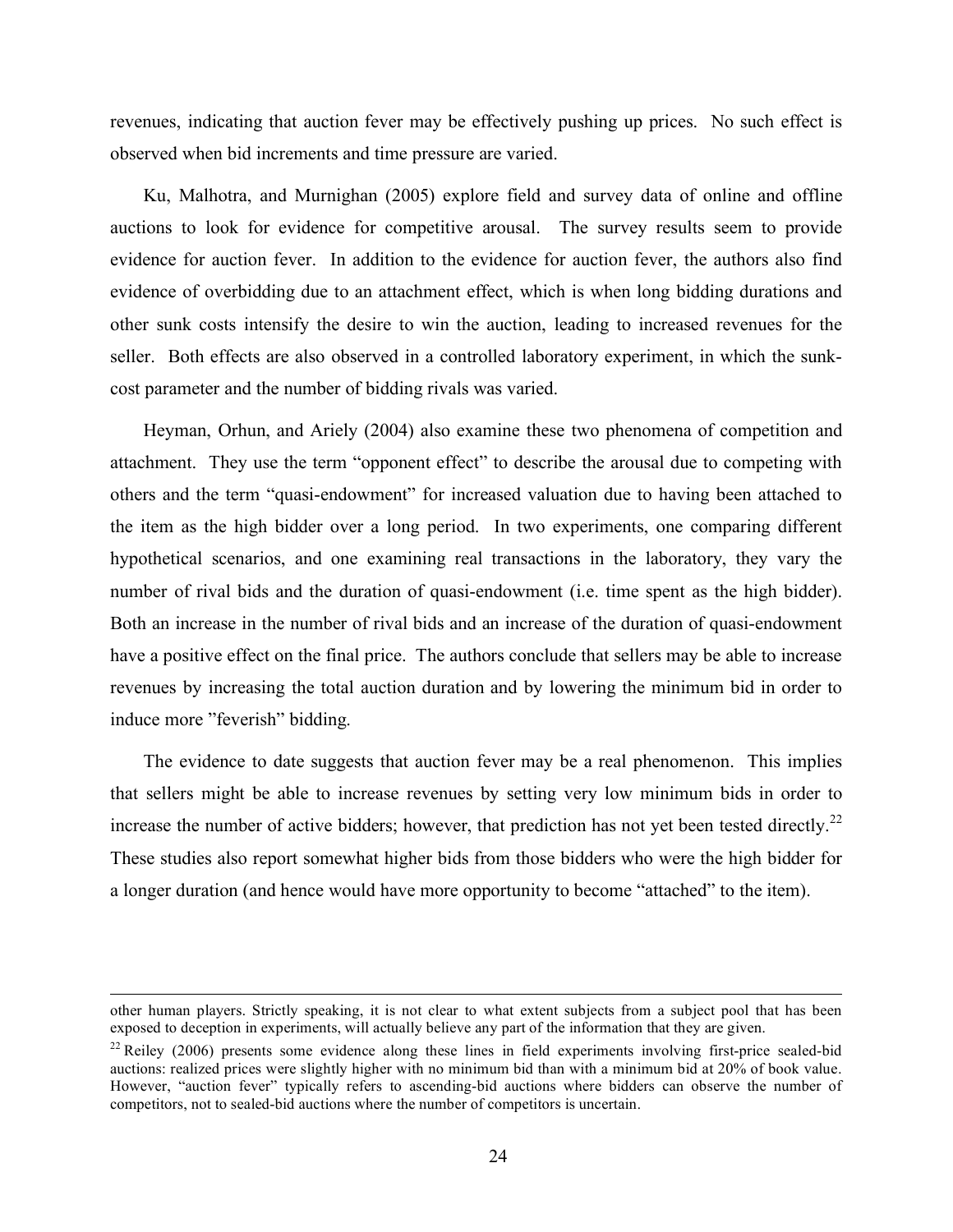revenues, indicating that auction fever may be effectively pushing up prices. No such effect is observed when bid increments and time pressure are varied.

Ku, Malhotra, and Murnighan (2005) explore field and survey data of online and offline auctions to look for evidence for competitive arousal. The survey results seem to provide evidence for auction fever. In addition to the evidence for auction fever, the authors also find evidence of overbidding due to an attachment effect, which is when long bidding durations and other sunk costs intensify the desire to win the auction, leading to increased revenues for the seller. Both effects are also observed in a controlled laboratory experiment, in which the sunk-cost parameter and the number of bidding rivals was varied.

Heyman, Orhun, and Ariely (2004) also examine these two phenomena of competition and attachment. They use the term "opponent effect" to describe the arousal due to competing with others and the term "quasi-endowment" for increased valuation due to having been attached to the item as the high bidder over a long period. In two experiments, one comparing different hypothetical scenarios, and one examining real transactions in the laboratory, they vary the number of rival bids and the duration of quasi-endowment (i.e. time spent as the high bidder). Both an increase in the number of rival bids and an increase of the duration of quasi-endowment have a positive effect on the final price. The authors conclude that sellers may be able to increase revenues by increasing the total auction duration and by lowering the minimum bid in order to induce more "feverish" bidding.

The evidence to date suggests that auction fever may be a real phenomenon. This implies that sellers might be able to increase revenues by setting very low minimum bids in order to increase the number of active bidders; however, that prediction has not yet been tested directly.[22] These studies also report somewhat higher bids from those bidders who were the high bidder for a longer duration (and hence would have more opportunity to become "attached" to the item).

---

other human players. Strictly speaking, it is not clear to what extent subjects from a subject pool that has been exposed to deception in experiments, will actually believe any part of the information that they are given.

[22] Reiley (2006) presents some evidence along these lines in field experiments involving first-price sealed-bid auctions: realized prices were slightly higher with no minimum bid than with a minimum bid at 20% of book value. However, "auction fever" typically refers to ascending-bid auctions where bidders can observe the number of competitors, not to sealed-bid auctions where the number of competitors is uncertain.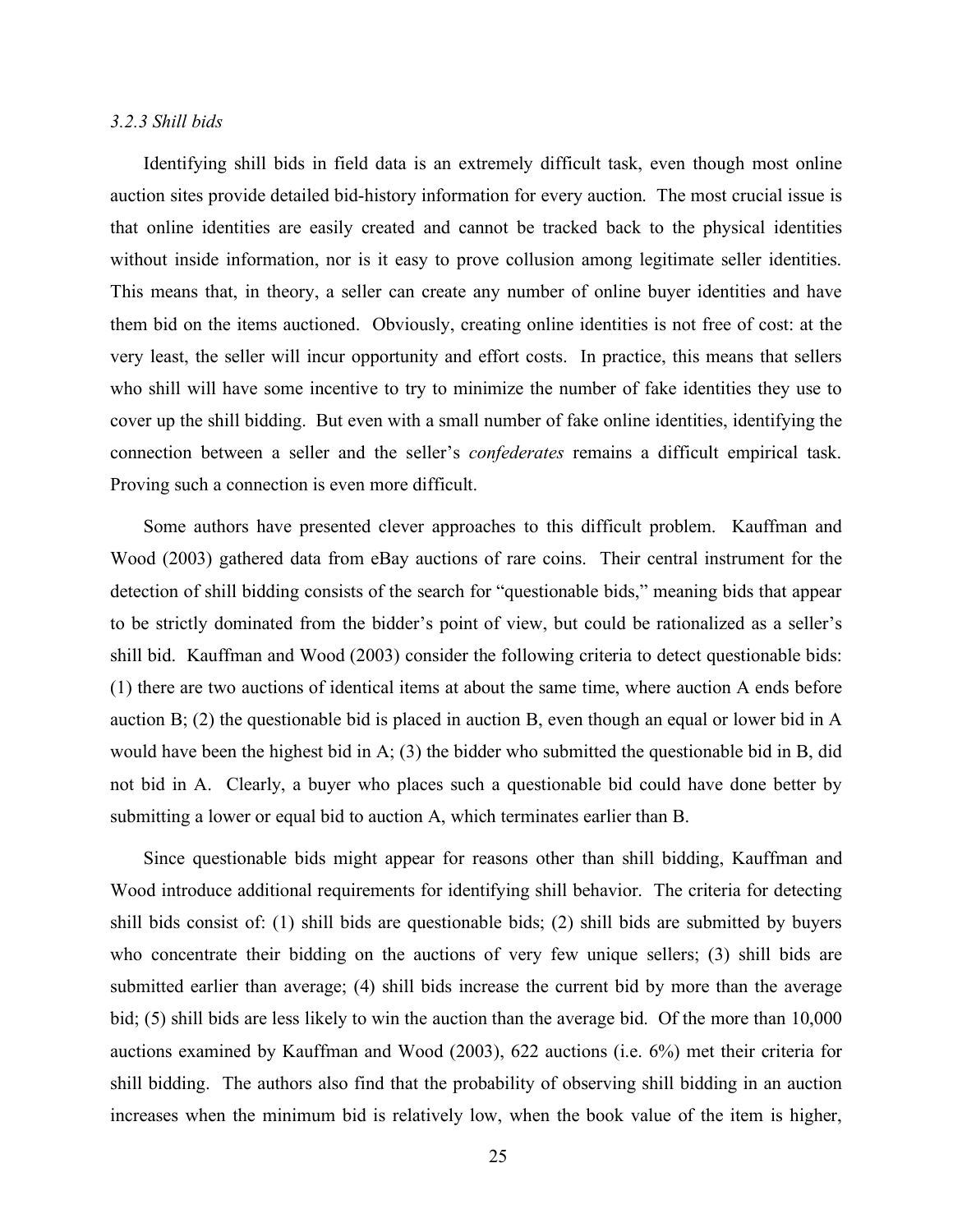### *3.2.3 Shill bids*

Identifying shill bids in field data is an extremely difficult task, even though most online auction sites provide detailed bid-history information for every auction. The most crucial issue is that online identities are easily created and cannot be tracked back to the physical identities without inside information, nor is it easy to prove collusion among legitimate seller identities. This means that, in theory, a seller can create any number of online buyer identities and have them bid on the items auctioned. Obviously, creating online identities is not free of cost: at the very least, the seller will incur opportunity and effort costs. In practice, this means that sellers who shill will have some incentive to try to minimize the number of fake identities they use to cover up the shill bidding. But even with a small number of fake online identities, identifying the connection between a seller and the seller's *confederates* remains a difficult empirical task. Proving such a connection is even more difficult.

Some authors have presented clever approaches to this difficult problem. Kauffman and Wood (2003) gathered data from eBay auctions of rare coins. Their central instrument for the detection of shill bidding consists of the search for "questionable bids," meaning bids that appear to be strictly dominated from the bidder's point of view, but could be rationalized as a seller's shill bid. Kauffman and Wood (2003) consider the following criteria to detect questionable bids: (1) there are two auctions of identical items at about the same time, where auction A ends before auction B; (2) the questionable bid is placed in auction B, even though an equal or lower bid in A would have been the highest bid in A; (3) the bidder who submitted the questionable bid in B, did not bid in A. Clearly, a buyer who places such a questionable bid could have done better by submitting a lower or equal bid to auction A, which terminates earlier than B.

Since questionable bids might appear for reasons other than shill bidding, Kauffman and Wood introduce additional requirements for identifying shill behavior. The criteria for detecting shill bids consist of: (1) shill bids are questionable bids; (2) shill bids are submitted by buyers who concentrate their bidding on the auctions of very few unique sellers; (3) shill bids are submitted earlier than average; (4) shill bids increase the current bid by more than the average bid; (5) shill bids are less likely to win the auction than the average bid. Of the more than 10,000 auctions examined by Kauffman and Wood (2003), 622 auctions (i.e. 6%) met their criteria for shill bidding. The authors also find that the probability of observing shill bidding in an auction increases when the minimum bid is relatively low, when the book value of the item is higher,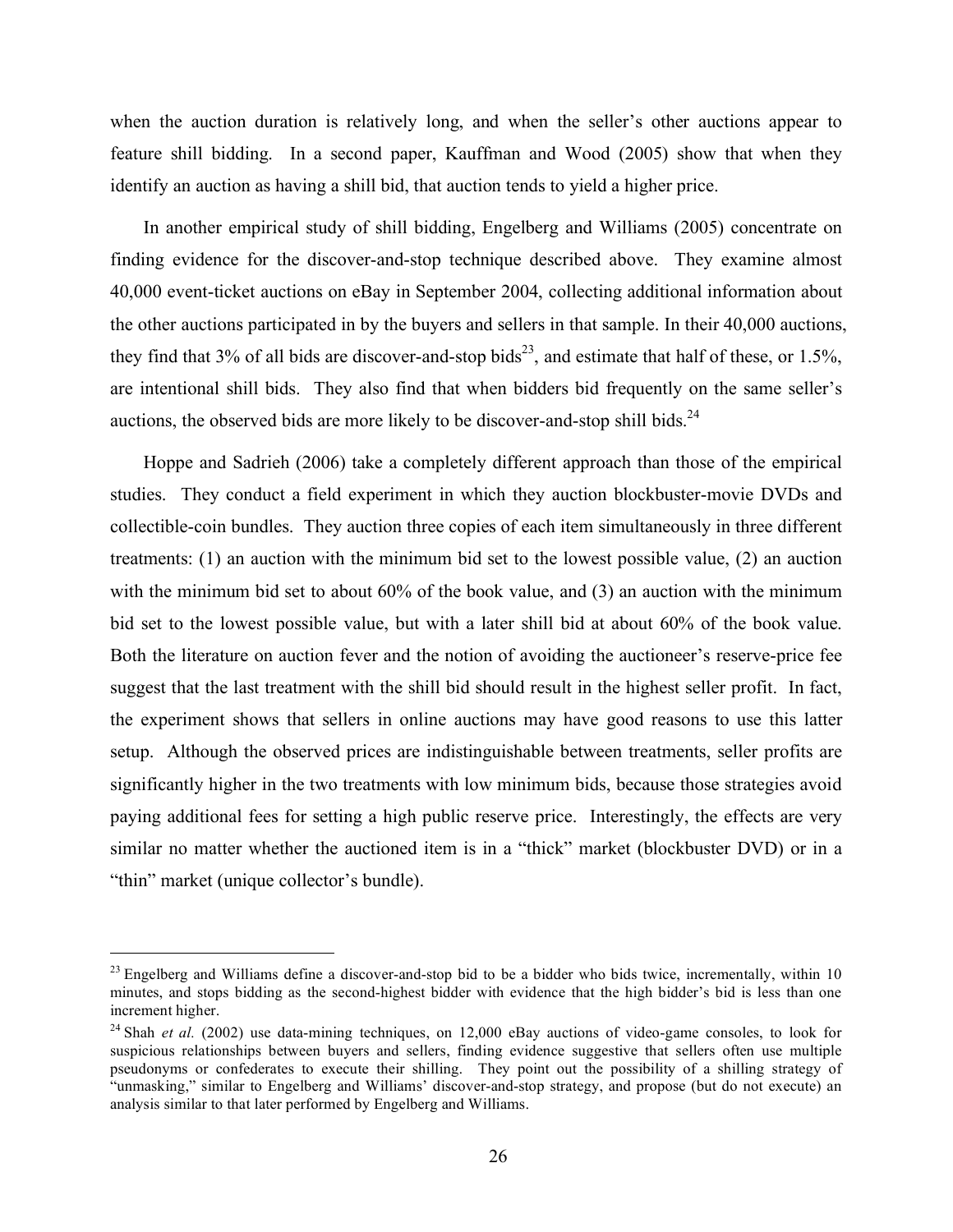when the auction duration is relatively long, and when the seller's other auctions appear to feature shill bidding. In a second paper, Kauffman and Wood (2005) show that when they identify an auction as having a shill bid, that auction tends to yield a higher price.

In another empirical study of shill bidding, Engelberg and Williams (2005) concentrate on finding evidence for the discover-and-stop technique described above. They examine almost 40,000 event-ticket auctions on eBay in September 2004, collecting additional information about the other auctions participated in by the buyers and sellers in that sample. In their 40,000 auctions, they find that 3% of all bids are discover-and-stop bids[23], and estimate that half of these, or 1.5%, are intentional shill bids. They also find that when bidders bid frequently on the same seller's auctions, the observed bids are more likely to be discover-and-stop shill bids.[24]

Hoppe and Sadrieh (2006) take a completely different approach than those of the empirical studies. They conduct a field experiment in which they auction blockbuster-movie DVDs and collectible-coin bundles. They auction three copies of each item simultaneously in three different treatments: (1) an auction with the minimum bid set to the lowest possible value, (2) an auction with the minimum bid set to about 60% of the book value, and (3) an auction with the minimum bid set to the lowest possible value, but with a later shill bid at about 60% of the book value. Both the literature on auction fever and the notion of avoiding the auctioneer's reserve-price fee suggest that the last treatment with the shill bid should result in the highest seller profit. In fact, the experiment shows that sellers in online auctions may have good reasons to use this latter setup. Although the observed prices are indistinguishable between treatments, seller profits are significantly higher in the two treatments with low minimum bids, because those strategies avoid paying additional fees for setting a high public reserve price. Interestingly, the effects are very similar no matter whether the auctioned item is in a "thick" market (blockbuster DVD) or in a "thin" market (unique collector's bundle).

---

[23] Engelberg and Williams define a discover-and-stop bid to be a bidder who bids twice, incrementally, within 10 minutes, and stops bidding as the second-highest bidder with evidence that the high bidder's bid is less than one increment higher.

[24] Shah *et al.* (2002) use data-mining techniques, on 12,000 eBay auctions of video-game consoles, to look for suspicious relationships between buyers and sellers, finding evidence suggestive that sellers often use multiple pseudonyms or confederates to execute their shilling. They point out the possibility of a shilling strategy of "unmasking," similar to Engelberg and Williams' discover-and-stop strategy, and propose (but do not execute) an analysis similar to that later performed by Engelberg and Williams.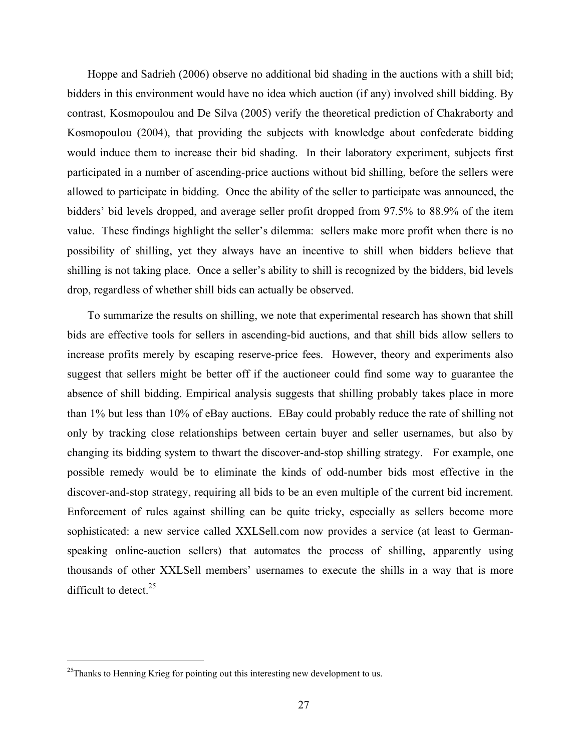Hoppe and Sadrieh (2006) observe no additional bid shading in the auctions with a shill bid; bidders in this environment would have no idea which auction (if any) involved shill bidding. By contrast, Kosmopoulou and De Silva (2005) verify the theoretical prediction of Chakraborty and Kosmopoulou (2004), that providing the subjects with knowledge about confederate bidding would induce them to increase their bid shading. In their laboratory experiment, subjects first participated in a number of ascending-price auctions without bid shilling, before the sellers were allowed to participate in bidding. Once the ability of the seller to participate was announced, the bidders' bid levels dropped, and average seller profit dropped from 97.5% to 88.9% of the item value. These findings highlight the seller's dilemma: sellers make more profit when there is no possibility of shilling, yet they always have an incentive to shill when bidders believe that shilling is not taking place. Once a seller's ability to shill is recognized by the bidders, bid levels drop, regardless of whether shill bids can actually be observed.

To summarize the results on shilling, we note that experimental research has shown that shill bids are effective tools for sellers in ascending-bid auctions, and that shill bids allow sellers to increase profits merely by escaping reserve-price fees. However, theory and experiments also suggest that sellers might be better off if the auctioneer could find some way to guarantee the absence of shill bidding. Empirical analysis suggests that shilling probably takes place in more than 1% but less than 10% of eBay auctions. EBay could probably reduce the rate of shilling not only by tracking close relationships between certain buyer and seller usernames, but also by changing its bidding system to thwart the discover-and-stop shilling strategy. For example, one possible remedy would be to eliminate the kinds of odd-number bids most effective in the discover-and-stop strategy, requiring all bids to be an even multiple of the current bid increment. Enforcement of rules against shilling can be quite tricky, especially as sellers become more sophisticated: a new service called XXLSell.com now provides a service (at least to German-speaking online-auction sellers) that automates the process of shilling, apparently using thousands of other XXLSell members' usernames to execute the shills in a way that is more difficult to detect.[25]

[25] Thanks to Henning Krieg for pointing out this interesting new development to us.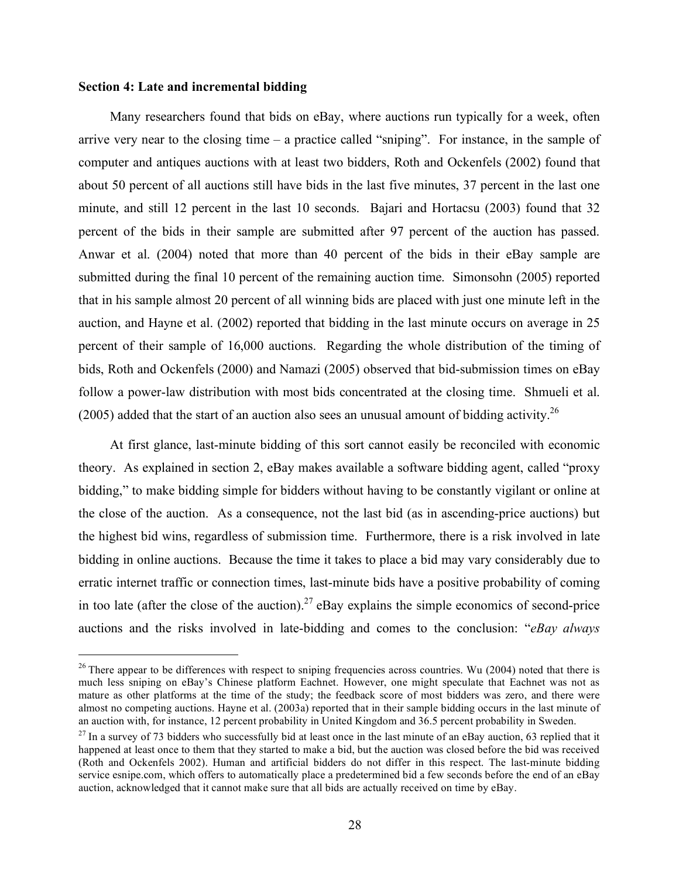**Section 4: Late and incremental bidding**

Many researchers found that bids on eBay, where auctions run typically for a week, often arrive very near to the closing time – a practice called "sniping". For instance, in the sample of computer and antiques auctions with at least two bidders, Roth and Ockenfels (2002) found that about 50 percent of all auctions still have bids in the last five minutes, 37 percent in the last one minute, and still 12 percent in the last 10 seconds. Bajari and Hortacsu (2003) found that 32 percent of the bids in their sample are submitted after 97 percent of the auction has passed. Anwar et al. (2004) noted that more than 40 percent of the bids in their eBay sample are submitted during the final 10 percent of the remaining auction time. Simonsohn (2005) reported that in his sample almost 20 percent of all winning bids are placed with just one minute left in the auction, and Hayne et al. (2002) reported that bidding in the last minute occurs on average in 25 percent of their sample of 16,000 auctions. Regarding the whole distribution of the timing of bids, Roth and Ockenfels (2000) and Namazi (2005) observed that bid-submission times on eBay follow a power-law distribution with most bids concentrated at the closing time. Shmueli et al. (2005) added that the start of an auction also sees an unusual amount of bidding activity.[26]

At first glance, last-minute bidding of this sort cannot easily be reconciled with economic theory. As explained in section 2, eBay makes available a software bidding agent, called "proxy bidding," to make bidding simple for bidders without having to be constantly vigilant or online at the close of the auction. As a consequence, not the last bid (as in ascending-price auctions) but the highest bid wins, regardless of submission time. Furthermore, there is a risk involved in late bidding in online auctions. Because the time it takes to place a bid may vary considerably due to erratic internet traffic or connection times, last-minute bids have a positive probability of coming in too late (after the close of the auction).[27] eBay explains the simple economics of second-price auctions and the risks involved in late-bidding and comes to the conclusion: "*eBay always*

---

[26] There appear to be differences with respect to sniping frequencies across countries. Wu (2004) noted that there is much less sniping on eBay's Chinese platform Eachnet. However, one might speculate that Eachnet was not as mature as other platforms at the time of the study; the feedback score of most bidders was zero, and there were almost no competing auctions. Hayne et al. (2003a) reported that in their sample bidding occurs in the last minute of an auction with, for instance, 12 percent probability in United Kingdom and 36.5 percent probability in Sweden.

[27] In a survey of 73 bidders who successfully bid at least once in the last minute of an eBay auction, 63 replied that it happened at least once to them that they started to make a bid, but the auction was closed before the bid was received (Roth and Ockenfels 2002). Human and artificial bidders do not differ in this respect. The last-minute bidding service esnipe.com, which offers to automatically place a predetermined bid a few seconds before the end of an eBay auction, acknowledged that it cannot make sure that all bids are actually received on time by eBay.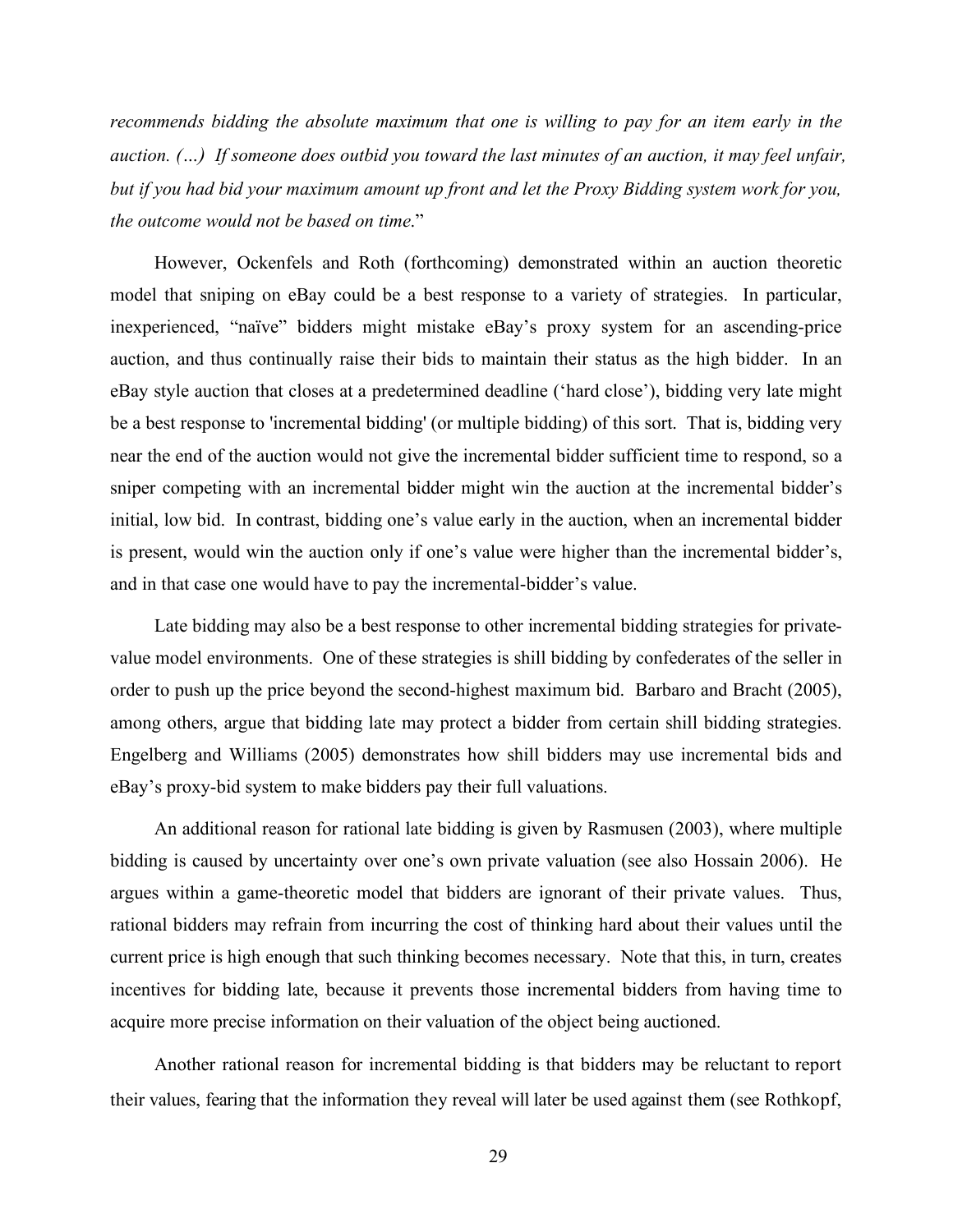*recommends bidding the absolute maximum that one is willing to pay for an item early in the auction. (…) If someone does outbid you toward the last minutes of an auction, it may feel unfair, but if you had bid your maximum amount up front and let the Proxy Bidding system work for you, the outcome would not be based on time.*"

However, Ockenfels and Roth (forthcoming) demonstrated within an auction theoretic model that sniping on eBay could be a best response to a variety of strategies. In particular, inexperienced, "naïve" bidders might mistake eBay's proxy system for an ascending-price auction, and thus continually raise their bids to maintain their status as the high bidder. In an eBay style auction that closes at a predetermined deadline ('hard close'), bidding very late might be a best response to 'incremental bidding' (or multiple bidding) of this sort. That is, bidding very near the end of the auction would not give the incremental bidder sufficient time to respond, so a sniper competing with an incremental bidder might win the auction at the incremental bidder's initial, low bid. In contrast, bidding one's value early in the auction, when an incremental bidder is present, would win the auction only if one's value were higher than the incremental bidder's, and in that case one would have to pay the incremental-bidder's value.

Late bidding may also be a best response to other incremental bidding strategies for private-value model environments. One of these strategies is shill bidding by confederates of the seller in order to push up the price beyond the second-highest maximum bid. Barbaro and Bracht (2005), among others, argue that bidding late may protect a bidder from certain shill bidding strategies. Engelberg and Williams (2005) demonstrates how shill bidders may use incremental bids and eBay's proxy-bid system to make bidders pay their full valuations.

An additional reason for rational late bidding is given by Rasmusen (2003), where multiple bidding is caused by uncertainty over one's own private valuation (see also Hossain 2006). He argues within a game-theoretic model that bidders are ignorant of their private values. Thus, rational bidders may refrain from incurring the cost of thinking hard about their values until the current price is high enough that such thinking becomes necessary. Note that this, in turn, creates incentives for bidding late, because it prevents those incremental bidders from having time to acquire more precise information on their valuation of the object being auctioned.

Another rational reason for incremental bidding is that bidders may be reluctant to report their values, fearing that the information they reveal will later be used against them (see Rothkopf,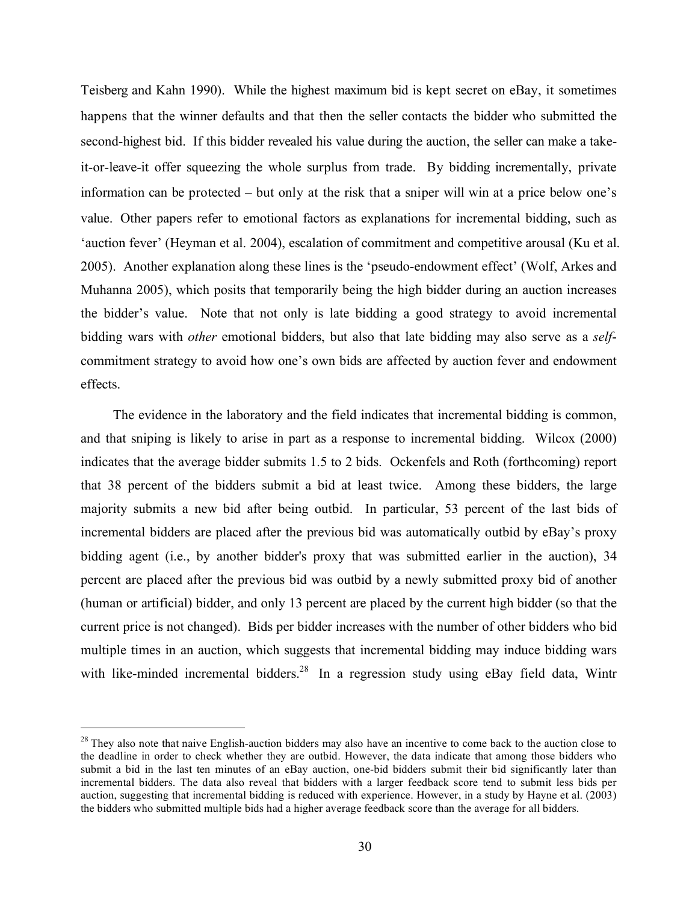Teisberg and Kahn 1990). While the highest maximum bid is kept secret on eBay, it sometimes happens that the winner defaults and that then the seller contacts the bidder who submitted the second-highest bid. If this bidder revealed his value during the auction, the seller can make a take-it-or-leave-it offer squeezing the whole surplus from trade. By bidding incrementally, private information can be protected – but only at the risk that a sniper will win at a price below one's value. Other papers refer to emotional factors as explanations for incremental bidding, such as 'auction fever' (Heyman et al. 2004), escalation of commitment and competitive arousal (Ku et al. 2005). Another explanation along these lines is the 'pseudo-endowment effect' (Wolf, Arkes and Muhanna 2005), which posits that temporarily being the high bidder during an auction increases the bidder's value. Note that not only is late bidding a good strategy to avoid incremental bidding wars with *other* emotional bidders, but also that late bidding may also serve as a *self*-commitment strategy to avoid how one's own bids are affected by auction fever and endowment effects.

The evidence in the laboratory and the field indicates that incremental bidding is common, and that sniping is likely to arise in part as a response to incremental bidding. Wilcox (2000) indicates that the average bidder submits 1.5 to 2 bids. Ockenfels and Roth (forthcoming) report that 38 percent of the bidders submit a bid at least twice. Among these bidders, the large majority submits a new bid after being outbid. In particular, 53 percent of the last bids of incremental bidders are placed after the previous bid was automatically outbid by eBay's proxy bidding agent (i.e., by another bidder's proxy that was submitted earlier in the auction), 34 percent are placed after the previous bid was outbid by a newly submitted proxy bid of another (human or artificial) bidder, and only 13 percent are placed by the current high bidder (so that the current price is not changed). Bids per bidder increases with the number of other bidders who bid multiple times in an auction, which suggests that incremental bidding may induce bidding wars with like-minded incremental bidders.[28] In a regression study using eBay field data, Wintr

[28] They also note that naive English-auction bidders may also have an incentive to come back to the auction close to the deadline in order to check whether they are outbid. However, the data indicate that among those bidders who submit a bid in the last ten minutes of an eBay auction, one-bid bidders submit their bid significantly later than incremental bidders. The data also reveal that bidders with a larger feedback score tend to submit less bids per auction, suggesting that incremental bidding is reduced with experience. However, in a study by Hayne et al. (2003) the bidders who submitted multiple bids had a higher average feedback score than the average for all bidders.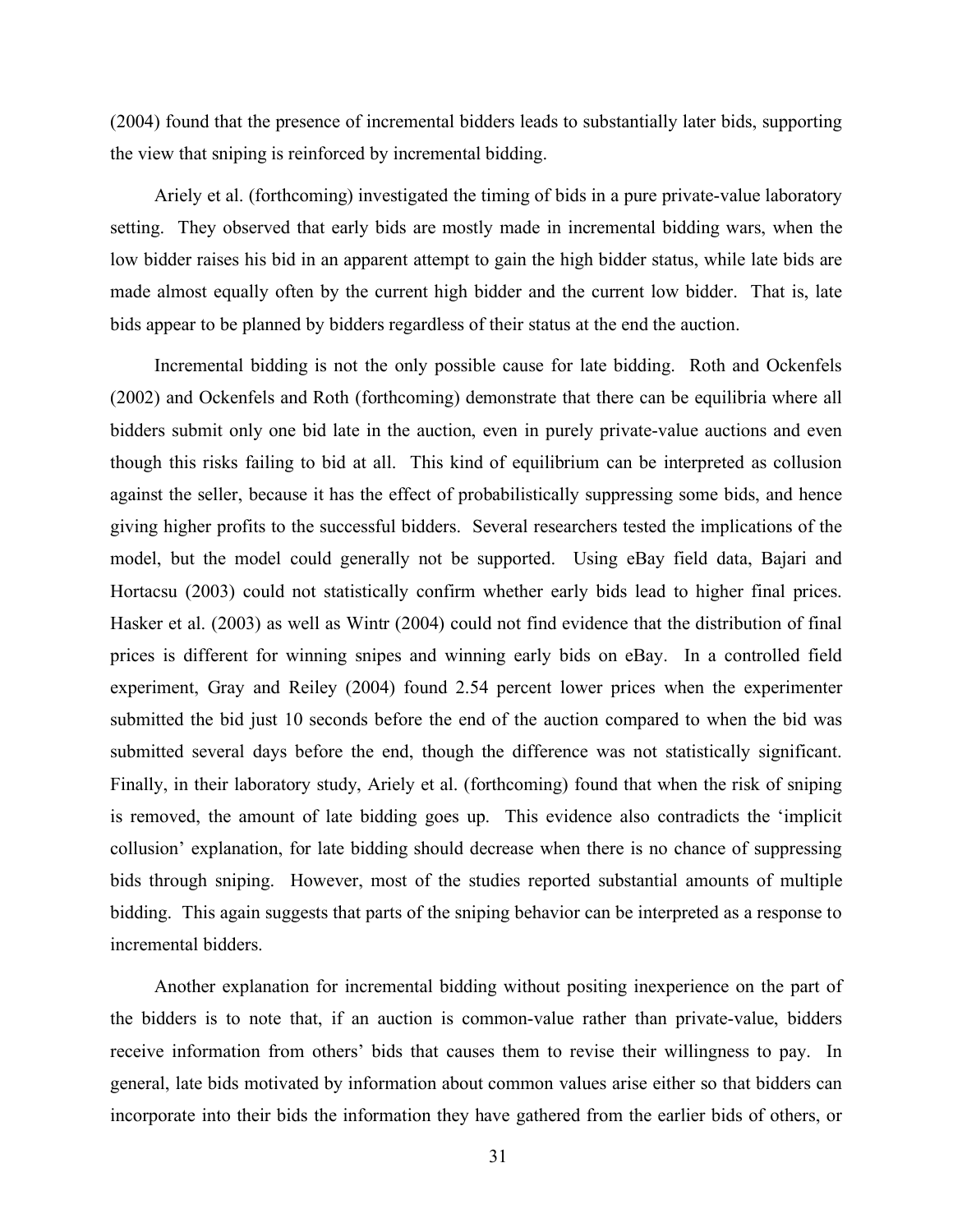(2004) found that the presence of incremental bidders leads to substantially later bids, supporting the view that sniping is reinforced by incremental bidding.

Ariely et al. (forthcoming) investigated the timing of bids in a pure private-value laboratory setting. They observed that early bids are mostly made in incremental bidding wars, when the low bidder raises his bid in an apparent attempt to gain the high bidder status, while late bids are made almost equally often by the current high bidder and the current low bidder. That is, late bids appear to be planned by bidders regardless of their status at the end the auction.

Incremental bidding is not the only possible cause for late bidding. Roth and Ockenfels (2002) and Ockenfels and Roth (forthcoming) demonstrate that there can be equilibria where all bidders submit only one bid late in the auction, even in purely private-value auctions and even though this risks failing to bid at all. This kind of equilibrium can be interpreted as collusion against the seller, because it has the effect of probabilistically suppressing some bids, and hence giving higher profits to the successful bidders. Several researchers tested the implications of the model, but the model could generally not be supported. Using eBay field data, Bajari and Hortacsu (2003) could not statistically confirm whether early bids lead to higher final prices. Hasker et al. (2003) as well as Wintr (2004) could not find evidence that the distribution of final prices is different for winning snipes and winning early bids on eBay. In a controlled field experiment, Gray and Reiley (2004) found 2.54 percent lower prices when the experimenter submitted the bid just 10 seconds before the end of the auction compared to when the bid was submitted several days before the end, though the difference was not statistically significant. Finally, in their laboratory study, Ariely et al. (forthcoming) found that when the risk of sniping is removed, the amount of late bidding goes up. This evidence also contradicts the 'implicit collusion' explanation, for late bidding should decrease when there is no chance of suppressing bids through sniping. However, most of the studies reported substantial amounts of multiple bidding. This again suggests that parts of the sniping behavior can be interpreted as a response to incremental bidders.

Another explanation for incremental bidding without positing inexperience on the part of the bidders is to note that, if an auction is common-value rather than private-value, bidders receive information from others' bids that causes them to revise their willingness to pay. In general, late bids motivated by information about common values arise either so that bidders can incorporate into their bids the information they have gathered from the earlier bids of others, or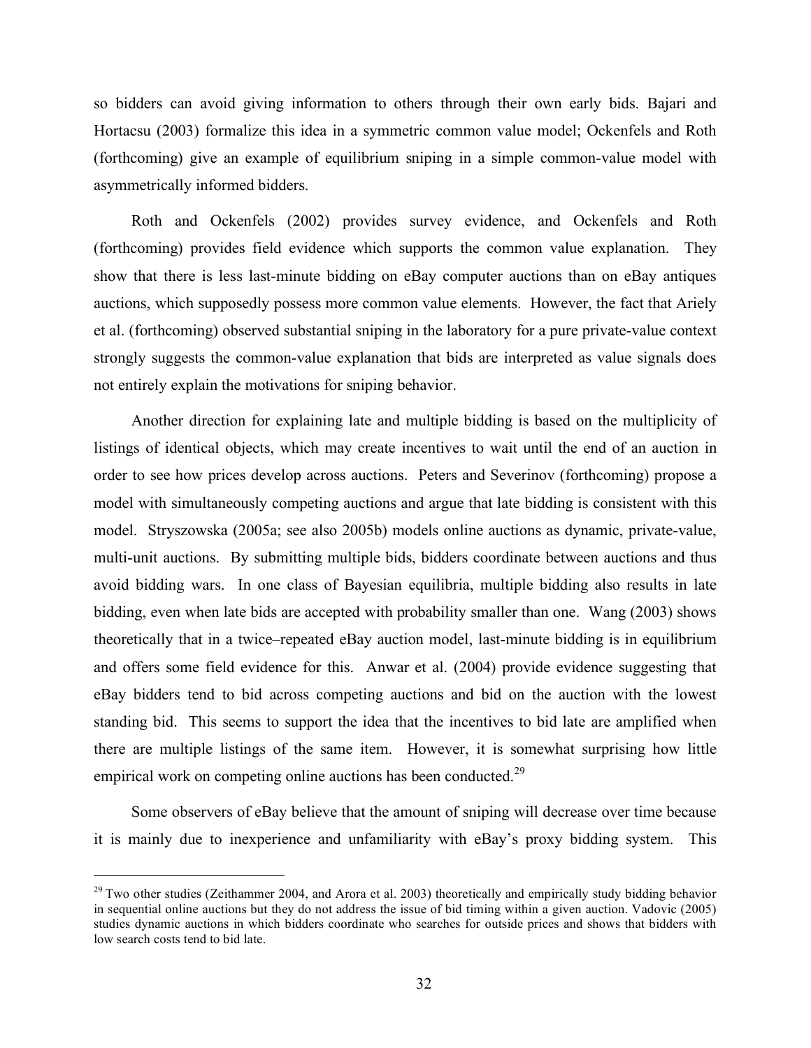so bidders can avoid giving information to others through their own early bids. Bajari and Hortacsu (2003) formalize this idea in a symmetric common value model; Ockenfels and Roth (forthcoming) give an example of equilibrium sniping in a simple common-value model with asymmetrically informed bidders.

Roth and Ockenfels (2002) provides survey evidence, and Ockenfels and Roth (forthcoming) provides field evidence which supports the common value explanation. They show that there is less last-minute bidding on eBay computer auctions than on eBay antiques auctions, which supposedly possess more common value elements. However, the fact that Ariely et al. (forthcoming) observed substantial sniping in the laboratory for a pure private-value context strongly suggests the common-value explanation that bids are interpreted as value signals does not entirely explain the motivations for sniping behavior.

Another direction for explaining late and multiple bidding is based on the multiplicity of listings of identical objects, which may create incentives to wait until the end of an auction in order to see how prices develop across auctions. Peters and Severinov (forthcoming) propose a model with simultaneously competing auctions and argue that late bidding is consistent with this model. Stryszowska (2005a; see also 2005b) models online auctions as dynamic, private-value, multi-unit auctions. By submitting multiple bids, bidders coordinate between auctions and thus avoid bidding wars. In one class of Bayesian equilibria, multiple bidding also results in late bidding, even when late bids are accepted with probability smaller than one. Wang (2003) shows theoretically that in a twice–repeated eBay auction model, last-minute bidding is in equilibrium and offers some field evidence for this. Anwar et al. (2004) provide evidence suggesting that eBay bidders tend to bid across competing auctions and bid on the auction with the lowest standing bid. This seems to support the idea that the incentives to bid late are amplified when there are multiple listings of the same item. However, it is somewhat surprising how little empirical work on competing online auctions has been conducted.[29]

Some observers of eBay believe that the amount of sniping will decrease over time because it is mainly due to inexperience and unfamiliarity with eBay's proxy bidding system. This

---

[29] Two other studies (Zeithammer 2004, and Arora et al. 2003) theoretically and empirically study bidding behavior in sequential online auctions but they do not address the issue of bid timing within a given auction. Vadovic (2005) studies dynamic auctions in which bidders coordinate who searches for outside prices and shows that bidders with low search costs tend to bid late.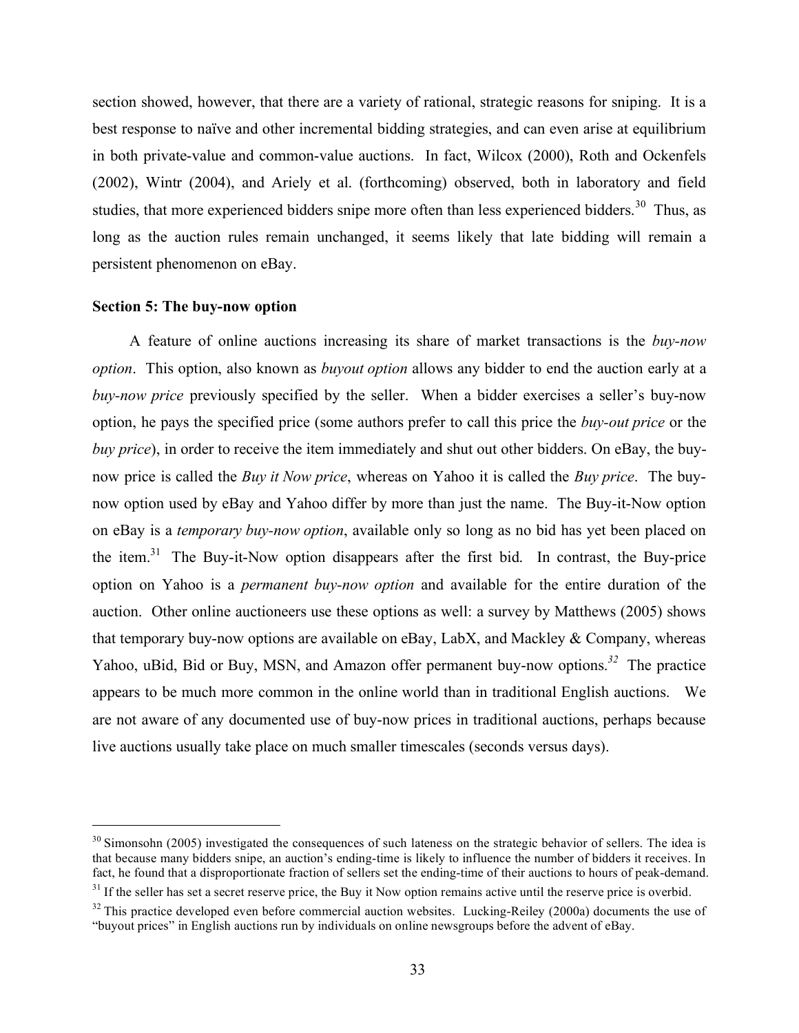section showed, however, that there are a variety of rational, strategic reasons for sniping. It is a best response to naïve and other incremental bidding strategies, and can even arise at equilibrium in both private-value and common-value auctions. In fact, Wilcox (2000), Roth and Ockenfels (2002), Wintr (2004), and Ariely et al. (forthcoming) observed, both in laboratory and field studies, that more experienced bidders snipe more often than less experienced bidders.[30] Thus, as long as the auction rules remain unchanged, it seems likely that late bidding will remain a persistent phenomenon on eBay.

**Section 5: The buy-now option**

A feature of online auctions increasing its share of market transactions is the *buy-now option*. This option, also known as *buyout option* allows any bidder to end the auction early at a *buy-now price* previously specified by the seller. When a bidder exercises a seller's buy-now option, he pays the specified price (some authors prefer to call this price the *buy-out price* or the *buy price*), in order to receive the item immediately and shut out other bidders. On eBay, the buy-now price is called the *Buy it Now price*, whereas on Yahoo it is called the *Buy price*. The buy-now option used by eBay and Yahoo differ by more than just the name. The Buy-it-Now option on eBay is a *temporary buy-now option*, available only so long as no bid has yet been placed on the item.[31] The Buy-it-Now option disappears after the first bid. In contrast, the Buy-price option on Yahoo is a *permanent buy-now option* and available for the entire duration of the auction. Other online auctioneers use these options as well: a survey by Matthews (2005) shows that temporary buy-now options are available on eBay, LabX, and Mackley & Company, whereas Yahoo, uBid, Bid or Buy, MSN, and Amazon offer permanent buy-now options.[32] The practice appears to be much more common in the online world than in traditional English auctions. We are not aware of any documented use of buy-now prices in traditional auctions, perhaps because live auctions usually take place on much smaller timescales (seconds versus days).

---

[30] Simonsohn (2005) investigated the consequences of such lateness on the strategic behavior of sellers. The idea is that because many bidders snipe, an auction's ending-time is likely to influence the number of bidders it receives. In fact, he found that a disproportionate fraction of sellers set the ending-time of their auctions to hours of peak-demand.

[31] If the seller has set a secret reserve price, the Buy it Now option remains active until the reserve price is overbid.

[32] This practice developed even before commercial auction websites. Lucking-Reiley (2000a) documents the use of "buyout prices" in English auctions run by individuals on online newsgroups before the advent of eBay.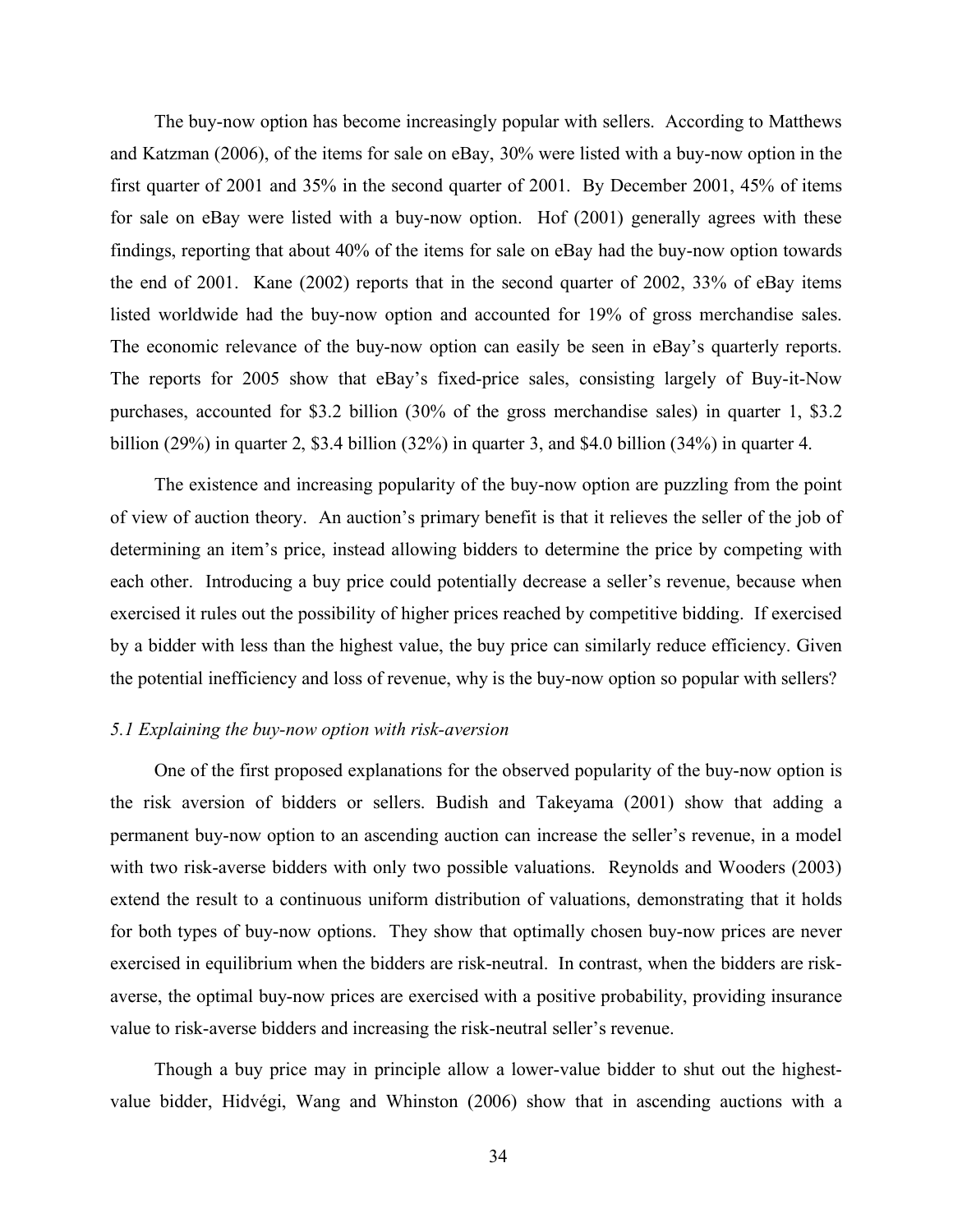The buy-now option has become increasingly popular with sellers. According to Matthews and Katzman (2006), of the items for sale on eBay, 30% were listed with a buy-now option in the first quarter of 2001 and 35% in the second quarter of 2001. By December 2001, 45% of items for sale on eBay were listed with a buy-now option. Hof (2001) generally agrees with these findings, reporting that about 40% of the items for sale on eBay had the buy-now option towards the end of 2001. Kane (2002) reports that in the second quarter of 2002, 33% of eBay items listed worldwide had the buy-now option and accounted for 19% of gross merchandise sales. The economic relevance of the buy-now option can easily be seen in eBay's quarterly reports. The reports for 2005 show that eBay's fixed-price sales, consisting largely of Buy-it-Now purchases, accounted for $3.2 billion (30% of the gross merchandise sales) in quarter 1, $3.2 billion (29%) in quarter 2, $3.4 billion (32%) in quarter 3, and $4.0 billion (34%) in quarter 4.

The existence and increasing popularity of the buy-now option are puzzling from the point of view of auction theory. An auction's primary benefit is that it relieves the seller of the job of determining an item's price, instead allowing bidders to determine the price by competing with each other. Introducing a buy price could potentially decrease a seller's revenue, because when exercised it rules out the possibility of higher prices reached by competitive bidding. If exercised by a bidder with less than the highest value, the buy price can similarly reduce efficiency. Given the potential inefficiency and loss of revenue, why is the buy-now option so popular with sellers?

*5.1 Explaining the buy-now option with risk-aversion*

One of the first proposed explanations for the observed popularity of the buy-now option is the risk aversion of bidders or sellers. Budish and Takeyama (2001) show that adding a permanent buy-now option to an ascending auction can increase the seller's revenue, in a model with two risk-averse bidders with only two possible valuations. Reynolds and Wooders (2003) extend the result to a continuous uniform distribution of valuations, demonstrating that it holds for both types of buy-now options. They show that optimally chosen buy-now prices are never exercised in equilibrium when the bidders are risk-neutral. In contrast, when the bidders are risk-averse, the optimal buy-now prices are exercised with a positive probability, providing insurance value to risk-averse bidders and increasing the risk-neutral seller's revenue.

Though a buy price may in principle allow a lower-value bidder to shut out the highest-value bidder, Hidvégi, Wang and Whinston (2006) show that in ascending auctions with a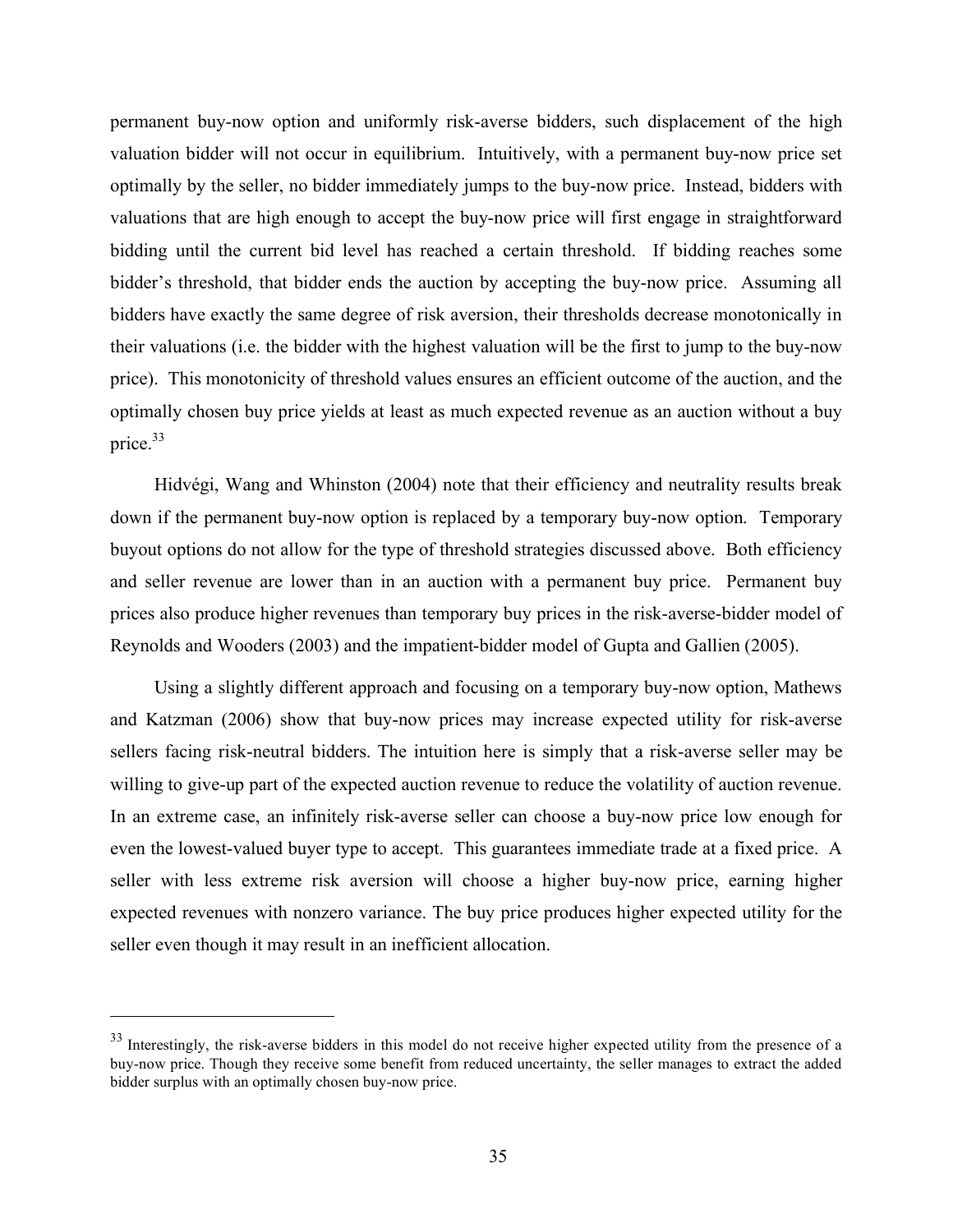permanent buy-now option and uniformly risk-averse bidders, such displacement of the high valuation bidder will not occur in equilibrium. Intuitively, with a permanent buy-now price set optimally by the seller, no bidder immediately jumps to the buy-now price. Instead, bidders with valuations that are high enough to accept the buy-now price will first engage in straightforward bidding until the current bid level has reached a certain threshold. If bidding reaches some bidder's threshold, that bidder ends the auction by accepting the buy-now price. Assuming all bidders have exactly the same degree of risk aversion, their thresholds decrease monotonically in their valuations (i.e. the bidder with the highest valuation will be the first to jump to the buy-now price). This monotonicity of threshold values ensures an efficient outcome of the auction, and the optimally chosen buy price yields at least as much expected revenue as an auction without a buy price.[33]

Hidvégi, Wang and Whinston (2004) note that their efficiency and neutrality results break down if the permanent buy-now option is replaced by a temporary buy-now option. Temporary buyout options do not allow for the type of threshold strategies discussed above. Both efficiency and seller revenue are lower than in an auction with a permanent buy price. Permanent buy prices also produce higher revenues than temporary buy prices in the risk-averse-bidder model of Reynolds and Wooders (2003) and the impatient-bidder model of Gupta and Gallien (2005).

Using a slightly different approach and focusing on a temporary buy-now option, Mathews and Katzman (2006) show that buy-now prices may increase expected utility for risk-averse sellers facing risk-neutral bidders. The intuition here is simply that a risk-averse seller may be willing to give-up part of the expected auction revenue to reduce the volatility of auction revenue. In an extreme case, an infinitely risk-averse seller can choose a buy-now price low enough for even the lowest-valued buyer type to accept. This guarantees immediate trade at a fixed price. A seller with less extreme risk aversion will choose a higher buy-now price, earning higher expected revenues with nonzero variance. The buy price produces higher expected utility for the seller even though it may result in an inefficient allocation.

---

[33] Interestingly, the risk-averse bidders in this model do not receive higher expected utility from the presence of a buy-now price. Though they receive some benefit from reduced uncertainty, the seller manages to extract the added bidder surplus with an optimally chosen buy-now price.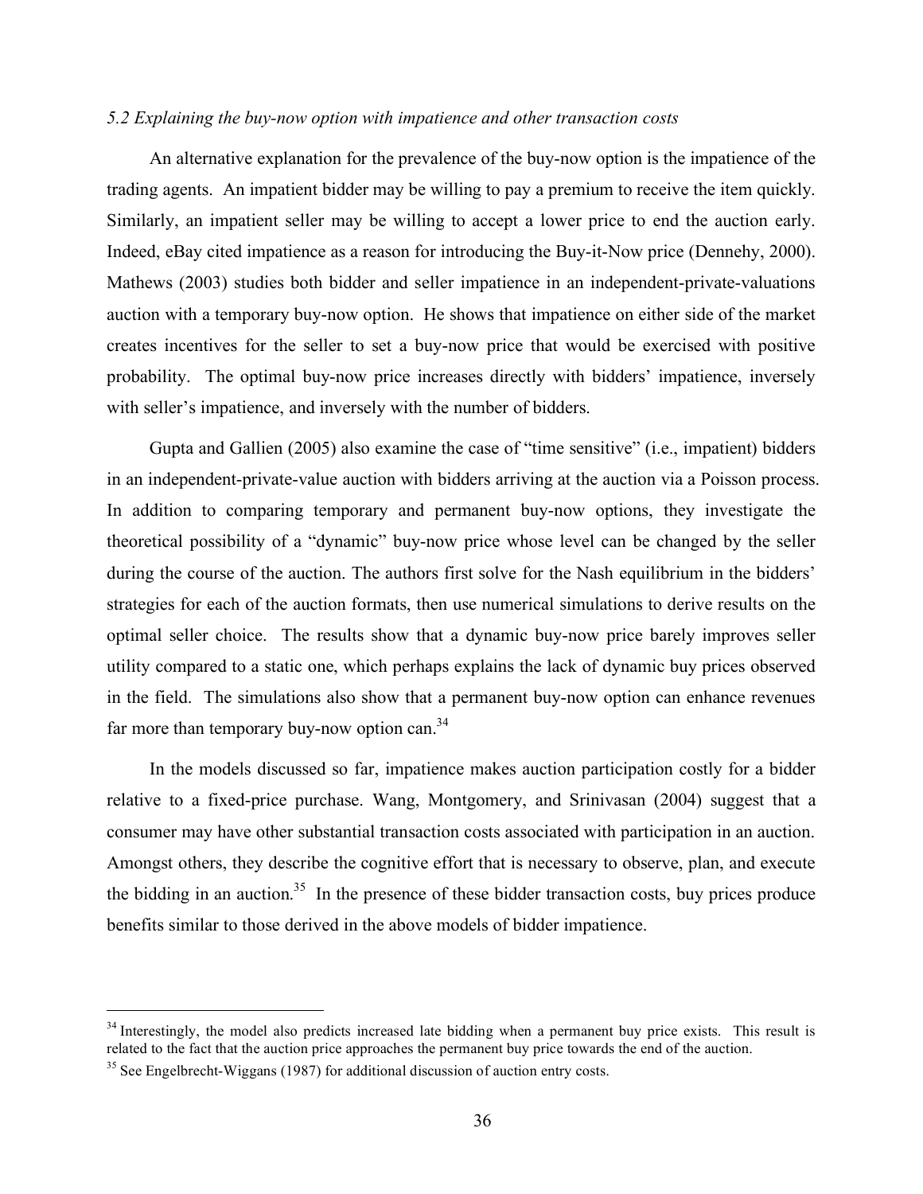### *5.2 Explaining the buy-now option with impatience and other transaction costs*

An alternative explanation for the prevalence of the buy-now option is the impatience of the trading agents. An impatient bidder may be willing to pay a premium to receive the item quickly. Similarly, an impatient seller may be willing to accept a lower price to end the auction early. Indeed, eBay cited impatience as a reason for introducing the Buy-it-Now price (Dennehy, 2000). Mathews (2003) studies both bidder and seller impatience in an independent-private-valuations auction with a temporary buy-now option. He shows that impatience on either side of the market creates incentives for the seller to set a buy-now price that would be exercised with positive probability. The optimal buy-now price increases directly with bidders' impatience, inversely with seller's impatience, and inversely with the number of bidders.

Gupta and Gallien (2005) also examine the case of "time sensitive" (i.e., impatient) bidders in an independent-private-value auction with bidders arriving at the auction via a Poisson process. In addition to comparing temporary and permanent buy-now options, they investigate the theoretical possibility of a "dynamic" buy-now price whose level can be changed by the seller during the course of the auction. The authors first solve for the Nash equilibrium in the bidders' strategies for each of the auction formats, then use numerical simulations to derive results on the optimal seller choice. The results show that a dynamic buy-now price barely improves seller utility compared to a static one, which perhaps explains the lack of dynamic buy prices observed in the field. The simulations also show that a permanent buy-now option can enhance revenues far more than temporary buy-now option can.[34]

In the models discussed so far, impatience makes auction participation costly for a bidder relative to a fixed-price purchase. Wang, Montgomery, and Srinivasan (2004) suggest that a consumer may have other substantial transaction costs associated with participation in an auction. Amongst others, they describe the cognitive effort that is necessary to observe, plan, and execute the bidding in an auction.[35] In the presence of these bidder transaction costs, buy prices produce benefits similar to those derived in the above models of bidder impatience.

---

[34] Interestingly, the model also predicts increased late bidding when a permanent buy price exists. This result is related to the fact that the auction price approaches the permanent buy price towards the end of the auction.

[35] See Engelbrecht-Wiggans (1987) for additional discussion of auction entry costs.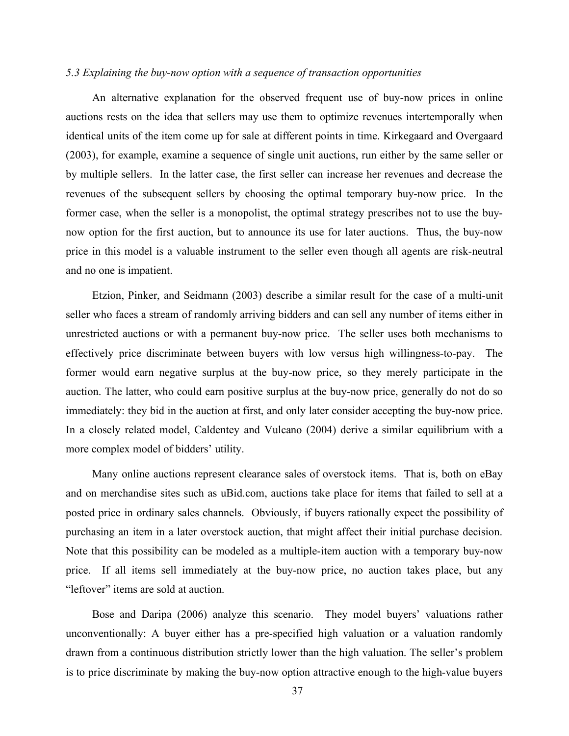### *5.3 Explaining the buy-now option with a sequence of transaction opportunities*

An alternative explanation for the observed frequent use of buy-now prices in online auctions rests on the idea that sellers may use them to optimize revenues intertemporally when identical units of the item come up for sale at different points in time. Kirkegaard and Overgaard (2003), for example, examine a sequence of single unit auctions, run either by the same seller or by multiple sellers. In the latter case, the first seller can increase her revenues and decrease the revenues of the subsequent sellers by choosing the optimal temporary buy-now price. In the former case, when the seller is a monopolist, the optimal strategy prescribes not to use the buy-now option for the first auction, but to announce its use for later auctions. Thus, the buy-now price in this model is a valuable instrument to the seller even though all agents are risk-neutral and no one is impatient.

Etzion, Pinker, and Seidmann (2003) describe a similar result for the case of a multi-unit seller who faces a stream of randomly arriving bidders and can sell any number of items either in unrestricted auctions or with a permanent buy-now price. The seller uses both mechanisms to effectively price discriminate between buyers with low versus high willingness-to-pay. The former would earn negative surplus at the buy-now price, so they merely participate in the auction. The latter, who could earn positive surplus at the buy-now price, generally do not do so immediately: they bid in the auction at first, and only later consider accepting the buy-now price. In a closely related model, Caldentey and Vulcano (2004) derive a similar equilibrium with a more complex model of bidders' utility.

Many online auctions represent clearance sales of overstock items. That is, both on eBay and on merchandise sites such as uBid.com, auctions take place for items that failed to sell at a posted price in ordinary sales channels. Obviously, if buyers rationally expect the possibility of purchasing an item in a later overstock auction, that might affect their initial purchase decision. Note that this possibility can be modeled as a multiple-item auction with a temporary buy-now price. If all items sell immediately at the buy-now price, no auction takes place, but any "leftover" items are sold at auction.

Bose and Daripa (2006) analyze this scenario. They model buyers' valuations rather unconventionally: A buyer either has a pre-specified high valuation or a valuation randomly drawn from a continuous distribution strictly lower than the high valuation. The seller's problem is to price discriminate by making the buy-now option attractive enough to the high-value buyers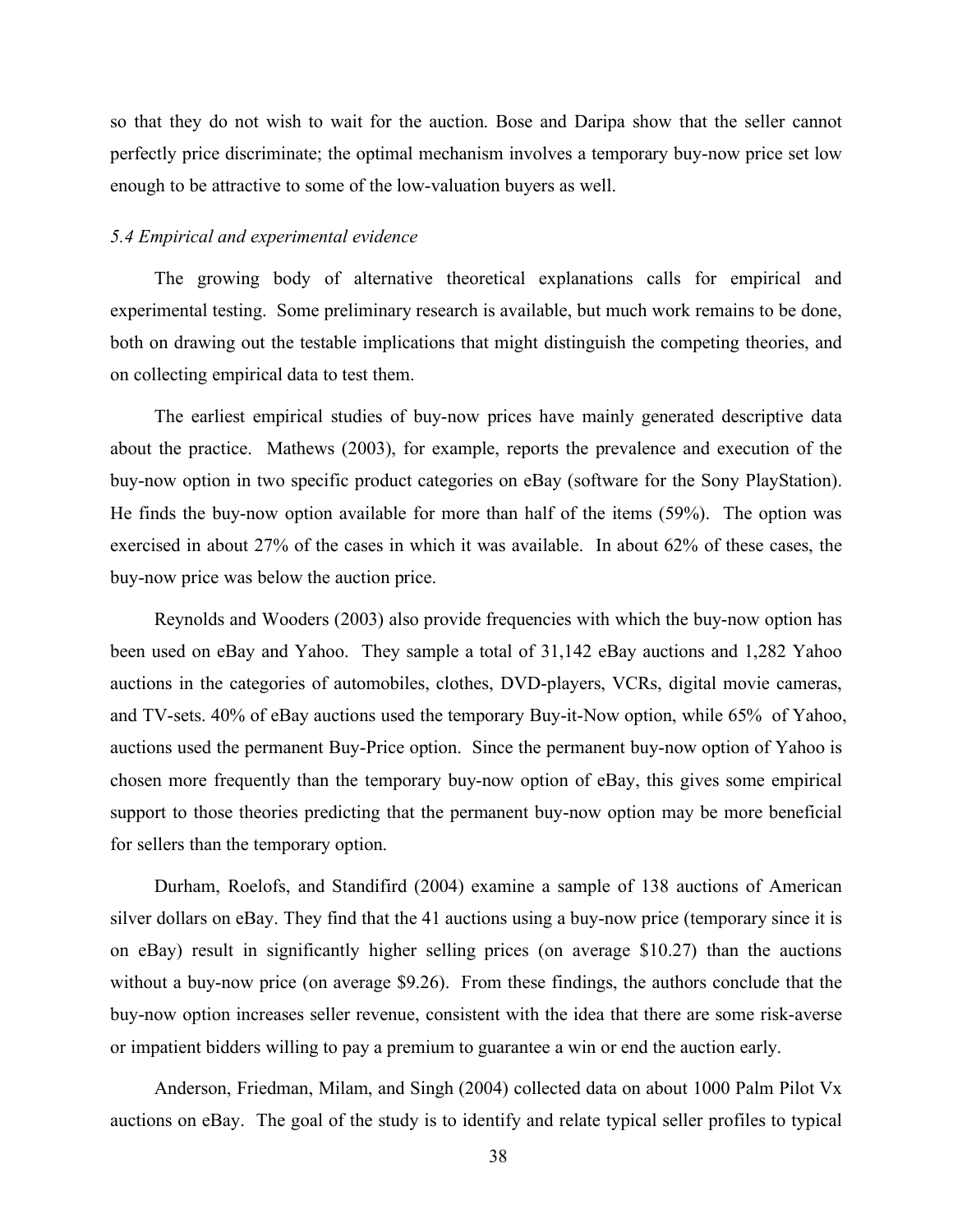so that they do not wish to wait for the auction. Bose and Daripa show that the seller cannot perfectly price discriminate; the optimal mechanism involves a temporary buy-now price set low enough to be attractive to some of the low-valuation buyers as well.

### *5.4 Empirical and experimental evidence*

The growing body of alternative theoretical explanations calls for empirical and experimental testing. Some preliminary research is available, but much work remains to be done, both on drawing out the testable implications that might distinguish the competing theories, and on collecting empirical data to test them.

The earliest empirical studies of buy-now prices have mainly generated descriptive data about the practice. Mathews (2003), for example, reports the prevalence and execution of the buy-now option in two specific product categories on eBay (software for the Sony PlayStation). He finds the buy-now option available for more than half of the items (59%). The option was exercised in about 27% of the cases in which it was available. In about 62% of these cases, the buy-now price was below the auction price.

Reynolds and Wooders (2003) also provide frequencies with which the buy-now option has been used on eBay and Yahoo. They sample a total of 31,142 eBay auctions and 1,282 Yahoo auctions in the categories of automobiles, clothes, DVD-players, VCRs, digital movie cameras, and TV-sets. 40% of eBay auctions used the temporary Buy-it-Now option, while 65% of Yahoo, auctions used the permanent Buy-Price option. Since the permanent buy-now option of Yahoo is chosen more frequently than the temporary buy-now option of eBay, this gives some empirical support to those theories predicting that the permanent buy-now option may be more beneficial for sellers than the temporary option.

Durham, Roelofs, and Standifird (2004) examine a sample of 138 auctions of American silver dollars on eBay. They find that the 41 auctions using a buy-now price (temporary since it is on eBay) result in significantly higher selling prices (on average $10.27) than the auctions without a buy-now price (on average $9.26). From these findings, the authors conclude that the buy-now option increases seller revenue, consistent with the idea that there are some risk-averse or impatient bidders willing to pay a premium to guarantee a win or end the auction early.

Anderson, Friedman, Milam, and Singh (2004) collected data on about 1000 Palm Pilot Vx auctions on eBay. The goal of the study is to identify and relate typical seller profiles to typical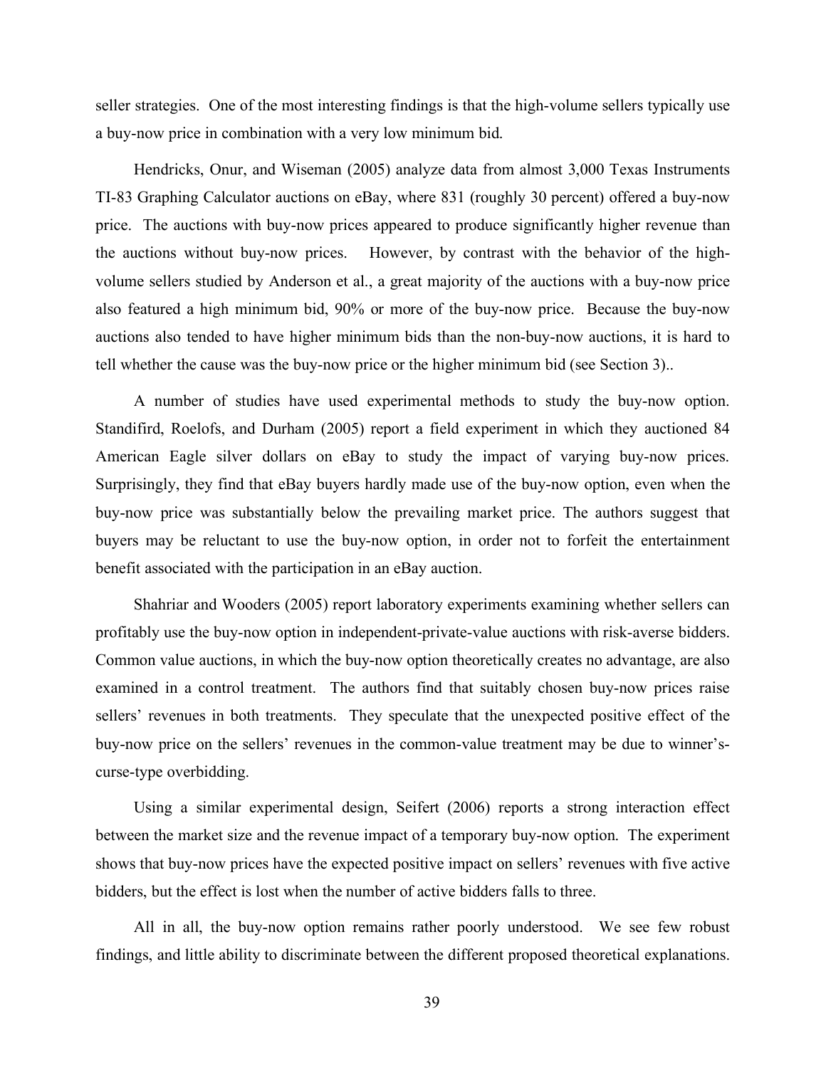seller strategies. One of the most interesting findings is that the high-volume sellers typically use a buy-now price in combination with a very low minimum bid.

Hendricks, Onur, and Wiseman (2005) analyze data from almost 3,000 Texas Instruments TI-83 Graphing Calculator auctions on eBay, where 831 (roughly 30 percent) offered a buy-now price. The auctions with buy-now prices appeared to produce significantly higher revenue than the auctions without buy-now prices. However, by contrast with the behavior of the high-volume sellers studied by Anderson et al., a great majority of the auctions with a buy-now price also featured a high minimum bid, 90% or more of the buy-now price. Because the buy-now auctions also tended to have higher minimum bids than the non-buy-now auctions, it is hard to tell whether the cause was the buy-now price or the higher minimum bid (see Section 3)..

A number of studies have used experimental methods to study the buy-now option. Standifird, Roelofs, and Durham (2005) report a field experiment in which they auctioned 84 American Eagle silver dollars on eBay to study the impact of varying buy-now prices. Surprisingly, they find that eBay buyers hardly made use of the buy-now option, even when the buy-now price was substantially below the prevailing market price. The authors suggest that buyers may be reluctant to use the buy-now option, in order not to forfeit the entertainment benefit associated with the participation in an eBay auction.

Shahriar and Wooders (2005) report laboratory experiments examining whether sellers can profitably use the buy-now option in independent-private-value auctions with risk-averse bidders. Common value auctions, in which the buy-now option theoretically creates no advantage, are also examined in a control treatment. The authors find that suitably chosen buy-now prices raise sellers' revenues in both treatments. They speculate that the unexpected positive effect of the buy-now price on the sellers' revenues in the common-value treatment may be due to winner's-curse-type overbidding.

Using a similar experimental design, Seifert (2006) reports a strong interaction effect between the market size and the revenue impact of a temporary buy-now option. The experiment shows that buy-now prices have the expected positive impact on sellers' revenues with five active bidders, but the effect is lost when the number of active bidders falls to three.

All in all, the buy-now option remains rather poorly understood. We see few robust findings, and little ability to discriminate between the different proposed theoretical explanations.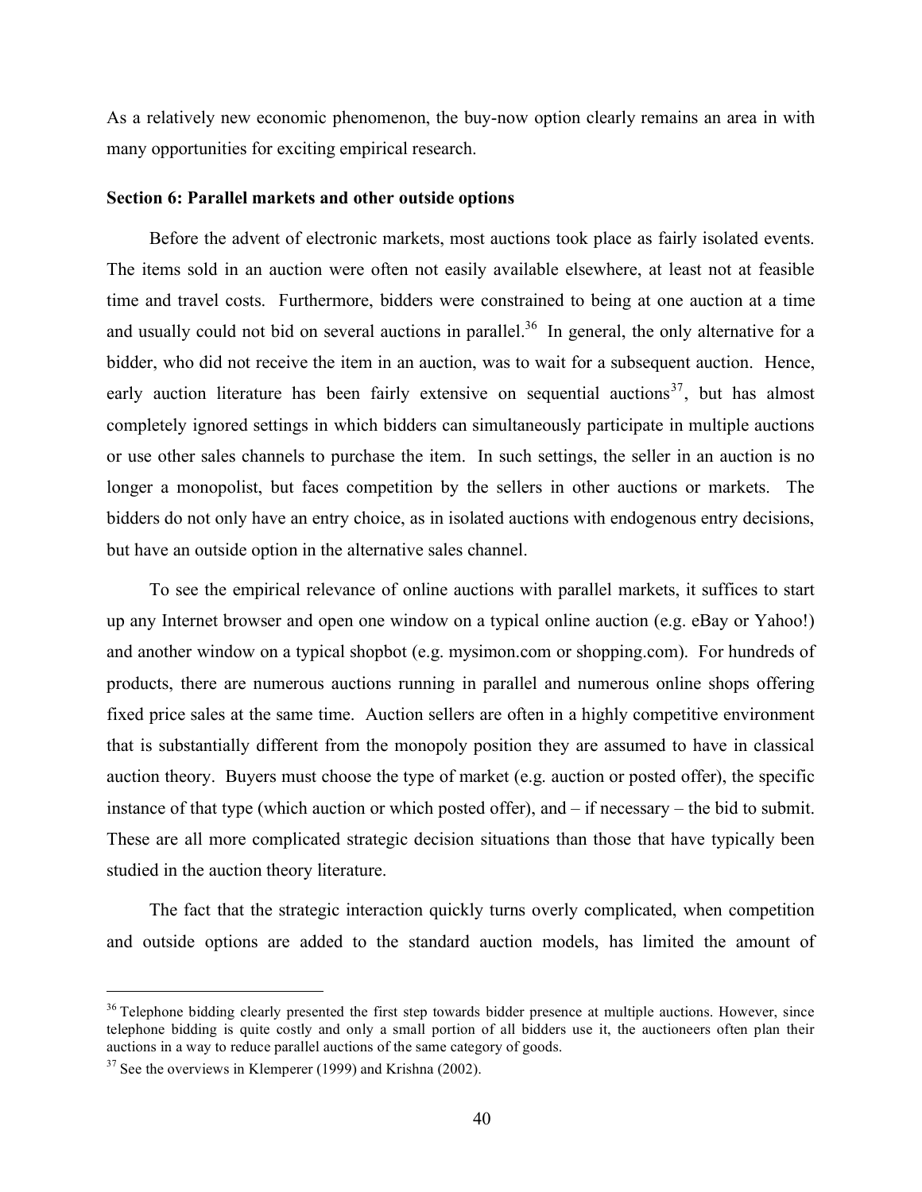As a relatively new economic phenomenon, the buy-now option clearly remains an area in with many opportunities for exciting empirical research.

### Section 6: Parallel markets and other outside options

Before the advent of electronic markets, most auctions took place as fairly isolated events. The items sold in an auction were often not easily available elsewhere, at least not at feasible time and travel costs. Furthermore, bidders were constrained to being at one auction at a time and usually could not bid on several auctions in parallel.[36] In general, the only alternative for a bidder, who did not receive the item in an auction, was to wait for a subsequent auction. Hence, early auction literature has been fairly extensive on sequential auctions[37], but has almost completely ignored settings in which bidders can simultaneously participate in multiple auctions or use other sales channels to purchase the item. In such settings, the seller in an auction is no longer a monopolist, but faces competition by the sellers in other auctions or markets. The bidders do not only have an entry choice, as in isolated auctions with endogenous entry decisions, but have an outside option in the alternative sales channel.

To see the empirical relevance of online auctions with parallel markets, it suffices to start up any Internet browser and open one window on a typical online auction (e.g. eBay or Yahoo!) and another window on a typical shopbot (e.g. mysimon.com or shopping.com). For hundreds of products, there are numerous auctions running in parallel and numerous online shops offering fixed price sales at the same time. Auction sellers are often in a highly competitive environment that is substantially different from the monopoly position they are assumed to have in classical auction theory. Buyers must choose the type of market (e.g. auction or posted offer), the specific instance of that type (which auction or which posted offer), and – if necessary – the bid to submit. These are all more complicated strategic decision situations than those that have typically been studied in the auction theory literature.

The fact that the strategic interaction quickly turns overly complicated, when competition and outside options are added to the standard auction models, has limited the amount of

---

[36] Telephone bidding clearly presented the first step towards bidder presence at multiple auctions. However, since telephone bidding is quite costly and only a small portion of all bidders use it, the auctioneers often plan their auctions in a way to reduce parallel auctions of the same category of goods.

[37] See the overviews in Klemperer (1999) and Krishna (2002).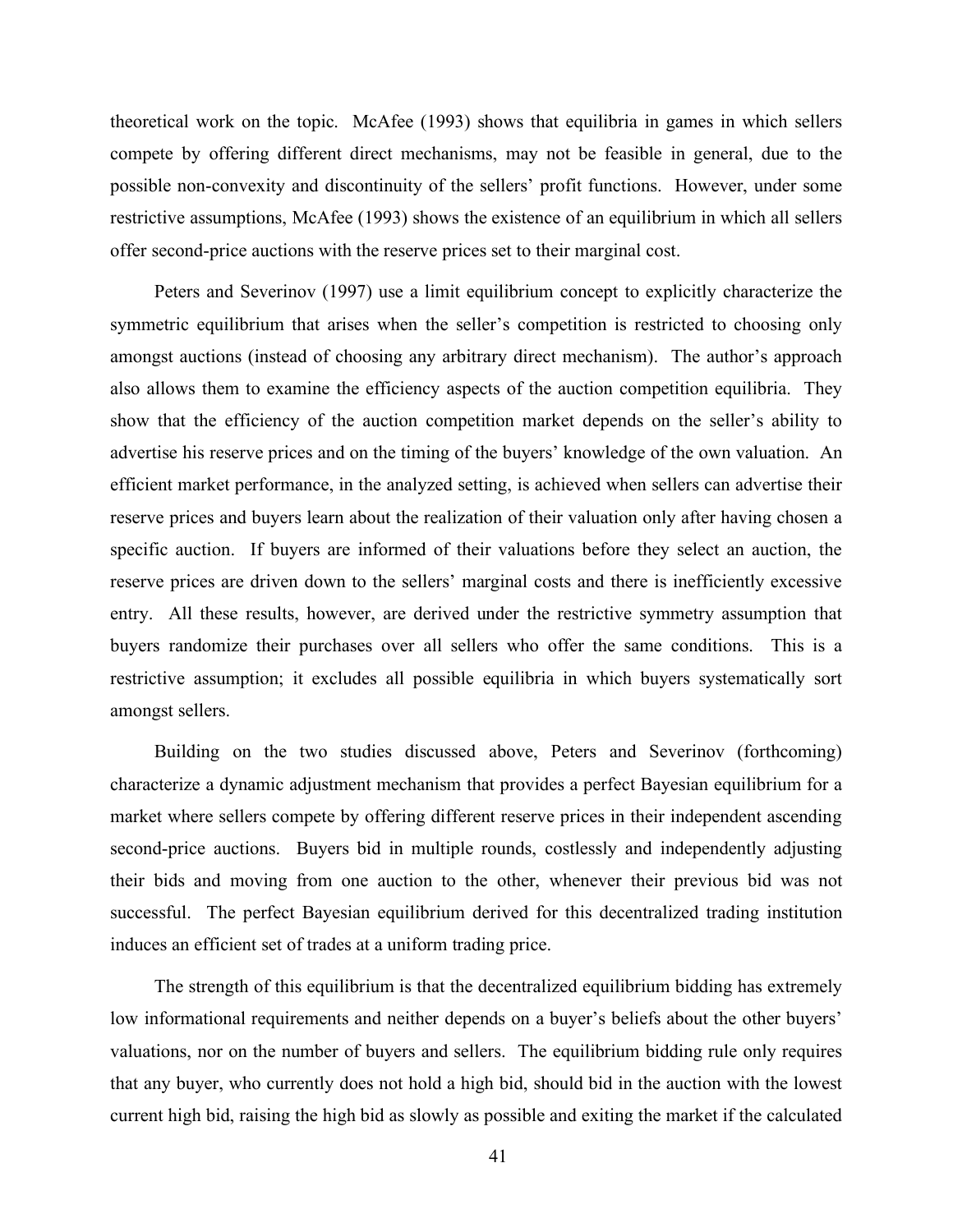theoretical work on the topic. McAfee (1993) shows that equilibria in games in which sellers compete by offering different direct mechanisms, may not be feasible in general, due to the possible non-convexity and discontinuity of the sellers' profit functions. However, under some restrictive assumptions, McAfee (1993) shows the existence of an equilibrium in which all sellers offer second-price auctions with the reserve prices set to their marginal cost.

Peters and Severinov (1997) use a limit equilibrium concept to explicitly characterize the symmetric equilibrium that arises when the seller's competition is restricted to choosing only amongst auctions (instead of choosing any arbitrary direct mechanism). The author's approach also allows them to examine the efficiency aspects of the auction competition equilibria. They show that the efficiency of the auction competition market depends on the seller's ability to advertise his reserve prices and on the timing of the buyers' knowledge of the own valuation. An efficient market performance, in the analyzed setting, is achieved when sellers can advertise their reserve prices and buyers learn about the realization of their valuation only after having chosen a specific auction. If buyers are informed of their valuations before they select an auction, the reserve prices are driven down to the sellers' marginal costs and there is inefficiently excessive entry. All these results, however, are derived under the restrictive symmetry assumption that buyers randomize their purchases over all sellers who offer the same conditions. This is a restrictive assumption; it excludes all possible equilibria in which buyers systematically sort amongst sellers.

Building on the two studies discussed above, Peters and Severinov (forthcoming) characterize a dynamic adjustment mechanism that provides a perfect Bayesian equilibrium for a market where sellers compete by offering different reserve prices in their independent ascending second-price auctions. Buyers bid in multiple rounds, costlessly and independently adjusting their bids and moving from one auction to the other, whenever their previous bid was not successful. The perfect Bayesian equilibrium derived for this decentralized trading institution induces an efficient set of trades at a uniform trading price.

The strength of this equilibrium is that the decentralized equilibrium bidding has extremely low informational requirements and neither depends on a buyer's beliefs about the other buyers' valuations, nor on the number of buyers and sellers. The equilibrium bidding rule only requires that any buyer, who currently does not hold a high bid, should bid in the auction with the lowest current high bid, raising the high bid as slowly as possible and exiting the market if the calculated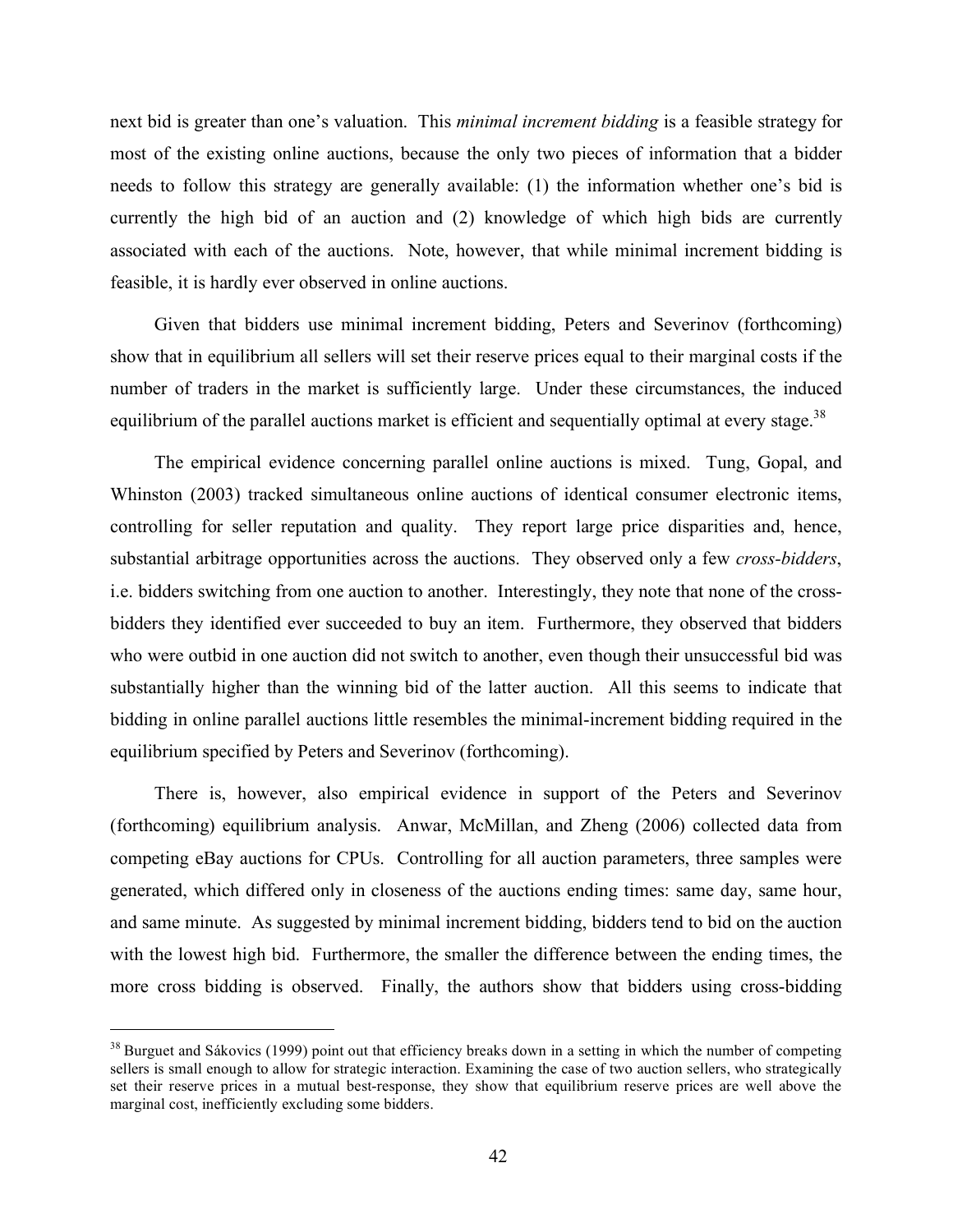next bid is greater than one's valuation. This *minimal increment bidding* is a feasible strategy for most of the existing online auctions, because the only two pieces of information that a bidder needs to follow this strategy are generally available: (1) the information whether one's bid is currently the high bid of an auction and (2) knowledge of which high bids are currently associated with each of the auctions. Note, however, that while minimal increment bidding is feasible, it is hardly ever observed in online auctions.

Given that bidders use minimal increment bidding, Peters and Severinov (forthcoming) show that in equilibrium all sellers will set their reserve prices equal to their marginal costs if the number of traders in the market is sufficiently large. Under these circumstances, the induced equilibrium of the parallel auctions market is efficient and sequentially optimal at every stage.[38]

The empirical evidence concerning parallel online auctions is mixed. Tung, Gopal, and Whinston (2003) tracked simultaneous online auctions of identical consumer electronic items, controlling for seller reputation and quality. They report large price disparities and, hence, substantial arbitrage opportunities across the auctions. They observed only a few *cross-bidders*, i.e. bidders switching from one auction to another. Interestingly, they note that none of the cross-bidders they identified ever succeeded to buy an item. Furthermore, they observed that bidders who were outbid in one auction did not switch to another, even though their unsuccessful bid was substantially higher than the winning bid of the latter auction. All this seems to indicate that bidding in online parallel auctions little resembles the minimal-increment bidding required in the equilibrium specified by Peters and Severinov (forthcoming).

There is, however, also empirical evidence in support of the Peters and Severinov (forthcoming) equilibrium analysis. Anwar, McMillan, and Zheng (2006) collected data from competing eBay auctions for CPUs. Controlling for all auction parameters, three samples were generated, which differed only in closeness of the auctions ending times: same day, same hour, and same minute. As suggested by minimal increment bidding, bidders tend to bid on the auction with the lowest high bid. Furthermore, the smaller the difference between the ending times, the more cross bidding is observed. Finally, the authors show that bidders using cross-bidding

[38] Burguet and Sákovics (1999) point out that efficiency breaks down in a setting in which the number of competing sellers is small enough to allow for strategic interaction. Examining the case of two auction sellers, who strategically set their reserve prices in a mutual best-response, they show that equilibrium reserve prices are well above the marginal cost, inefficiently excluding some bidders.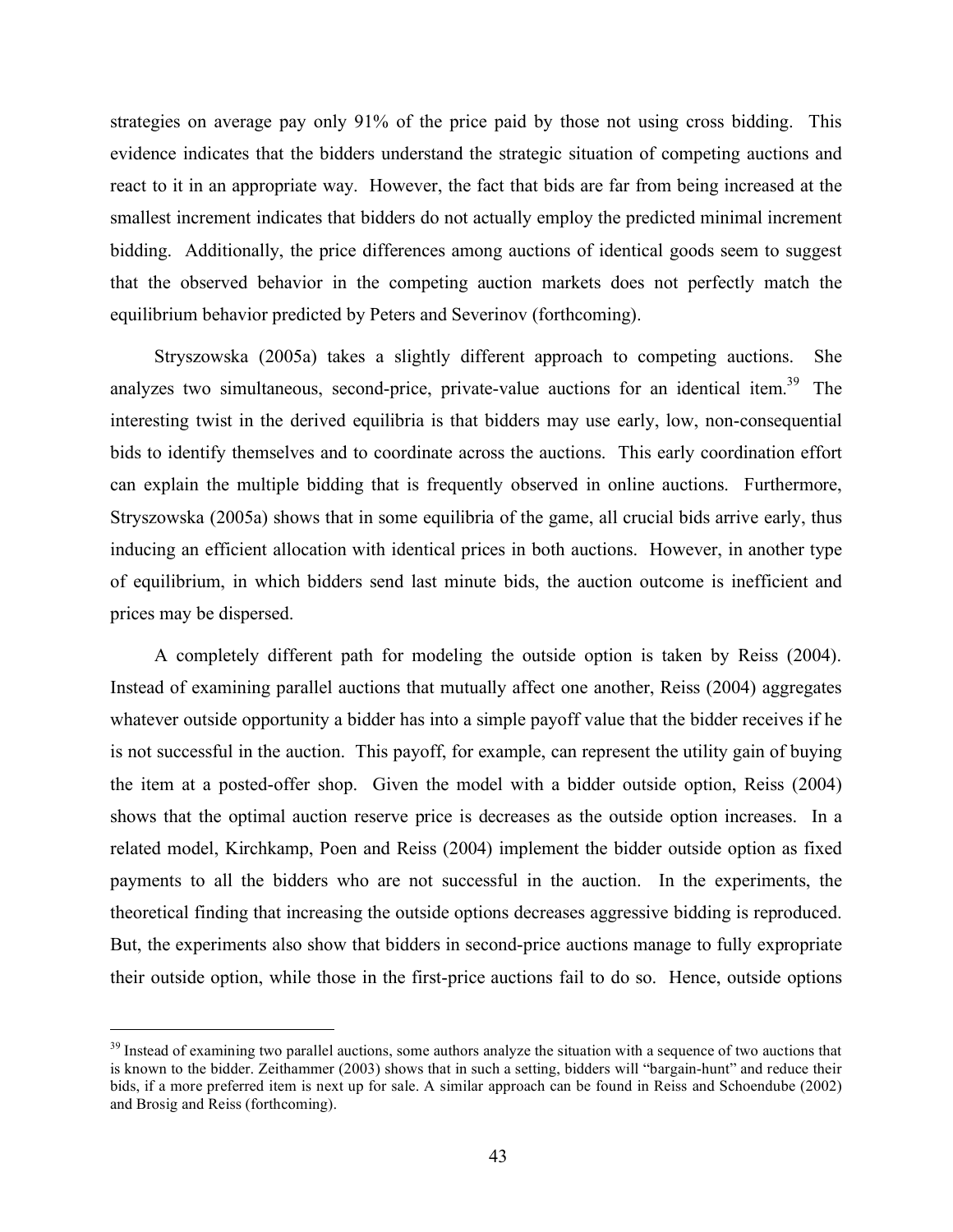strategies on average pay only 91% of the price paid by those not using cross bidding. This evidence indicates that the bidders understand the strategic situation of competing auctions and react to it in an appropriate way. However, the fact that bids are far from being increased at the smallest increment indicates that bidders do not actually employ the predicted minimal increment bidding. Additionally, the price differences among auctions of identical goods seem to suggest that the observed behavior in the competing auction markets does not perfectly match the equilibrium behavior predicted by Peters and Severinov (forthcoming).

Stryszowska (2005a) takes a slightly different approach to competing auctions. She analyzes two simultaneous, second-price, private-value auctions for an identical item.[39] The interesting twist in the derived equilibria is that bidders may use early, low, non-consequential bids to identify themselves and to coordinate across the auctions. This early coordination effort can explain the multiple bidding that is frequently observed in online auctions. Furthermore, Stryszowska (2005a) shows that in some equilibria of the game, all crucial bids arrive early, thus inducing an efficient allocation with identical prices in both auctions. However, in another type of equilibrium, in which bidders send last minute bids, the auction outcome is inefficient and prices may be dispersed.

A completely different path for modeling the outside option is taken by Reiss (2004). Instead of examining parallel auctions that mutually affect one another, Reiss (2004) aggregates whatever outside opportunity a bidder has into a simple payoff value that the bidder receives if he is not successful in the auction. This payoff, for example, can represent the utility gain of buying the item at a posted-offer shop. Given the model with a bidder outside option, Reiss (2004) shows that the optimal auction reserve price is decreases as the outside option increases. In a related model, Kirchkamp, Poen and Reiss (2004) implement the bidder outside option as fixed payments to all the bidders who are not successful in the auction. In the experiments, the theoretical finding that increasing the outside options decreases aggressive bidding is reproduced. But, the experiments also show that bidders in second-price auctions manage to fully expropriate their outside option, while those in the first-price auctions fail to do so. Hence, outside options

---

[39] Instead of examining two parallel auctions, some authors analyze the situation with a sequence of two auctions that is known to the bidder. Zeithammer (2003) shows that in such a setting, bidders will "bargain-hunt" and reduce their bids, if a more preferred item is next up for sale. A similar approach can be found in Reiss and Schoendube (2002) and Brosig and Reiss (forthcoming).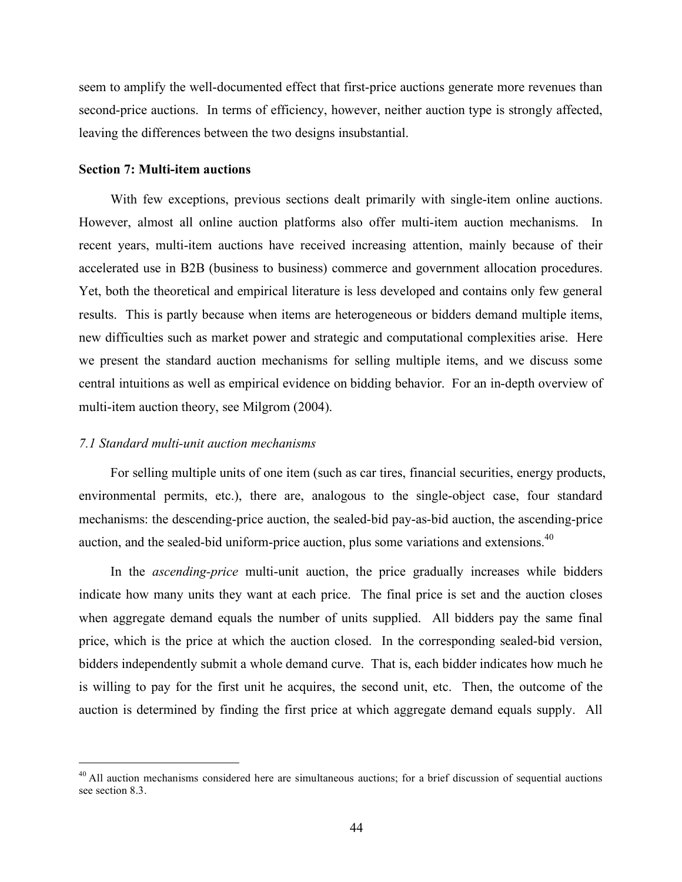seem to amplify the well-documented effect that first-price auctions generate more revenues than second-price auctions. In terms of efficiency, however, neither auction type is strongly affected, leaving the differences between the two designs insubstantial.

## Section 7: Multi-item auctions

With few exceptions, previous sections dealt primarily with single-item online auctions. However, almost all online auction platforms also offer multi-item auction mechanisms. In recent years, multi-item auctions have received increasing attention, mainly because of their accelerated use in B2B (business to business) commerce and government allocation procedures. Yet, both the theoretical and empirical literature is less developed and contains only few general results. This is partly because when items are heterogeneous or bidders demand multiple items, new difficulties such as market power and strategic and computational complexities arise. Here we present the standard auction mechanisms for selling multiple items, and we discuss some central intuitions as well as empirical evidence on bidding behavior. For an in-depth overview of multi-item auction theory, see Milgrom (2004).

### *7.1 Standard multi-unit auction mechanisms*

For selling multiple units of one item (such as car tires, financial securities, energy products, environmental permits, etc.), there are, analogous to the single-object case, four standard mechanisms: the descending-price auction, the sealed-bid pay-as-bid auction, the ascending-price auction, and the sealed-bid uniform-price auction, plus some variations and extensions.[40]

In the *ascending-price* multi-unit auction, the price gradually increases while bidders indicate how many units they want at each price. The final price is set and the auction closes when aggregate demand equals the number of units supplied. All bidders pay the same final price, which is the price at which the auction closed. In the corresponding sealed-bid version, bidders independently submit a whole demand curve. That is, each bidder indicates how much he is willing to pay for the first unit he acquires, the second unit, etc. Then, the outcome of the auction is determined by finding the first price at which aggregate demand equals supply. All

[40] All auction mechanisms considered here are simultaneous auctions; for a brief discussion of sequential auctions see section 8.3.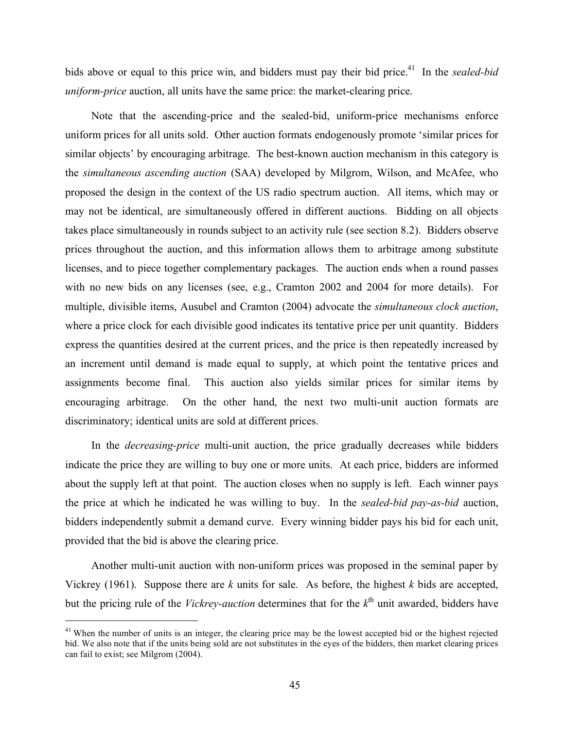bids above or equal to this price win, and bidders must pay their bid price.[41] In the *sealed-bid uniform-price* auction, all units have the same price: the market-clearing price.

Note that the ascending-price and the sealed-bid, uniform-price mechanisms enforce uniform prices for all units sold. Other auction formats endogenously promote 'similar prices for similar objects' by encouraging arbitrage. The best-known auction mechanism in this category is the *simultaneous ascending auction* (SAA) developed by Milgrom, Wilson, and McAfee, who proposed the design in the context of the US radio spectrum auction. All items, which may or may not be identical, are simultaneously offered in different auctions. Bidding on all objects takes place simultaneously in rounds subject to an activity rule (see section 8.2). Bidders observe prices throughout the auction, and this information allows them to arbitrage among substitute licenses, and to piece together complementary packages. The auction ends when a round passes with no new bids on any licenses (see, e.g., Cramton 2002 and 2004 for more details). For multiple, divisible items, Ausubel and Cramton (2004) advocate the *simultaneous clock auction*, where a price clock for each divisible good indicates its tentative price per unit quantity. Bidders express the quantities desired at the current prices, and the price is then repeatedly increased by an increment until demand is made equal to supply, at which point the tentative prices and assignments become final. This auction also yields similar prices for similar items by encouraging arbitrage. On the other hand, the next two multi-unit auction formats are discriminatory; identical units are sold at different prices.

In the *decreasing-price* multi-unit auction, the price gradually decreases while bidders indicate the price they are willing to buy one or more units. At each price, bidders are informed about the supply left at that point. The auction closes when no supply is left. Each winner pays the price at which he indicated he was willing to buy. In the *sealed-bid pay-as-bid* auction, bidders independently submit a demand curve. Every winning bidder pays his bid for each unit, provided that the bid is above the clearing price.

Another multi-unit auction with non-uniform prices was proposed in the seminal paper by Vickrey (1961). Suppose there are $k$ units for sale. As before, the highest $k$ bids are accepted, but the pricing rule of the *Vickrey-auction* determines that for the $k^{\text{th}}$ unit awarded, bidders have

[41] When the number of units is an integer, the clearing price may be the lowest accepted bid or the highest rejected bid. We also note that if the units being sold are not substitutes in the eyes of the bidders, then market clearing prices can fail to exist; see Milgrom (2004).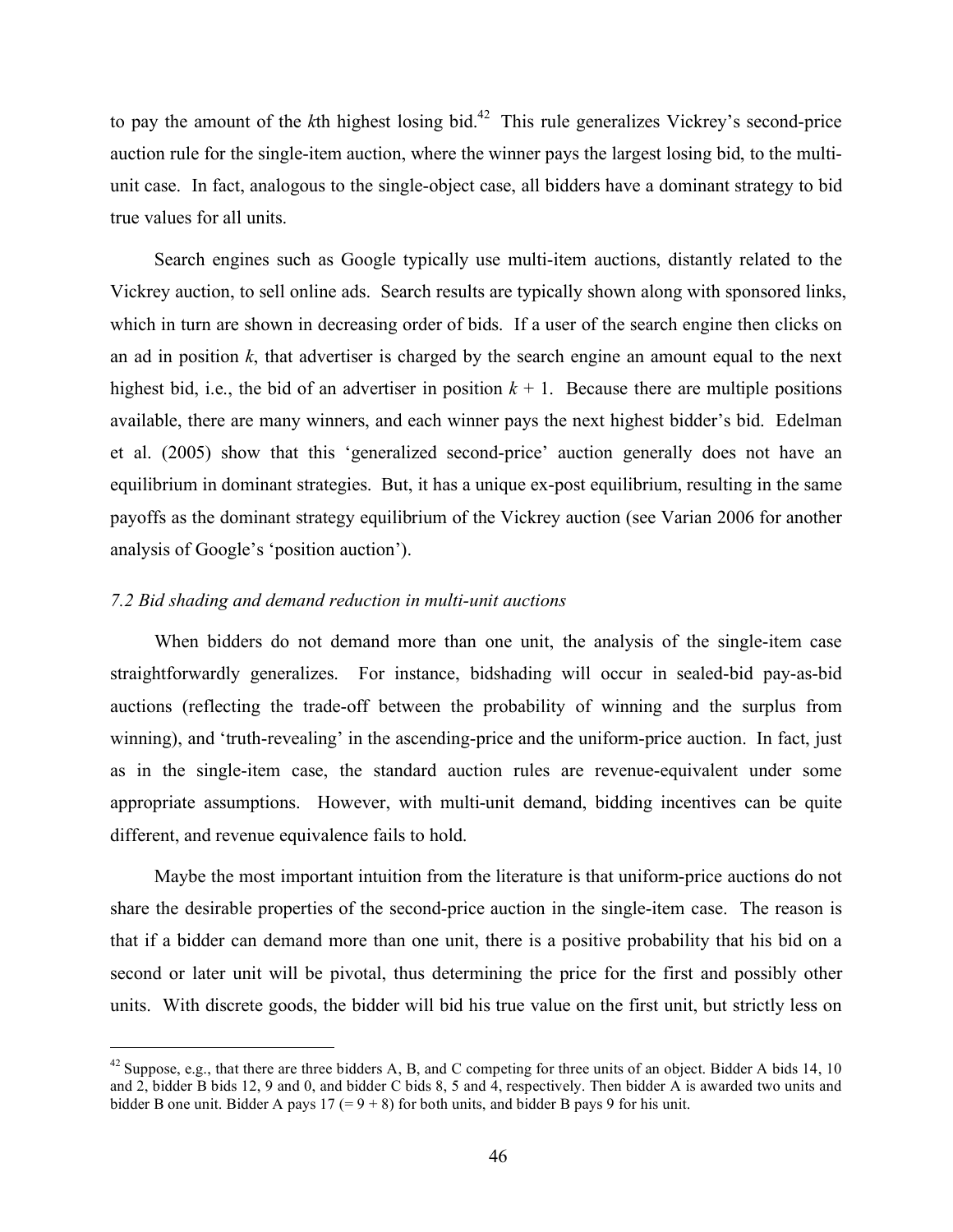to pay the amount of the *k*th highest losing bid.[42] This rule generalizes Vickrey's second-price auction rule for the single-item auction, where the winner pays the largest losing bid, to the multi-unit case. In fact, analogous to the single-object case, all bidders have a dominant strategy to bid true values for all units.

Search engines such as Google typically use multi-item auctions, distantly related to the Vickrey auction, to sell online ads. Search results are typically shown along with sponsored links, which in turn are shown in decreasing order of bids. If a user of the search engine then clicks on an ad in position $k$, that advertiser is charged by the search engine an amount equal to the next highest bid, i.e., the bid of an advertiser in position $k + 1$. Because there are multiple positions available, there are many winners, and each winner pays the next highest bidder's bid. Edelman et al. (2005) show that this 'generalized second-price' auction generally does not have an equilibrium in dominant strategies. But, it has a unique ex-post equilibrium, resulting in the same payoffs as the dominant strategy equilibrium of the Vickrey auction (see Varian 2006 for another analysis of Google's 'position auction').

### *7.2 Bid shading and demand reduction in multi-unit auctions*

When bidders do not demand more than one unit, the analysis of the single-item case straightforwardly generalizes. For instance, bidshading will occur in sealed-bid pay-as-bid auctions (reflecting the trade-off between the probability of winning and the surplus from winning), and 'truth-revealing' in the ascending-price and the uniform-price auction. In fact, just as in the single-item case, the standard auction rules are revenue-equivalent under some appropriate assumptions. However, with multi-unit demand, bidding incentives can be quite different, and revenue equivalence fails to hold.

Maybe the most important intuition from the literature is that uniform-price auctions do not share the desirable properties of the second-price auction in the single-item case. The reason is that if a bidder can demand more than one unit, there is a positive probability that his bid on a second or later unit will be pivotal, thus determining the price for the first and possibly other units. With discrete goods, the bidder will bid his true value on the first unit, but strictly less on

[42] Suppose, e.g., that there are three bidders A, B, and C competing for three units of an object. Bidder A bids 14, 10 and 2, bidder B bids 12, 9 and 0, and bidder C bids 8, 5 and 4, respectively. Then bidder A is awarded two units and bidder B one unit. Bidder A pays 17 (= 9 + 8) for both units, and bidder B pays 9 for his unit.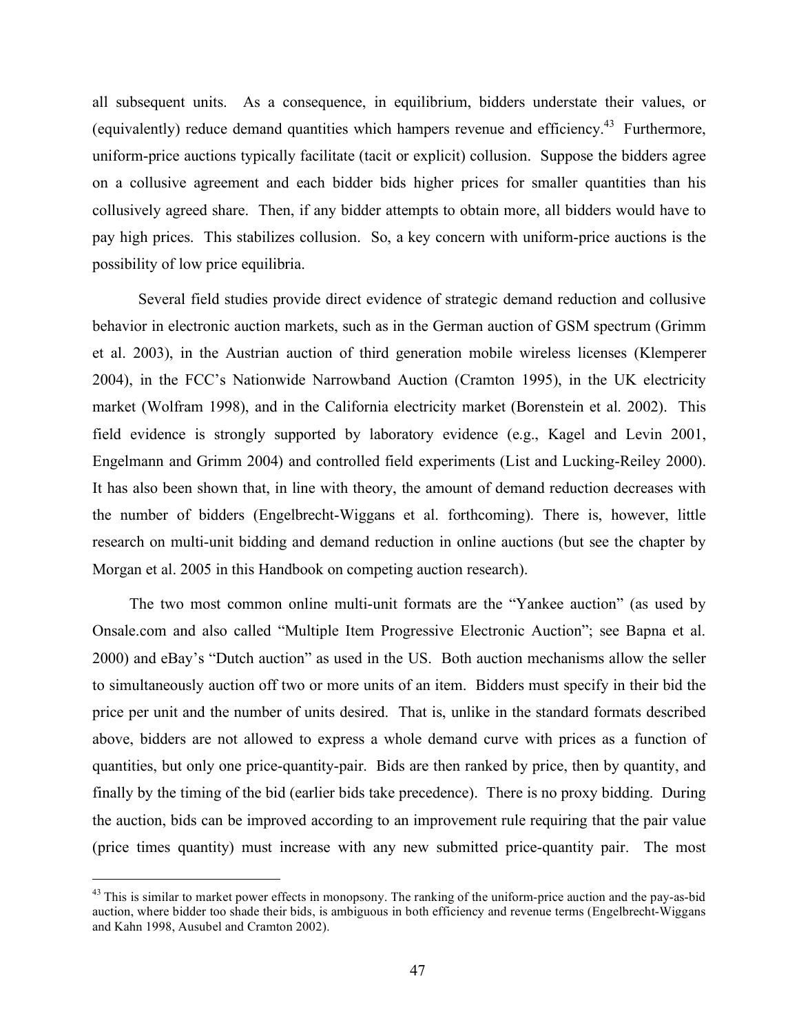all subsequent units. As a consequence, in equilibrium, bidders understate their values, or (equivalently) reduce demand quantities which hampers revenue and efficiency.[43] Furthermore, uniform-price auctions typically facilitate (tacit or explicit) collusion. Suppose the bidders agree on a collusive agreement and each bidder bids higher prices for smaller quantities than his collusively agreed share. Then, if any bidder attempts to obtain more, all bidders would have to pay high prices. This stabilizes collusion. So, a key concern with uniform-price auctions is the possibility of low price equilibria.

Several field studies provide direct evidence of strategic demand reduction and collusive behavior in electronic auction markets, such as in the German auction of GSM spectrum (Grimm et al. 2003), in the Austrian auction of third generation mobile wireless licenses (Klemperer 2004), in the FCC's Nationwide Narrowband Auction (Cramton 1995), in the UK electricity market (Wolfram 1998), and in the California electricity market (Borenstein et al. 2002). This field evidence is strongly supported by laboratory evidence (e.g., Kagel and Levin 2001, Engelmann and Grimm 2004) and controlled field experiments (List and Lucking-Reiley 2000). It has also been shown that, in line with theory, the amount of demand reduction decreases with the number of bidders (Engelbrecht-Wiggans et al. forthcoming). There is, however, little research on multi-unit bidding and demand reduction in online auctions (but see the chapter by Morgan et al. 2005 in this Handbook on competing auction research).

The two most common online multi-unit formats are the "Yankee auction" (as used by Onsale.com and also called "Multiple Item Progressive Electronic Auction"; see Bapna et al. 2000) and eBay's "Dutch auction" as used in the US. Both auction mechanisms allow the seller to simultaneously auction off two or more units of an item. Bidders must specify in their bid the price per unit and the number of units desired. That is, unlike in the standard formats described above, bidders are not allowed to express a whole demand curve with prices as a function of quantities, but only one price-quantity-pair. Bids are then ranked by price, then by quantity, and finally by the timing of the bid (earlier bids take precedence). There is no proxy bidding. During the auction, bids can be improved according to an improvement rule requiring that the pair value (price times quantity) must increase with any new submitted price-quantity pair. The most

---

[43] This is similar to market power effects in monopsony. The ranking of the uniform-price auction and the pay-as-bid auction, where bidder too shade their bids, is ambiguous in both efficiency and revenue terms (Engelbrecht-Wiggans and Kahn 1998, Ausubel and Cramton 2002).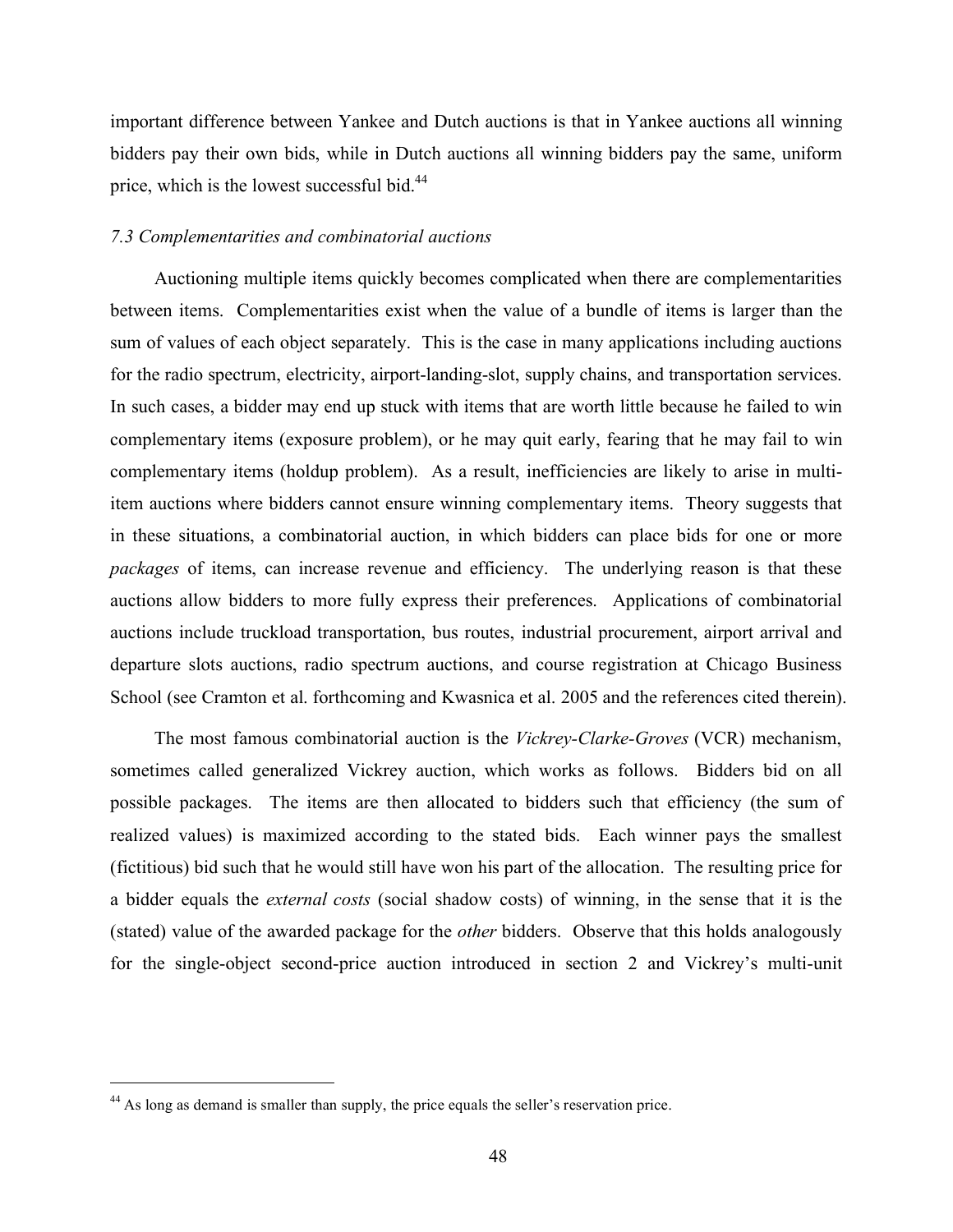important difference between Yankee and Dutch auctions is that in Yankee auctions all winning bidders pay their own bids, while in Dutch auctions all winning bidders pay the same, uniform price, which is the lowest successful bid.[44]

### *7.3 Complementarities and combinatorial auctions*

Auctioning multiple items quickly becomes complicated when there are complementarities between items. Complementarities exist when the value of a bundle of items is larger than the sum of values of each object separately. This is the case in many applications including auctions for the radio spectrum, electricity, airport-landing-slot, supply chains, and transportation services. In such cases, a bidder may end up stuck with items that are worth little because he failed to win complementary items (exposure problem), or he may quit early, fearing that he may fail to win complementary items (holdup problem). As a result, inefficiencies are likely to arise in multi-item auctions where bidders cannot ensure winning complementary items. Theory suggests that in these situations, a combinatorial auction, in which bidders can place bids for one or more *packages* of items, can increase revenue and efficiency. The underlying reason is that these auctions allow bidders to more fully express their preferences. Applications of combinatorial auctions include truckload transportation, bus routes, industrial procurement, airport arrival and departure slots auctions, radio spectrum auctions, and course registration at Chicago Business School (see Cramton et al. forthcoming and Kwasnica et al. 2005 and the references cited therein).

The most famous combinatorial auction is the *Vickrey-Clarke-Groves* (VCR) mechanism, sometimes called generalized Vickrey auction, which works as follows. Bidders bid on all possible packages. The items are then allocated to bidders such that efficiency (the sum of realized values) is maximized according to the stated bids. Each winner pays the smallest (fictitious) bid such that he would still have won his part of the allocation. The resulting price for a bidder equals the *external costs* (social shadow costs) of winning, in the sense that it is the (stated) value of the awarded package for the *other* bidders. Observe that this holds analogously for the single-object second-price auction introduced in section 2 and Vickrey's multi-unit

[44] As long as demand is smaller than supply, the price equals the seller's reservation price.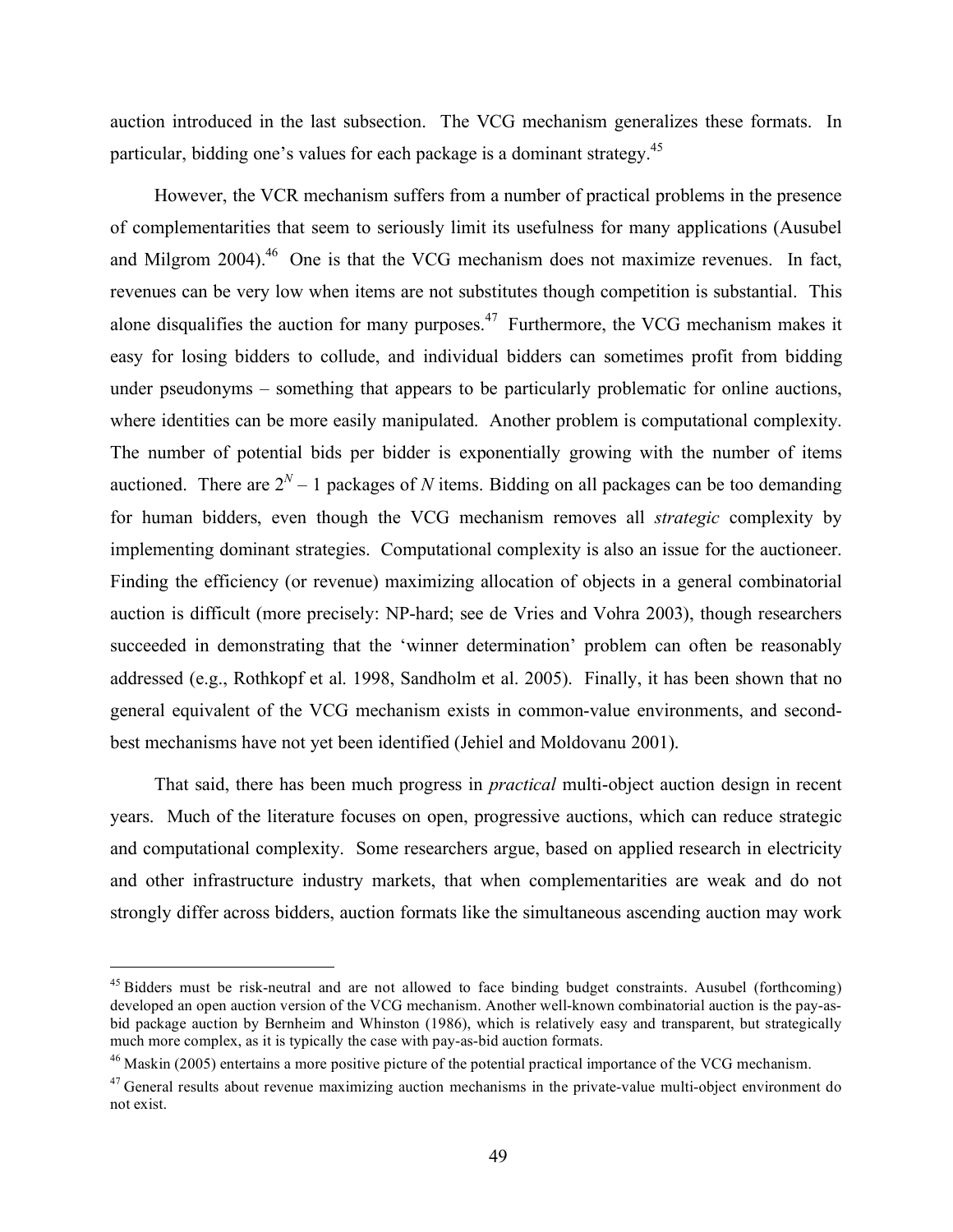auction introduced in the last subsection. The VCG mechanism generalizes these formats. In particular, bidding one's values for each package is a dominant strategy.[45]

However, the VCR mechanism suffers from a number of practical problems in the presence of complementarities that seem to seriously limit its usefulness for many applications (Ausubel and Milgrom 2004).[46] One is that the VCG mechanism does not maximize revenues. In fact, revenues can be very low when items are not substitutes though competition is substantial. This alone disqualifies the auction for many purposes.[47] Furthermore, the VCG mechanism makes it easy for losing bidders to collude, and individual bidders can sometimes profit from bidding under pseudonyms – something that appears to be particularly problematic for online auctions, where identities can be more easily manipulated. Another problem is computational complexity. The number of potential bids per bidder is exponentially growing with the number of items auctioned. There are $2^N - 1$ packages of $N$ items. Bidding on all packages can be too demanding for human bidders, even though the VCG mechanism removes all *strategic* complexity by implementing dominant strategies. Computational complexity is also an issue for the auctioneer. Finding the efficiency (or revenue) maximizing allocation of objects in a general combinatorial auction is difficult (more precisely: NP-hard; see de Vries and Vohra 2003), though researchers succeeded in demonstrating that the 'winner determination' problem can often be reasonably addressed (e.g., Rothkopf et al. 1998, Sandholm et al. 2005). Finally, it has been shown that no general equivalent of the VCG mechanism exists in common-value environments, and second-best mechanisms have not yet been identified (Jehiel and Moldovanu 2001).

That said, there has been much progress in *practical* multi-object auction design in recent years. Much of the literature focuses on open, progressive auctions, which can reduce strategic and computational complexity. Some researchers argue, based on applied research in electricity and other infrastructure industry markets, that when complementarities are weak and do not strongly differ across bidders, auction formats like the simultaneous ascending auction may work

---

[45] Bidders must be risk-neutral and are not allowed to face binding budget constraints. Ausubel (forthcoming) developed an open auction version of the VCG mechanism. Another well-known combinatorial auction is the pay-as-bid package auction by Bernheim and Whinston (1986), which is relatively easy and transparent, but strategically much more complex, as it is typically the case with pay-as-bid auction formats.

[46] Maskin (2005) entertains a more positive picture of the potential practical importance of the VCG mechanism.

[47] General results about revenue maximizing auction mechanisms in the private-value multi-object environment do not exist.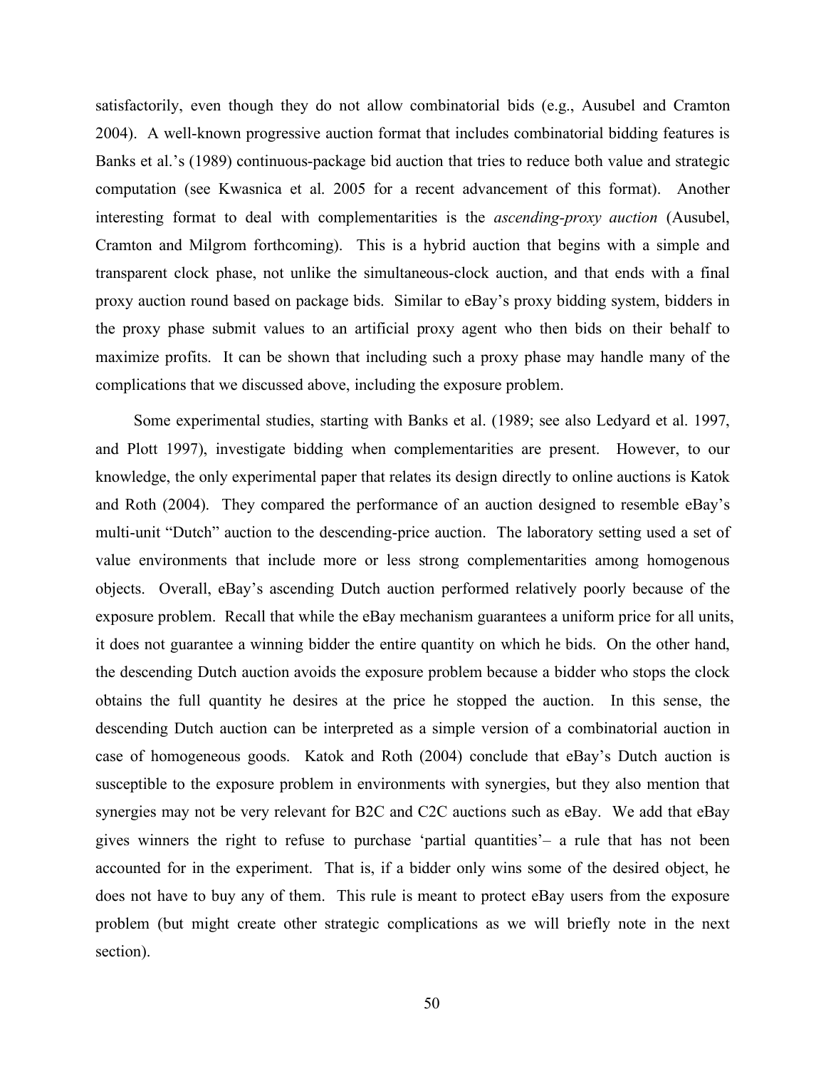satisfactorily, even though they do not allow combinatorial bids (e.g., Ausubel and Cramton 2004). A well-known progressive auction format that includes combinatorial bidding features is Banks et al.'s (1989) continuous-package bid auction that tries to reduce both value and strategic computation (see Kwasnica et al. 2005 for a recent advancement of this format). Another interesting format to deal with complementarities is the *ascending-proxy auction* (Ausubel, Cramton and Milgrom forthcoming). This is a hybrid auction that begins with a simple and transparent clock phase, not unlike the simultaneous-clock auction, and that ends with a final proxy auction round based on package bids. Similar to eBay's proxy bidding system, bidders in the proxy phase submit values to an artificial proxy agent who then bids on their behalf to maximize profits. It can be shown that including such a proxy phase may handle many of the complications that we discussed above, including the exposure problem.

Some experimental studies, starting with Banks et al. (1989; see also Ledyard et al. 1997, and Plott 1997), investigate bidding when complementarities are present. However, to our knowledge, the only experimental paper that relates its design directly to online auctions is Katok and Roth (2004). They compared the performance of an auction designed to resemble eBay's multi-unit "Dutch" auction to the descending-price auction. The laboratory setting used a set of value environments that include more or less strong complementarities among homogenous objects. Overall, eBay's ascending Dutch auction performed relatively poorly because of the exposure problem. Recall that while the eBay mechanism guarantees a uniform price for all units, it does not guarantee a winning bidder the entire quantity on which he bids. On the other hand, the descending Dutch auction avoids the exposure problem because a bidder who stops the clock obtains the full quantity he desires at the price he stopped the auction. In this sense, the descending Dutch auction can be interpreted as a simple version of a combinatorial auction in case of homogeneous goods. Katok and Roth (2004) conclude that eBay's Dutch auction is susceptible to the exposure problem in environments with synergies, but they also mention that synergies may not be very relevant for B2C and C2C auctions such as eBay. We add that eBay gives winners the right to refuse to purchase 'partial quantities'– a rule that has not been accounted for in the experiment. That is, if a bidder only wins some of the desired object, he does not have to buy any of them. This rule is meant to protect eBay users from the exposure problem (but might create other strategic complications as we will briefly note in the next section).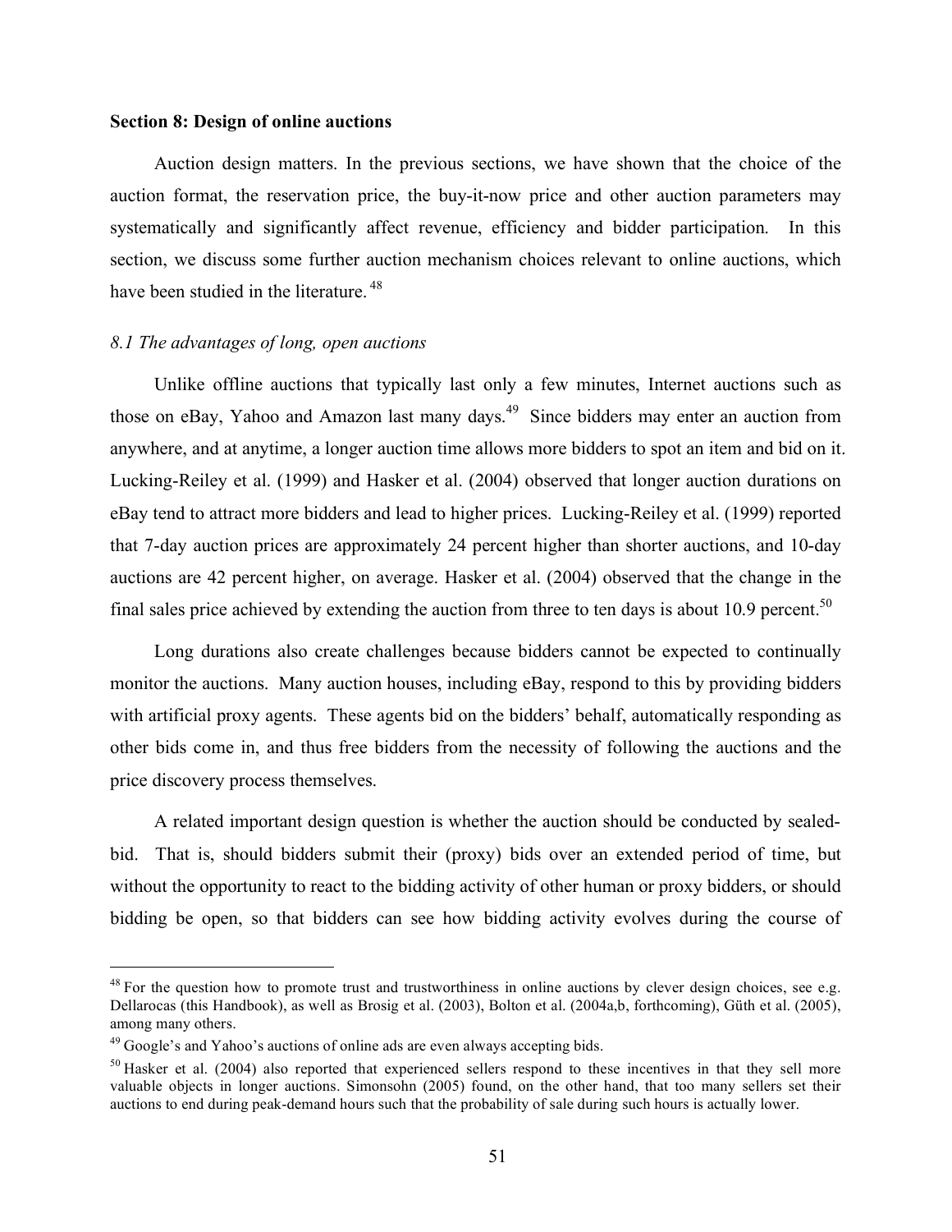## Section 8: Design of online auctions

Auction design matters. In the previous sections, we have shown that the choice of the auction format, the reservation price, the buy-it-now price and other auction parameters may systematically and significantly affect revenue, efficiency and bidder participation. In this section, we discuss some further auction mechanism choices relevant to online auctions, which have been studied in the literature. [48]

### *8.1 The advantages of long, open auctions*

Unlike offline auctions that typically last only a few minutes, Internet auctions such as those on eBay, Yahoo and Amazon last many days.[49] Since bidders may enter an auction from anywhere, and at anytime, a longer auction time allows more bidders to spot an item and bid on it. Lucking-Reiley et al. (1999) and Hasker et al. (2004) observed that longer auction durations on eBay tend to attract more bidders and lead to higher prices. Lucking-Reiley et al. (1999) reported that 7-day auction prices are approximately 24 percent higher than shorter auctions, and 10-day auctions are 42 percent higher, on average. Hasker et al. (2004) observed that the change in the final sales price achieved by extending the auction from three to ten days is about 10.9 percent.[50]

Long durations also create challenges because bidders cannot be expected to continually monitor the auctions. Many auction houses, including eBay, respond to this by providing bidders with artificial proxy agents. These agents bid on the bidders' behalf, automatically responding as other bids come in, and thus free bidders from the necessity of following the auctions and the price discovery process themselves.

A related important design question is whether the auction should be conducted by sealed-bid. That is, should bidders submit their (proxy) bids over an extended period of time, but without the opportunity to react to the bidding activity of other human or proxy bidders, or should bidding be open, so that bidders can see how bidding activity evolves during the course of

---

[48] For the question how to promote trust and trustworthiness in online auctions by clever design choices, see e.g. Dellarocas (this Handbook), as well as Brosig et al. (2003), Bolton et al. (2004a,b, forthcoming), Güth et al. (2005), among many others.

[49] Google's and Yahoo's auctions of online ads are even always accepting bids.

[50] Hasker et al. (2004) also reported that experienced sellers respond to these incentives in that they sell more valuable objects in longer auctions. Simonsohn (2005) found, on the other hand, that too many sellers set their auctions to end during peak-demand hours such that the probability of sale during such hours is actually lower.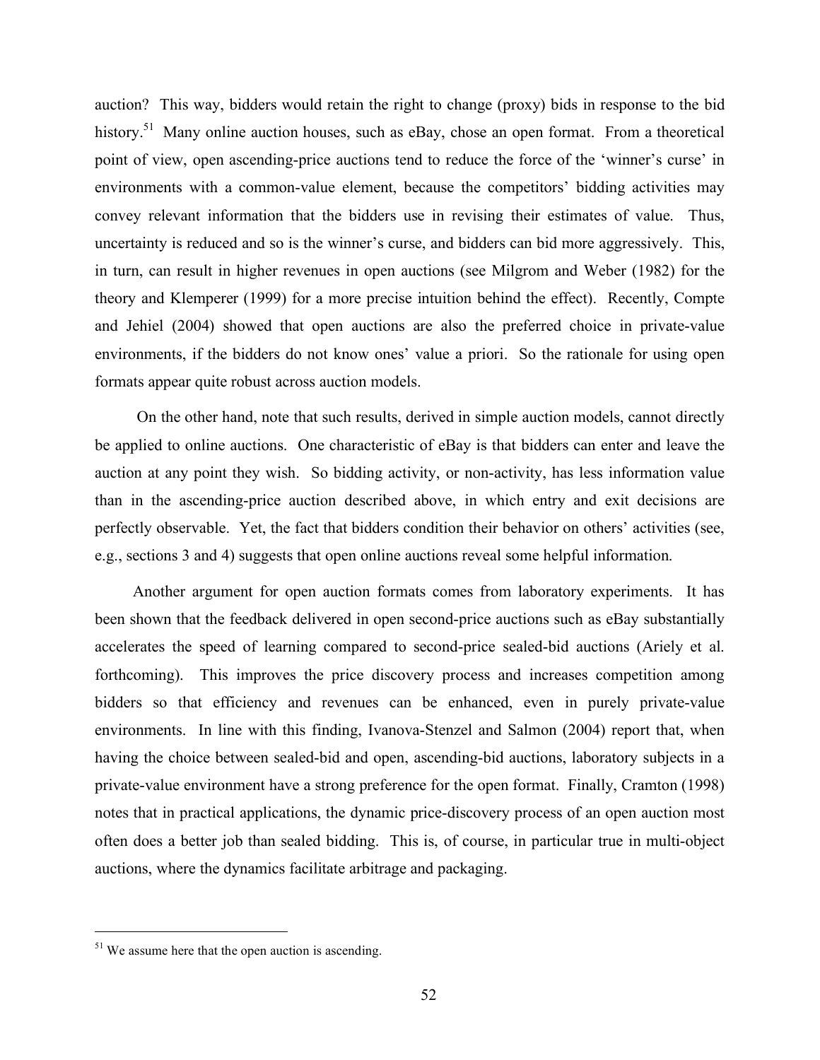auction? This way, bidders would retain the right to change (proxy) bids in response to the bid history.[51] Many online auction houses, such as eBay, chose an open format. From a theoretical point of view, open ascending-price auctions tend to reduce the force of the 'winner's curse' in environments with a common-value element, because the competitors' bidding activities may convey relevant information that the bidders use in revising their estimates of value. Thus, uncertainty is reduced and so is the winner's curse, and bidders can bid more aggressively. This, in turn, can result in higher revenues in open auctions (see Milgrom and Weber (1982) for the theory and Klemperer (1999) for a more precise intuition behind the effect). Recently, Compte and Jehiel (2004) showed that open auctions are also the preferred choice in private-value environments, if the bidders do not know ones' value a priori. So the rationale for using open formats appear quite robust across auction models.

On the other hand, note that such results, derived in simple auction models, cannot directly be applied to online auctions. One characteristic of eBay is that bidders can enter and leave the auction at any point they wish. So bidding activity, or non-activity, has less information value than in the ascending-price auction described above, in which entry and exit decisions are perfectly observable. Yet, the fact that bidders condition their behavior on others' activities (see, e.g., sections 3 and 4) suggests that open online auctions reveal some helpful information.

Another argument for open auction formats comes from laboratory experiments. It has been shown that the feedback delivered in open second-price auctions such as eBay substantially accelerates the speed of learning compared to second-price sealed-bid auctions (Ariely et al. forthcoming). This improves the price discovery process and increases competition among bidders so that efficiency and revenues can be enhanced, even in purely private-value environments. In line with this finding, Ivanova-Stenzel and Salmon (2004) report that, when having the choice between sealed-bid and open, ascending-bid auctions, laboratory subjects in a private-value environment have a strong preference for the open format. Finally, Cramton (1998) notes that in practical applications, the dynamic price-discovery process of an open auction most often does a better job than sealed bidding. This is, of course, in particular true in multi-object auctions, where the dynamics facilitate arbitrage and packaging.

---

[51] We assume here that the open auction is ascending.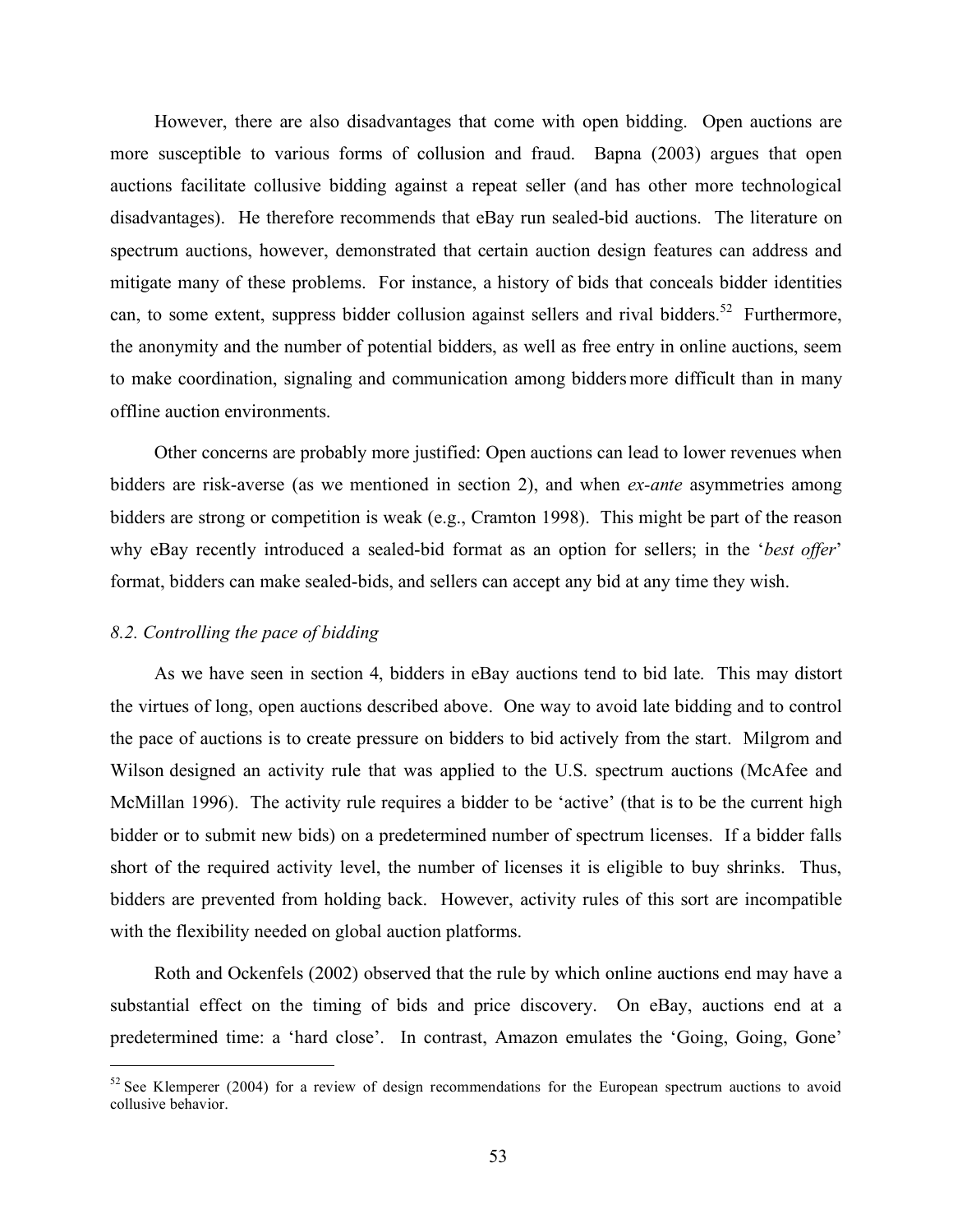However, there are also disadvantages that come with open bidding. Open auctions are more susceptible to various forms of collusion and fraud. Bapna (2003) argues that open auctions facilitate collusive bidding against a repeat seller (and has other more technological disadvantages). He therefore recommends that eBay run sealed-bid auctions. The literature on spectrum auctions, however, demonstrated that certain auction design features can address and mitigate many of these problems. For instance, a history of bids that conceals bidder identities can, to some extent, suppress bidder collusion against sellers and rival bidders.[52] Furthermore, the anonymity and the number of potential bidders, as well as free entry in online auctions, seem to make coordination, signaling and communication among bidders more difficult than in many offline auction environments.

Other concerns are probably more justified: Open auctions can lead to lower revenues when bidders are risk-averse (as we mentioned in section 2), and when *ex-ante* asymmetries among bidders are strong or competition is weak (e.g., Cramton 1998). This might be part of the reason why eBay recently introduced a sealed-bid format as an option for sellers; in the '*best offer*' format, bidders can make sealed-bids, and sellers can accept any bid at any time they wish.

### *8.2. Controlling the pace of bidding*

As we have seen in section 4, bidders in eBay auctions tend to bid late. This may distort the virtues of long, open auctions described above. One way to avoid late bidding and to control the pace of auctions is to create pressure on bidders to bid actively from the start. Milgrom and Wilson designed an activity rule that was applied to the U.S. spectrum auctions (McAfee and McMillan 1996). The activity rule requires a bidder to be 'active' (that is to be the current high bidder or to submit new bids) on a predetermined number of spectrum licenses. If a bidder falls short of the required activity level, the number of licenses it is eligible to buy shrinks. Thus, bidders are prevented from holding back. However, activity rules of this sort are incompatible with the flexibility needed on global auction platforms.

Roth and Ockenfels (2002) observed that the rule by which online auctions end may have a substantial effect on the timing of bids and price discovery. On eBay, auctions end at a predetermined time: a 'hard close'. In contrast, Amazon emulates the 'Going, Going, Gone'

[52] See Klemperer (2004) for a review of design recommendations for the European spectrum auctions to avoid collusive behavior.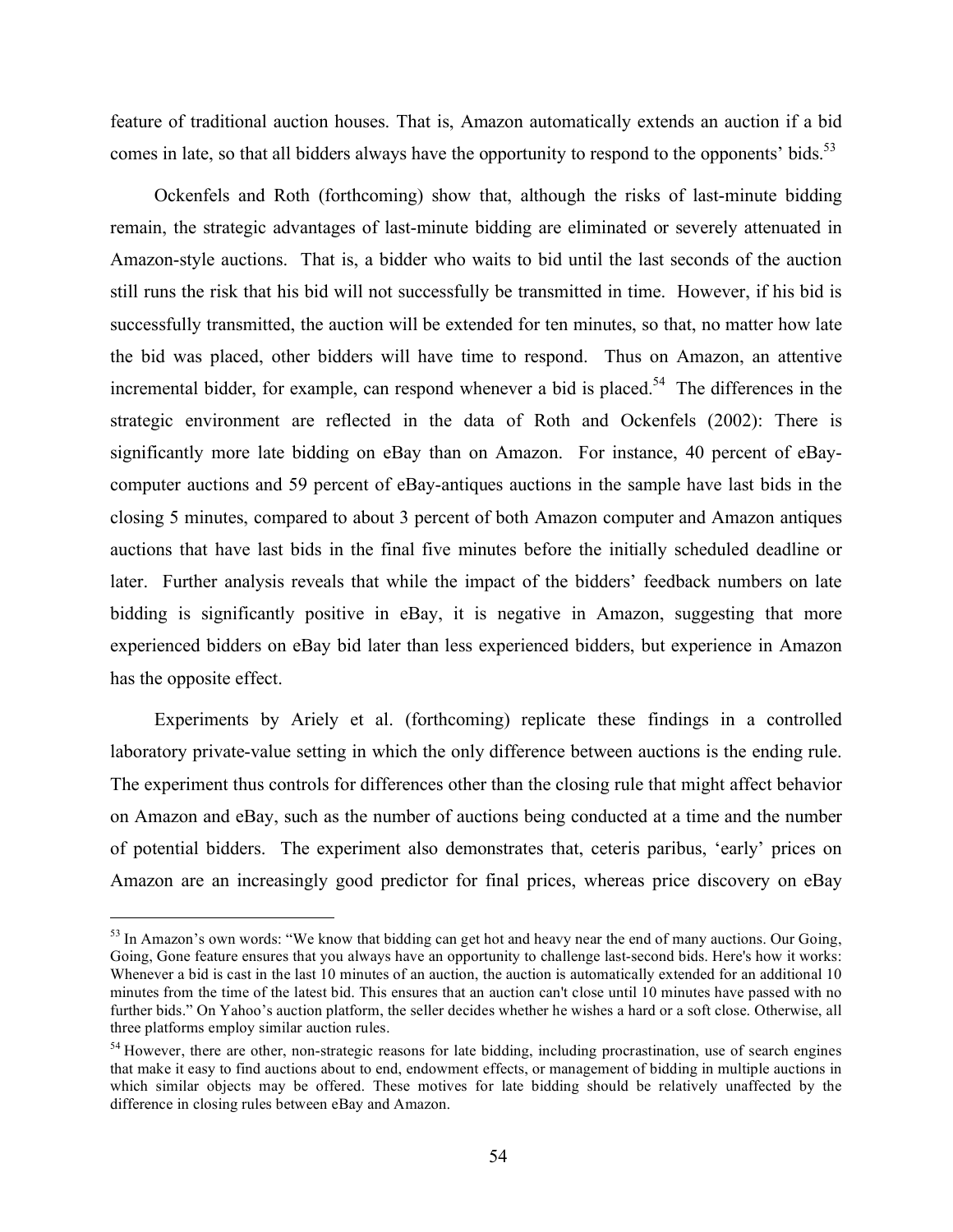feature of traditional auction houses. That is, Amazon automatically extends an auction if a bid comes in late, so that all bidders always have the opportunity to respond to the opponents' bids.[53]

Ockenfels and Roth (forthcoming) show that, although the risks of last-minute bidding remain, the strategic advantages of last-minute bidding are eliminated or severely attenuated in Amazon-style auctions. That is, a bidder who waits to bid until the last seconds of the auction still runs the risk that his bid will not successfully be transmitted in time. However, if his bid is successfully transmitted, the auction will be extended for ten minutes, so that, no matter how late the bid was placed, other bidders will have time to respond. Thus on Amazon, an attentive incremental bidder, for example, can respond whenever a bid is placed.[54] The differences in the strategic environment are reflected in the data of Roth and Ockenfels (2002): There is significantly more late bidding on eBay than on Amazon. For instance, 40 percent of eBay-computer auctions and 59 percent of eBay-antiques auctions in the sample have last bids in the closing 5 minutes, compared to about 3 percent of both Amazon computer and Amazon antiques auctions that have last bids in the final five minutes before the initially scheduled deadline or later. Further analysis reveals that while the impact of the bidders' feedback numbers on late bidding is significantly positive in eBay, it is negative in Amazon, suggesting that more experienced bidders on eBay bid later than less experienced bidders, but experience in Amazon has the opposite effect.

Experiments by Ariely et al. (forthcoming) replicate these findings in a controlled laboratory private-value setting in which the only difference between auctions is the ending rule. The experiment thus controls for differences other than the closing rule that might affect behavior on Amazon and eBay, such as the number of auctions being conducted at a time and the number of potential bidders. The experiment also demonstrates that, ceteris paribus, 'early' prices on Amazon are an increasingly good predictor for final prices, whereas price discovery on eBay

---

[53] In Amazon's own words: "We know that bidding can get hot and heavy near the end of many auctions. Our Going, Going, Gone feature ensures that you always have an opportunity to challenge last-second bids. Here's how it works: Whenever a bid is cast in the last 10 minutes of an auction, the auction is automatically extended for an additional 10 minutes from the time of the latest bid. This ensures that an auction can't close until 10 minutes have passed with no further bids." On Yahoo's auction platform, the seller decides whether he wishes a hard or a soft close. Otherwise, all three platforms employ similar auction rules.

[54] However, there are other, non-strategic reasons for late bidding, including procrastination, use of search engines that make it easy to find auctions about to end, endowment effects, or management of bidding in multiple auctions in which similar objects may be offered. These motives for late bidding should be relatively unaffected by the difference in closing rules between eBay and Amazon.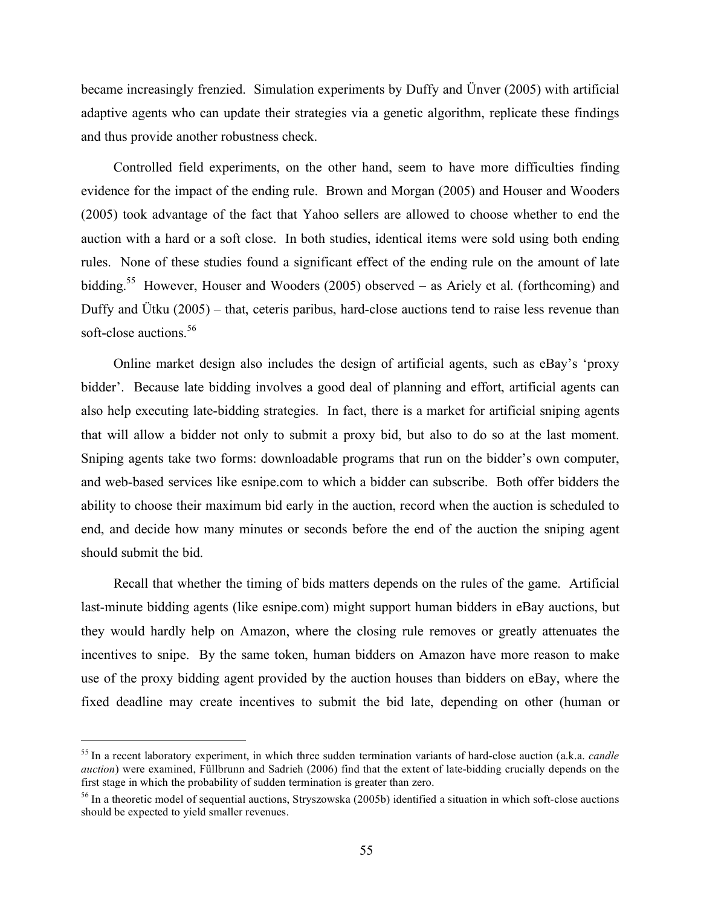became increasingly frenzied. Simulation experiments by Duffy and Ünver (2005) with artificial adaptive agents who can update their strategies via a genetic algorithm, replicate these findings and thus provide another robustness check.

Controlled field experiments, on the other hand, seem to have more difficulties finding evidence for the impact of the ending rule. Brown and Morgan (2005) and Houser and Wooders (2005) took advantage of the fact that Yahoo sellers are allowed to choose whether to end the auction with a hard or a soft close. In both studies, identical items were sold using both ending rules. None of these studies found a significant effect of the ending rule on the amount of late bidding.[55] However, Houser and Wooders (2005) observed – as Ariely et al. (forthcoming) and Duffy and Ütku (2005) – that, ceteris paribus, hard-close auctions tend to raise less revenue than soft-close auctions.[56]

Online market design also includes the design of artificial agents, such as eBay's 'proxy bidder'. Because late bidding involves a good deal of planning and effort, artificial agents can also help executing late-bidding strategies. In fact, there is a market for artificial sniping agents that will allow a bidder not only to submit a proxy bid, but also to do so at the last moment. Sniping agents take two forms: downloadable programs that run on the bidder's own computer, and web-based services like esnipe.com to which a bidder can subscribe. Both offer bidders the ability to choose their maximum bid early in the auction, record when the auction is scheduled to end, and decide how many minutes or seconds before the end of the auction the sniping agent should submit the bid.

Recall that whether the timing of bids matters depends on the rules of the game. Artificial last-minute bidding agents (like esnipe.com) might support human bidders in eBay auctions, but they would hardly help on Amazon, where the closing rule removes or greatly attenuates the incentives to snipe. By the same token, human bidders on Amazon have more reason to make use of the proxy bidding agent provided by the auction houses than bidders on eBay, where the fixed deadline may create incentives to submit the bid late, depending on other (human or

---

[55] In a recent laboratory experiment, in which three sudden termination variants of hard-close auction (a.k.a. *candle auction*) were examined, Füllbrunn and Sadrieh (2006) find that the extent of late-bidding crucially depends on the first stage in which the probability of sudden termination is greater than zero.

[56] In a theoretic model of sequential auctions, Stryszowska (2005b) identified a situation in which soft-close auctions should be expected to yield smaller revenues.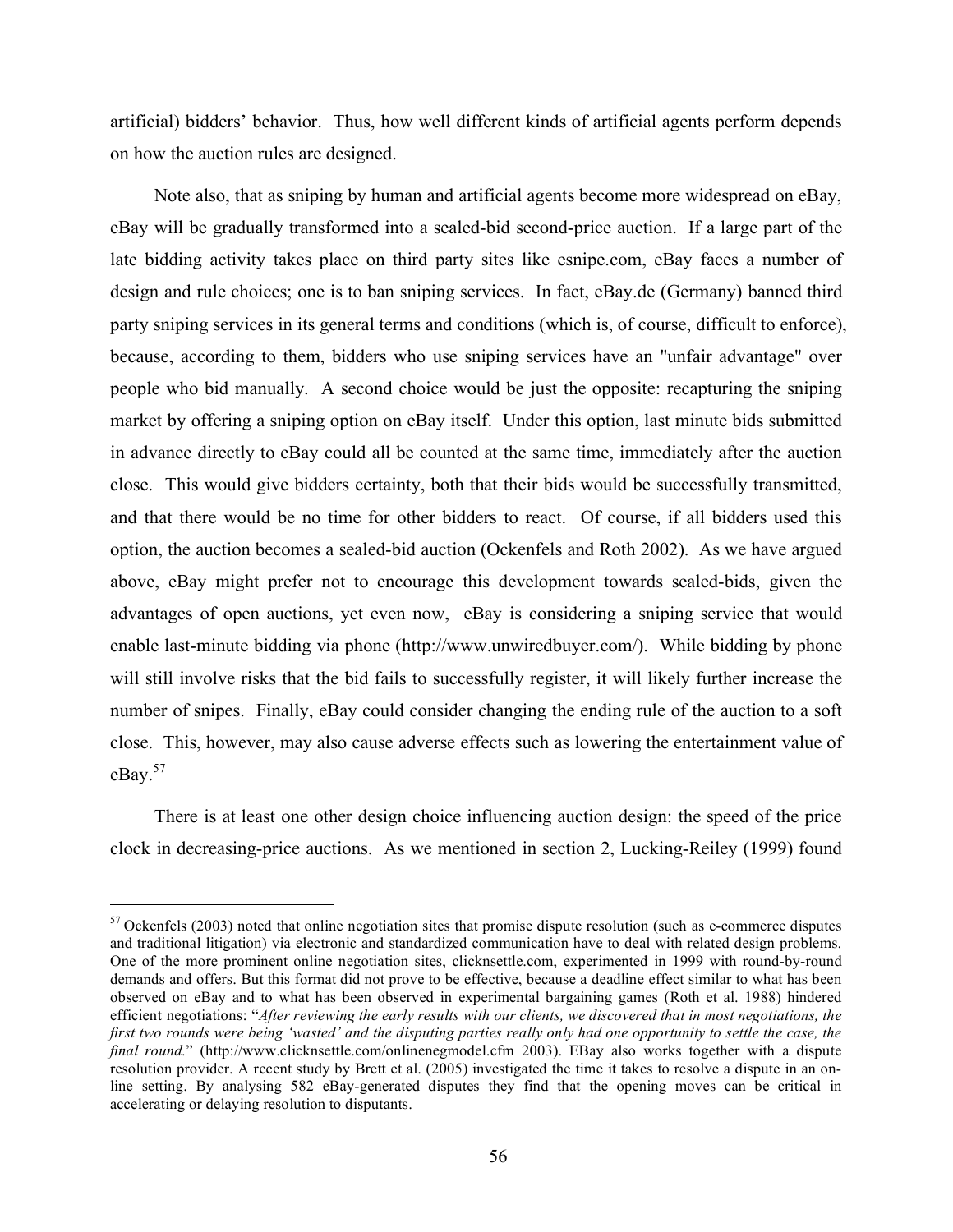artificial) bidders' behavior. Thus, how well different kinds of artificial agents perform depends on how the auction rules are designed.

Note also, that as sniping by human and artificial agents become more widespread on eBay, eBay will be gradually transformed into a sealed-bid second-price auction. If a large part of the late bidding activity takes place on third party sites like esnipe.com, eBay faces a number of design and rule choices; one is to ban sniping services. In fact, eBay.de (Germany) banned third party sniping services in its general terms and conditions (which is, of course, difficult to enforce), because, according to them, bidders who use sniping services have an "unfair advantage" over people who bid manually. A second choice would be just the opposite: recapturing the sniping market by offering a sniping option on eBay itself. Under this option, last minute bids submitted in advance directly to eBay could all be counted at the same time, immediately after the auction close. This would give bidders certainty, both that their bids would be successfully transmitted, and that there would be no time for other bidders to react. Of course, if all bidders used this option, the auction becomes a sealed-bid auction (Ockenfels and Roth 2002). As we have argued above, eBay might prefer not to encourage this development towards sealed-bids, given the advantages of open auctions, yet even now, eBay is considering a sniping service that would enable last-minute bidding via phone (http://www.unwiredbuyer.com/). While bidding by phone will still involve risks that the bid fails to successfully register, it will likely further increase the number of snipes. Finally, eBay could consider changing the ending rule of the auction to a soft close. This, however, may also cause adverse effects such as lowering the entertainment value of eBay.[57]

There is at least one other design choice influencing auction design: the speed of the price clock in decreasing-price auctions. As we mentioned in section 2, Lucking-Reiley (1999) found

---

[57] Ockenfels (2003) noted that online negotiation sites that promise dispute resolution (such as e-commerce disputes and traditional litigation) via electronic and standardized communication have to deal with related design problems. One of the more prominent online negotiation sites, clicknsettle.com, experimented in 1999 with round-by-round demands and offers. But this format did not prove to be effective, because a deadline effect similar to what has been observed on eBay and to what has been observed in experimental bargaining games (Roth et al. 1988) hindered efficient negotiations: "*After reviewing the early results with our clients, we discovered that in most negotiations, the first two rounds were being 'wasted' and the disputing parties really only had one opportunity to settle the case, the final round.*" (http://www.clicknsettle.com/onlinenegmodel.cfm 2003). EBay also works together with a dispute resolution provider. A recent study by Brett et al. (2005) investigated the time it takes to resolve a dispute in an on-line setting. By analysing 582 eBay-generated disputes they find that the opening moves can be critical in accelerating or delaying resolution to disputants.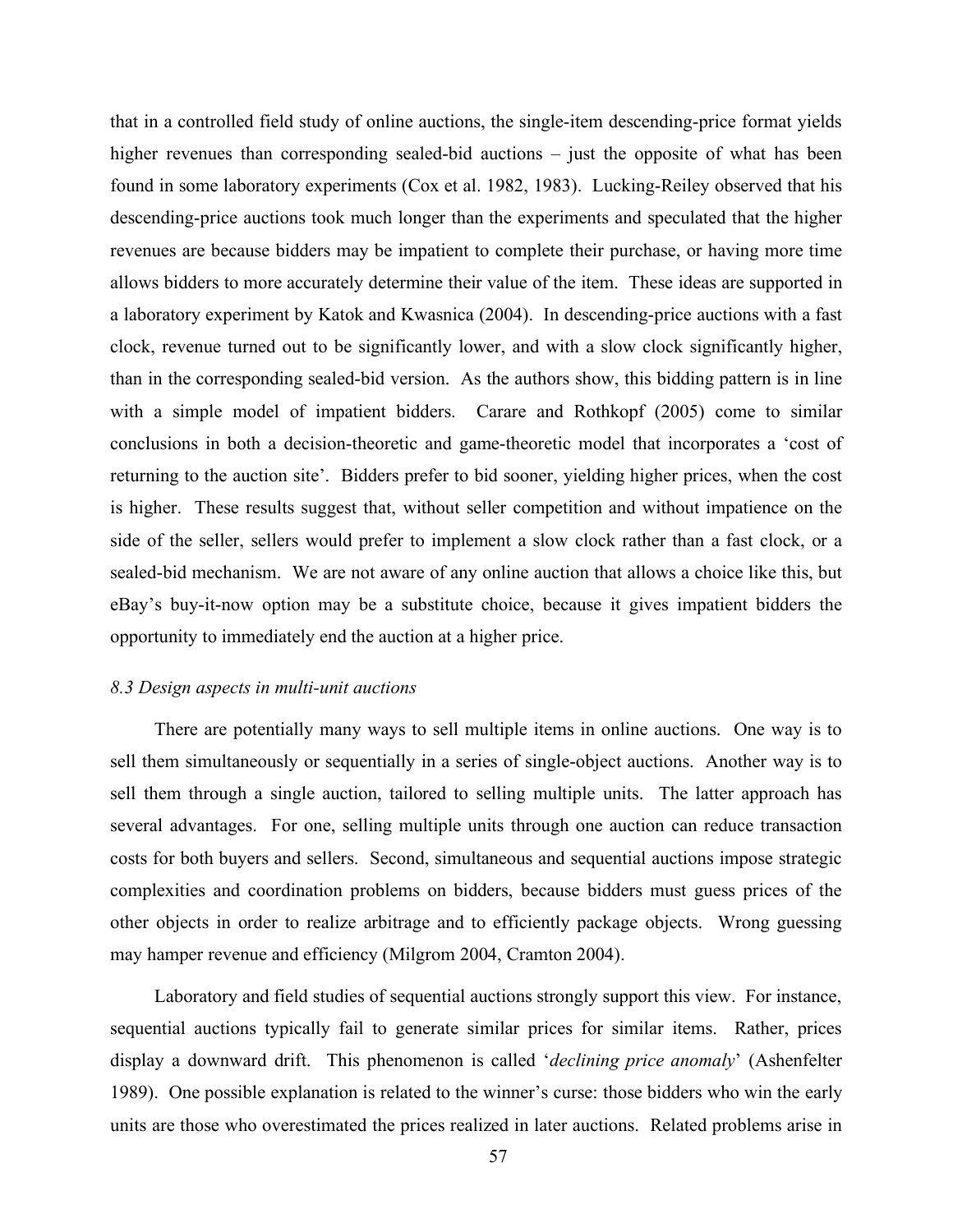that in a controlled field study of online auctions, the single-item descending-price format yields higher revenues than corresponding sealed-bid auctions – just the opposite of what has been found in some laboratory experiments (Cox et al. 1982, 1983). Lucking-Reiley observed that his descending-price auctions took much longer than the experiments and speculated that the higher revenues are because bidders may be impatient to complete their purchase, or having more time allows bidders to more accurately determine their value of the item. These ideas are supported in a laboratory experiment by Katok and Kwasnica (2004). In descending-price auctions with a fast clock, revenue turned out to be significantly lower, and with a slow clock significantly higher, than in the corresponding sealed-bid version. As the authors show, this bidding pattern is in line with a simple model of impatient bidders. Carare and Rothkopf (2005) come to similar conclusions in both a decision-theoretic and game-theoretic model that incorporates a 'cost of returning to the auction site'. Bidders prefer to bid sooner, yielding higher prices, when the cost is higher. These results suggest that, without seller competition and without impatience on the side of the seller, sellers would prefer to implement a slow clock rather than a fast clock, or a sealed-bid mechanism. We are not aware of any online auction that allows a choice like this, but eBay's buy-it-now option may be a substitute choice, because it gives impatient bidders the opportunity to immediately end the auction at a higher price.

### *8.3 Design aspects in multi-unit auctions*

There are potentially many ways to sell multiple items in online auctions. One way is to sell them simultaneously or sequentially in a series of single-object auctions. Another way is to sell them through a single auction, tailored to selling multiple units. The latter approach has several advantages. For one, selling multiple units through one auction can reduce transaction costs for both buyers and sellers. Second, simultaneous and sequential auctions impose strategic complexities and coordination problems on bidders, because bidders must guess prices of the other objects in order to realize arbitrage and to efficiently package objects. Wrong guessing may hamper revenue and efficiency (Milgrom 2004, Cramton 2004).

Laboratory and field studies of sequential auctions strongly support this view. For instance, sequential auctions typically fail to generate similar prices for similar items. Rather, prices display a downward drift. This phenomenon is called '*declining price anomaly*' (Ashenfelter 1989). One possible explanation is related to the winner's curse: those bidders who win the early units are those who overestimated the prices realized in later auctions. Related problems arise in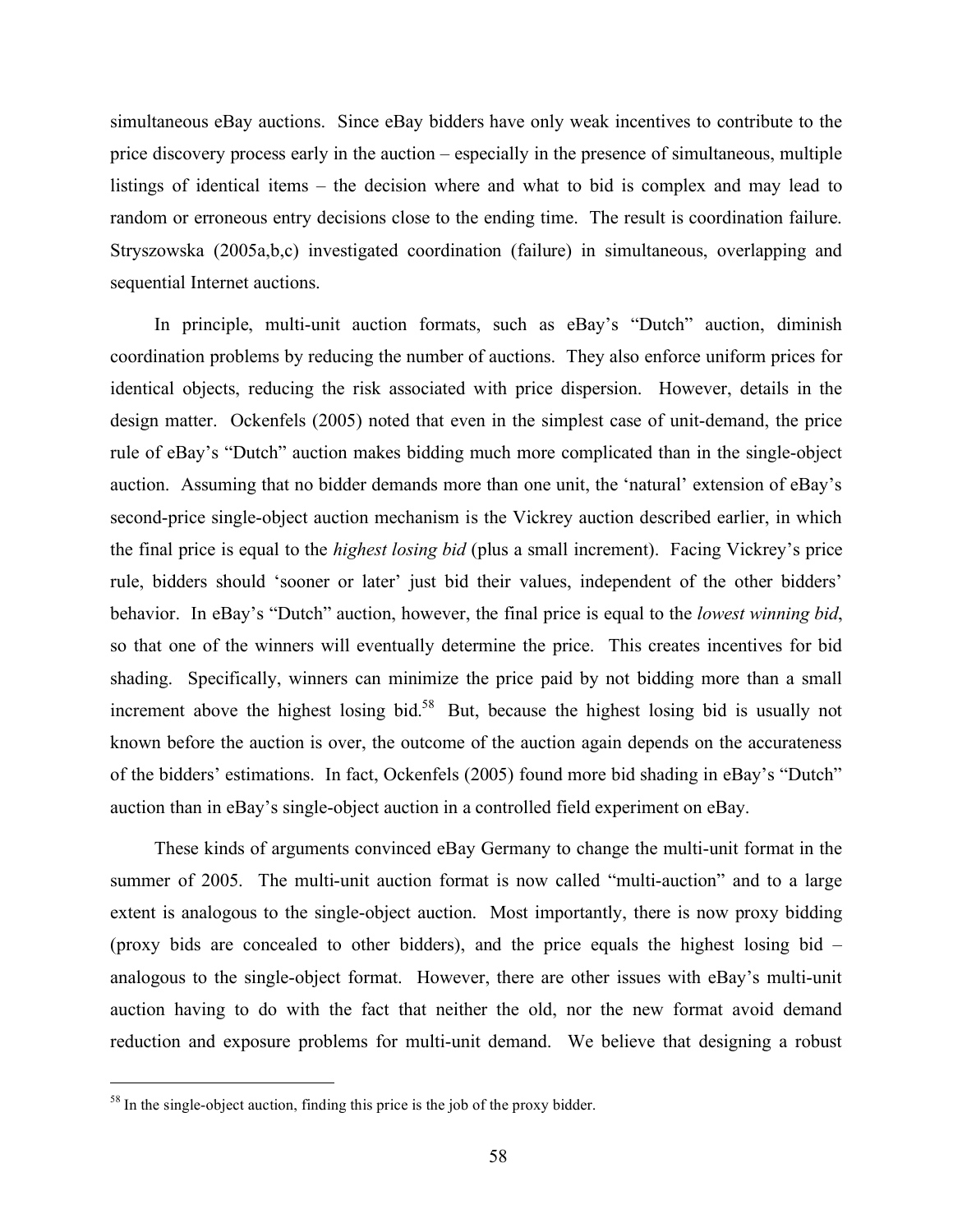simultaneous eBay auctions. Since eBay bidders have only weak incentives to contribute to the price discovery process early in the auction – especially in the presence of simultaneous, multiple listings of identical items – the decision where and what to bid is complex and may lead to random or erroneous entry decisions close to the ending time. The result is coordination failure. Stryszowska (2005a,b,c) investigated coordination (failure) in simultaneous, overlapping and sequential Internet auctions.

In principle, multi-unit auction formats, such as eBay's "Dutch" auction, diminish coordination problems by reducing the number of auctions. They also enforce uniform prices for identical objects, reducing the risk associated with price dispersion. However, details in the design matter. Ockenfels (2005) noted that even in the simplest case of unit-demand, the price rule of eBay's "Dutch" auction makes bidding much more complicated than in the single-object auction. Assuming that no bidder demands more than one unit, the 'natural' extension of eBay's second-price single-object auction mechanism is the Vickrey auction described earlier, in which the final price is equal to the *highest losing bid* (plus a small increment). Facing Vickrey's price rule, bidders should 'sooner or later' just bid their values, independent of the other bidders' behavior. In eBay's "Dutch" auction, however, the final price is equal to the *lowest winning bid*, so that one of the winners will eventually determine the price. This creates incentives for bid shading. Specifically, winners can minimize the price paid by not bidding more than a small increment above the highest losing bid.[58] But, because the highest losing bid is usually not known before the auction is over, the outcome of the auction again depends on the accurateness of the bidders' estimations. In fact, Ockenfels (2005) found more bid shading in eBay's "Dutch" auction than in eBay's single-object auction in a controlled field experiment on eBay.

These kinds of arguments convinced eBay Germany to change the multi-unit format in the summer of 2005. The multi-unit auction format is now called "multi-auction" and to a large extent is analogous to the single-object auction. Most importantly, there is now proxy bidding (proxy bids are concealed to other bidders), and the price equals the highest losing bid – analogous to the single-object format. However, there are other issues with eBay's multi-unit auction having to do with the fact that neither the old, nor the new format avoid demand reduction and exposure problems for multi-unit demand. We believe that designing a robust

[58] In the single-object auction, finding this price is the job of the proxy bidder.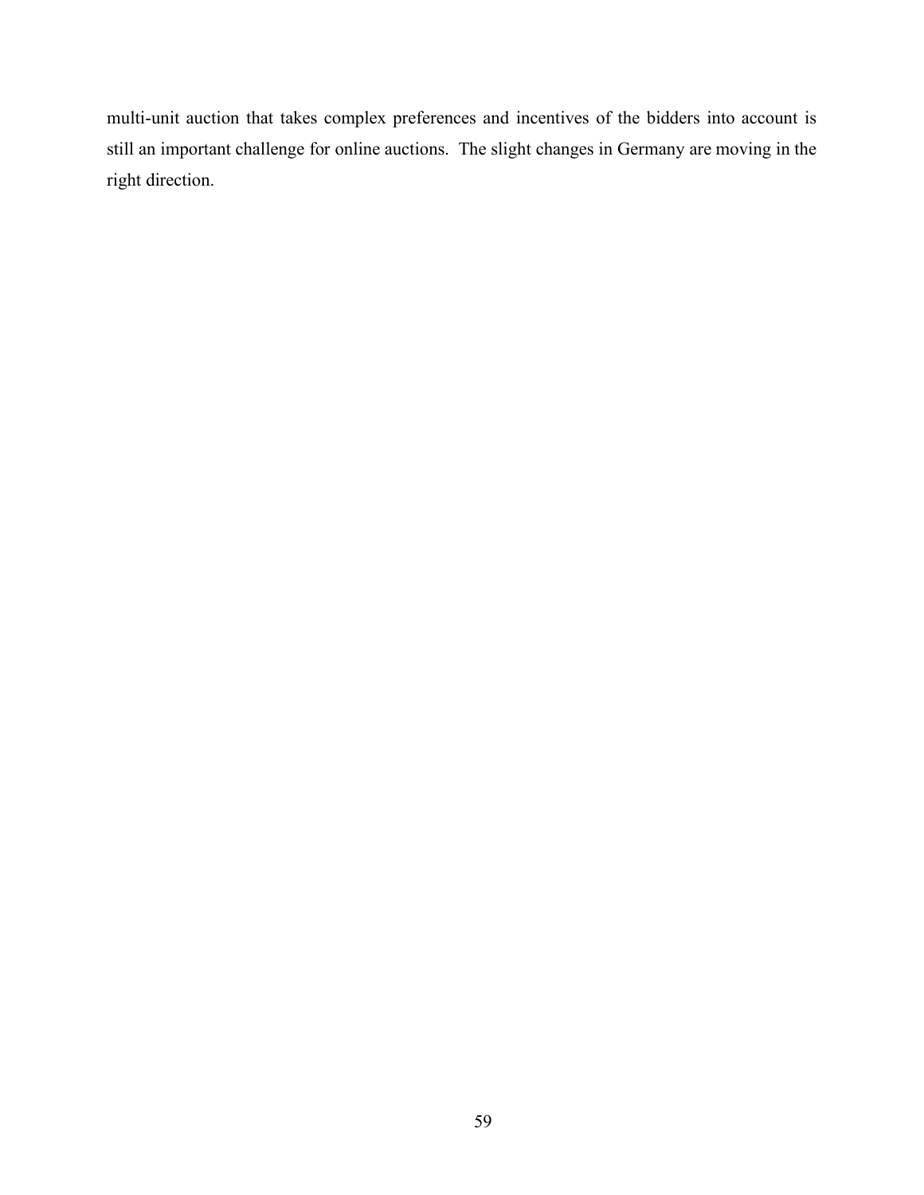multi-unit auction that takes complex preferences and incentives of the bidders into account is still an important challenge for online auctions. The slight changes in Germany are moving in the right direction.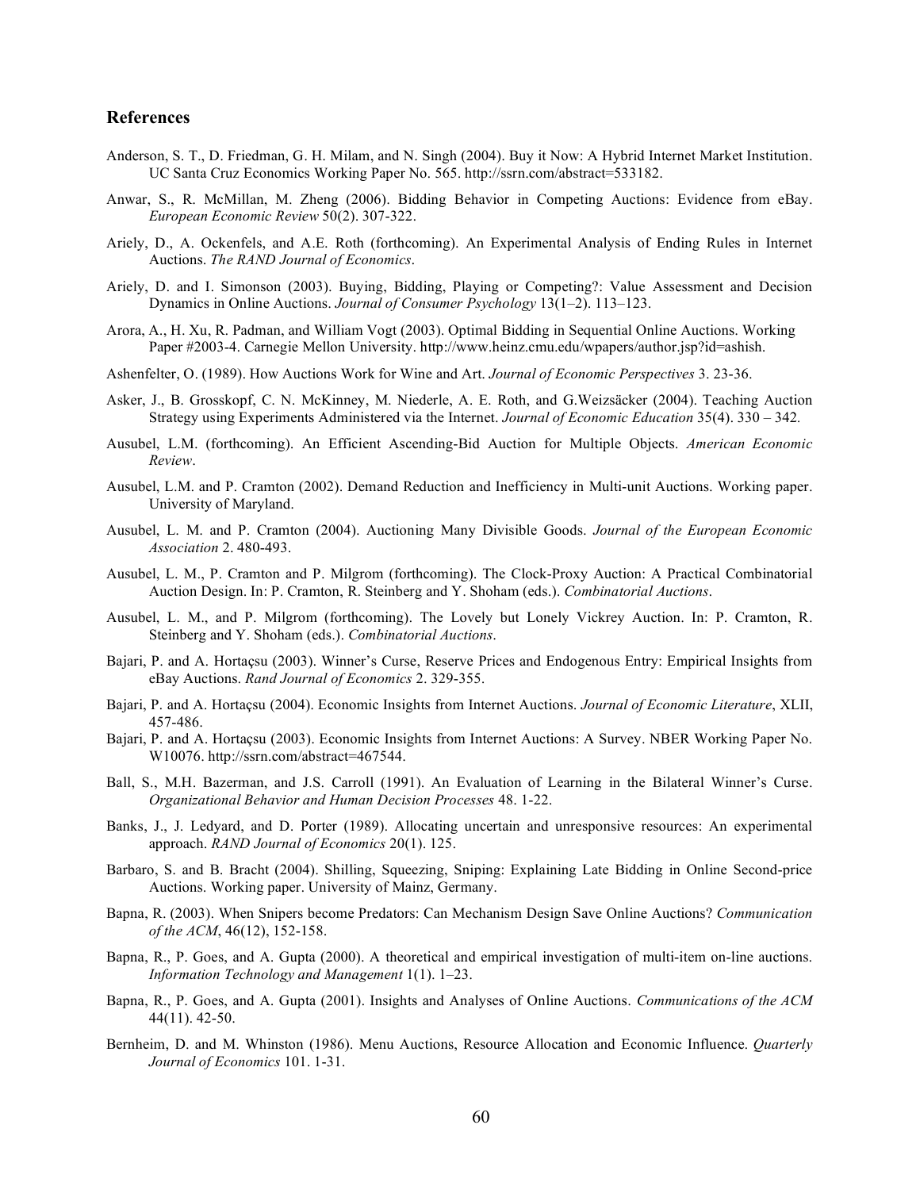## References

Anderson, S. T., D. Friedman, G. H. Milam, and N. Singh (2004). Buy it Now: A Hybrid Internet Market Institution. UC Santa Cruz Economics Working Paper No. 565. http://ssrn.com/abstract=533182.

Anwar, S., R. McMillan, M. Zheng (2006). Bidding Behavior in Competing Auctions: Evidence from eBay. *European Economic Review* 50(2). 307-322.

Ariely, D., A. Ockenfels, and A.E. Roth (forthcoming). An Experimental Analysis of Ending Rules in Internet Auctions. *The RAND Journal of Economics*.

Ariely, D. and I. Simonson (2003). Buying, Bidding, Playing or Competing?: Value Assessment and Decision Dynamics in Online Auctions. *Journal of Consumer Psychology* 13(1–2). 113–123.

Arora, A., H. Xu, R. Padman, and William Vogt (2003). Optimal Bidding in Sequential Online Auctions. Working Paper #2003-4. Carnegie Mellon University. http://www.heinz.cmu.edu/wpapers/author.jsp?id=ashish.

Ashenfelter, O. (1989). How Auctions Work for Wine and Art. *Journal of Economic Perspectives* 3. 23-36.

Asker, J., B. Grosskopf, C. N. McKinney, M. Niederle, A. E. Roth, and G.Weizsäcker (2004). Teaching Auction Strategy using Experiments Administered via the Internet. *Journal of Economic Education* 35(4). 330 – 342.

Ausubel, L.M. (forthcoming). An Efficient Ascending-Bid Auction for Multiple Objects. *American Economic Review*.

Ausubel, L.M. and P. Cramton (2002). Demand Reduction and Inefficiency in Multi-unit Auctions. Working paper. University of Maryland.

Ausubel, L. M. and P. Cramton (2004). Auctioning Many Divisible Goods. *Journal of the European Economic Association* 2. 480-493.

Ausubel, L. M., P. Cramton and P. Milgrom (forthcoming). The Clock-Proxy Auction: A Practical Combinatorial Auction Design. In: P. Cramton, R. Steinberg and Y. Shoham (eds.). *Combinatorial Auctions*.

Ausubel, L. M., and P. Milgrom (forthcoming). The Lovely but Lonely Vickrey Auction. In: P. Cramton, R. Steinberg and Y. Shoham (eds.). *Combinatorial Auctions*.

Bajari, P. and A. Hortaçsu (2003). Winner's Curse, Reserve Prices and Endogenous Entry: Empirical Insights from eBay Auctions. *Rand Journal of Economics* 2. 329-355.

Bajari, P. and A. Hortaçsu (2004). Economic Insights from Internet Auctions. *Journal of Economic Literature*, XLII, 457-486.

Bajari, P. and A. Hortaçsu (2003). Economic Insights from Internet Auctions: A Survey. NBER Working Paper No. W10076. http://ssrn.com/abstract=467544.

Ball, S., M.H. Bazerman, and J.S. Carroll (1991). An Evaluation of Learning in the Bilateral Winner's Curse. *Organizational Behavior and Human Decision Processes* 48. 1-22.

Banks, J., J. Ledyard, and D. Porter (1989). Allocating uncertain and unresponsive resources: An experimental approach. *RAND Journal of Economics* 20(1). 125.

Barbaro, S. and B. Bracht (2004). Shilling, Squeezing, Sniping: Explaining Late Bidding in Online Second-price Auctions. Working paper. University of Mainz, Germany.

Bapna, R. (2003). When Snipers become Predators: Can Mechanism Design Save Online Auctions? *Communication of the ACM*, 46(12), 152-158.

Bapna, R., P. Goes, and A. Gupta (2000). A theoretical and empirical investigation of multi-item on-line auctions. *Information Technology and Management* 1(1). 1–23.

Bapna, R., P. Goes, and A. Gupta (2001). Insights and Analyses of Online Auctions. *Communications of the ACM* 44(11). 42-50.

Bernheim, D. and M. Whinston (1986). Menu Auctions, Resource Allocation and Economic Influence. *Quarterly Journal of Economics* 101. 1-31.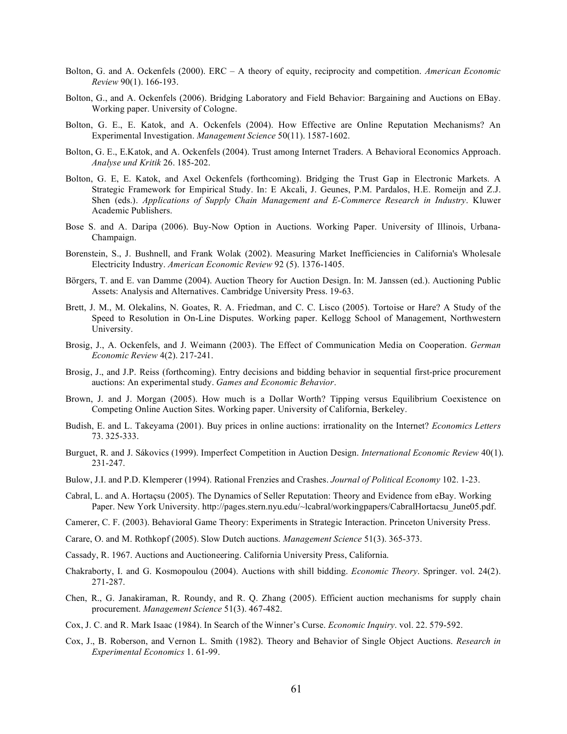Bolton, G. and A. Ockenfels (2000). ERC – A theory of equity, reciprocity and competition. *American Economic Review* 90(1). 166-193.

Bolton, G., and A. Ockenfels (2006). Bridging Laboratory and Field Behavior: Bargaining and Auctions on EBay. Working paper. University of Cologne.

Bolton, G. E., E. Katok, and A. Ockenfels (2004). How Effective are Online Reputation Mechanisms? An Experimental Investigation. *Management Science* 50(11). 1587-1602.

Bolton, G. E., E.Katok, and A. Ockenfels (2004). Trust among Internet Traders. A Behavioral Economics Approach. *Analyse und Kritik* 26. 185-202.

Bolton, G. E, E. Katok, and Axel Ockenfels (forthcoming). Bridging the Trust Gap in Electronic Markets. A Strategic Framework for Empirical Study. In: E Akcali, J. Geunes, P.M. Pardalos, H.E. Romeijn and Z.J. Shen (eds.). *Applications of Supply Chain Management and E-Commerce Research in Industry*. Kluwer Academic Publishers.

Bose S. and A. Daripa (2006). Buy-Now Option in Auctions. Working Paper. University of Illinois, Urbana-Champaign.

Borenstein, S., J. Bushnell, and Frank Wolak (2002). Measuring Market Inefficiencies in California's Wholesale Electricity Industry. *American Economic Review* 92 (5). 1376-1405.

Börgers, T. and E. van Damme (2004). Auction Theory for Auction Design. In: M. Janssen (ed.). Auctioning Public Assets: Analysis and Alternatives. Cambridge University Press. 19-63.

Brett, J. M., M. Olekalins, N. Goates, R. A. Friedman, and C. C. Lisco (2005). Tortoise or Hare? A Study of the Speed to Resolution in On-Line Disputes. Working paper. Kellogg School of Management, Northwestern University.

Brosig, J., A. Ockenfels, and J. Weimann (2003). The Effect of Communication Media on Cooperation. *German Economic Review* 4(2). 217-241.

Brosig, J., and J.P. Reiss (forthcoming). Entry decisions and bidding behavior in sequential first-price procurement auctions: An experimental study. *Games and Economic Behavior*.

Brown, J. and J. Morgan (2005). How much is a Dollar Worth? Tipping versus Equilibrium Coexistence on Competing Online Auction Sites. Working paper. University of California, Berkeley.

Budish, E. and L. Takeyama (2001). Buy prices in online auctions: irrationality on the Internet? *Economics Letters* 73. 325-333.

Burguet, R. and J. Sákovics (1999). Imperfect Competition in Auction Design. *International Economic Review* 40(1). 231-247.

Bulow, J.I. and P.D. Klemperer (1994). Rational Frenzies and Crashes. *Journal of Political Economy* 102. 1-23.

Cabral, L. and A. Hortaçsu (2005). The Dynamics of Seller Reputation: Theory and Evidence from eBay. Working Paper. New York University. http://pages.stern.nyu.edu/~lcabral/workingpapers/CabralHortacsu_June05.pdf.

Camerer, C. F. (2003). Behavioral Game Theory: Experiments in Strategic Interaction. Princeton University Press.

Carare, O. and M. Rothkopf (2005). Slow Dutch auctions. *Management Science* 51(3). 365-373.

Cassady, R. 1967. Auctions and Auctioneering. California University Press, California.

Chakraborty, I. and G. Kosmopoulou (2004). Auctions with shill bidding. *Economic Theory*. Springer. vol. 24(2). 271-287.

Chen, R., G. Janakiraman, R. Roundy, and R. Q. Zhang (2005). Efficient auction mechanisms for supply chain procurement. *Management Science* 51(3). 467-482.

Cox, J. C. and R. Mark Isaac (1984). In Search of the Winner's Curse. *Economic Inquiry*. vol. 22. 579-592.

Cox, J., B. Roberson, and Vernon L. Smith (1982). Theory and Behavior of Single Object Auctions. *Research in Experimental Economics* 1. 61-99.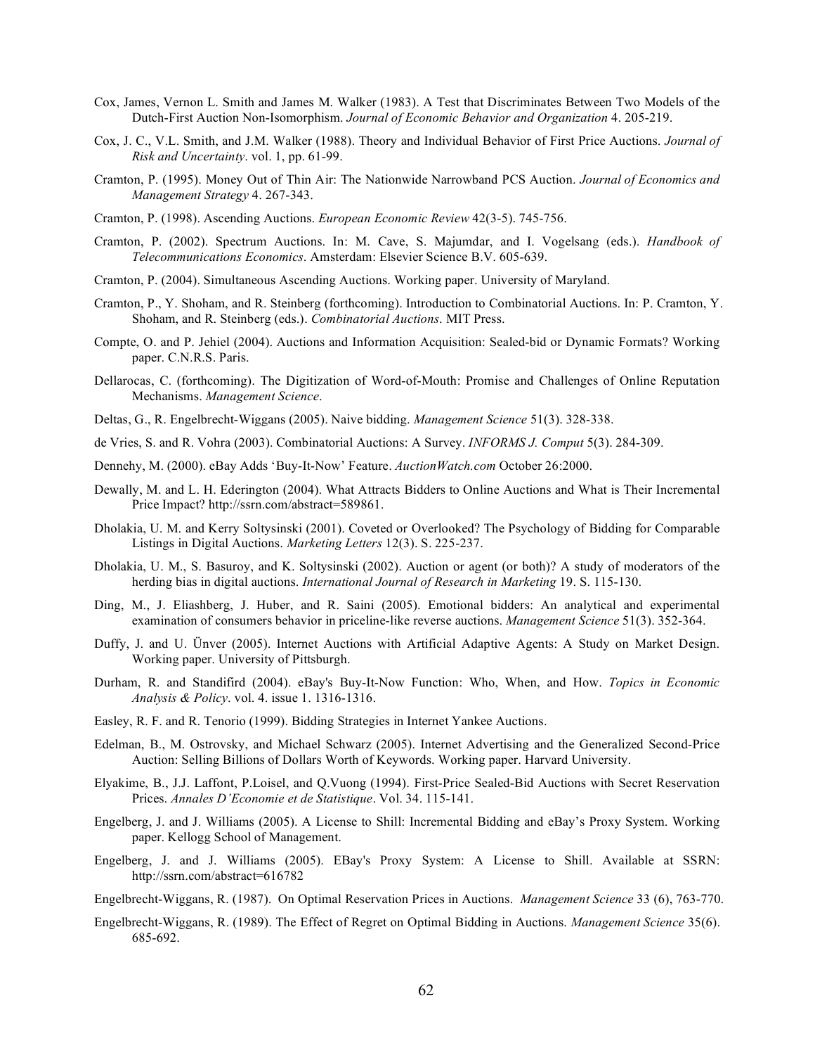Cox, James, Vernon L. Smith and James M. Walker (1983). A Test that Discriminates Between Two Models of the Dutch-First Auction Non-Isomorphism. *Journal of Economic Behavior and Organization* 4. 205-219.

Cox, J. C., V.L. Smith, and J.M. Walker (1988). Theory and Individual Behavior of First Price Auctions. *Journal of Risk and Uncertainty*. vol. 1, pp. 61-99.

Cramton, P. (1995). Money Out of Thin Air: The Nationwide Narrowband PCS Auction. *Journal of Economics and Management Strategy* 4. 267-343.

Cramton, P. (1998). Ascending Auctions. *European Economic Review* 42(3-5). 745-756.

Cramton, P. (2002). Spectrum Auctions. In: M. Cave, S. Majumdar, and I. Vogelsang (eds.). *Handbook of Telecommunications Economics*. Amsterdam: Elsevier Science B.V. 605-639.

Cramton, P. (2004). Simultaneous Ascending Auctions. Working paper. University of Maryland.

Cramton, P., Y. Shoham, and R. Steinberg (forthcoming). Introduction to Combinatorial Auctions. In: P. Cramton, Y. Shoham, and R. Steinberg (eds.). *Combinatorial Auctions*. MIT Press.

Compte, O. and P. Jehiel (2004). Auctions and Information Acquisition: Sealed-bid or Dynamic Formats? Working paper. C.N.R.S. Paris.

Dellarocas, C. (forthcoming). The Digitization of Word-of-Mouth: Promise and Challenges of Online Reputation Mechanisms. *Management Science*.

Deltas, G., R. Engelbrecht-Wiggans (2005). Naive bidding. *Management Science* 51(3). 328-338.

de Vries, S. and R. Vohra (2003). Combinatorial Auctions: A Survey. *INFORMS J. Comput* 5(3). 284-309.

Dennehy, M. (2000). eBay Adds 'Buy-It-Now' Feature. *AuctionWatch.com* October 26:2000.

Dewally, M. and L. H. Ederington (2004). What Attracts Bidders to Online Auctions and What is Their Incremental Price Impact? http://ssrn.com/abstract=589861.

Dholakia, U. M. and Kerry Soltysinski (2001). Coveted or Overlooked? The Psychology of Bidding for Comparable Listings in Digital Auctions. *Marketing Letters* 12(3). S. 225-237.

Dholakia, U. M., S. Basuroy, and K. Soltysinski (2002). Auction or agent (or both)? A study of moderators of the herding bias in digital auctions. *International Journal of Research in Marketing* 19. S. 115-130.

Ding, M., J. Eliashberg, J. Huber, and R. Saini (2005). Emotional bidders: An analytical and experimental examination of consumers behavior in priceline-like reverse auctions. *Management Science* 51(3). 352-364.

Duffy, J. and U. Ünver (2005). Internet Auctions with Artificial Adaptive Agents: A Study on Market Design. Working paper. University of Pittsburgh.

Durham, R. and Standifird (2004). eBay's Buy-It-Now Function: Who, When, and How. *Topics in Economic Analysis & Policy*. vol. 4. issue 1. 1316-1316.

Easley, R. F. and R. Tenorio (1999). Bidding Strategies in Internet Yankee Auctions.

Edelman, B., M. Ostrovsky, and Michael Schwarz (2005). Internet Advertising and the Generalized Second-Price Auction: Selling Billions of Dollars Worth of Keywords. Working paper. Harvard University.

Elyakime, B., J.J. Laffont, P.Loisel, and Q.Vuong (1994). First-Price Sealed-Bid Auctions with Secret Reservation Prices. *Annales D'Economie et de Statistique*. Vol. 34. 115-141.

Engelberg, J. and J. Williams (2005). A License to Shill: Incremental Bidding and eBay's Proxy System. Working paper. Kellogg School of Management.

Engelberg, J. and J. Williams (2005). EBay's Proxy System: A License to Shill. Available at SSRN: http://ssrn.com/abstract=616782

Engelbrecht-Wiggans, R. (1987). On Optimal Reservation Prices in Auctions. *Management Science* 33 (6), 763-770.

Engelbrecht-Wiggans, R. (1989). The Effect of Regret on Optimal Bidding in Auctions. *Management Science* 35(6). 685-692.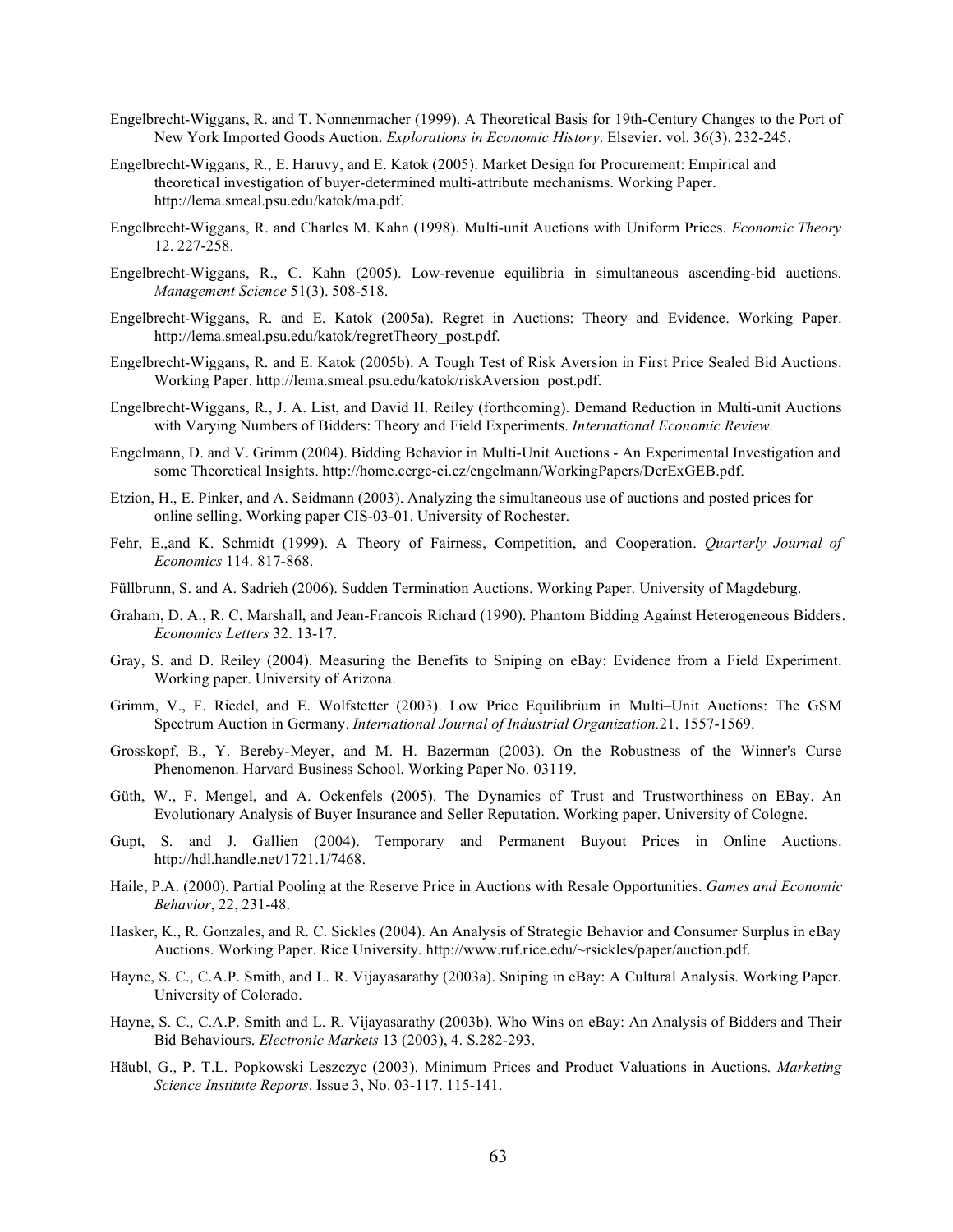Engelbrecht-Wiggans, R. and T. Nonnenmacher (1999). A Theoretical Basis for 19th-Century Changes to the Port of New York Imported Goods Auction. *Explorations in Economic History*. Elsevier. vol. 36(3). 232-245.

Engelbrecht-Wiggans, R., E. Haruvy, and E. Katok (2005). Market Design for Procurement: Empirical and theoretical investigation of buyer-determined multi-attribute mechanisms. Working Paper. http://lema.smeal.psu.edu/katok/ma.pdf.

Engelbrecht-Wiggans, R. and Charles M. Kahn (1998). Multi-unit Auctions with Uniform Prices. *Economic Theory* 12. 227-258.

Engelbrecht-Wiggans, R., C. Kahn (2005). Low-revenue equilibria in simultaneous ascending-bid auctions. *Management Science* 51(3). 508-518.

Engelbrecht-Wiggans, R. and E. Katok (2005a). Regret in Auctions: Theory and Evidence. Working Paper. http://lema.smeal.psu.edu/katok/regretTheory_post.pdf.

Engelbrecht-Wiggans, R. and E. Katok (2005b). A Tough Test of Risk Aversion in First Price Sealed Bid Auctions. Working Paper. http://lema.smeal.psu.edu/katok/riskAversion_post.pdf.

Engelbrecht-Wiggans, R., J. A. List, and David H. Reiley (forthcoming). Demand Reduction in Multi-unit Auctions with Varying Numbers of Bidders: Theory and Field Experiments. *International Economic Review*.

Engelmann, D. and V. Grimm (2004). Bidding Behavior in Multi-Unit Auctions - An Experimental Investigation and some Theoretical Insights. http://home.cerge-ei.cz/engelmann/WorkingPapers/DerExGEB.pdf.

Etzion, H., E. Pinker, and A. Seidmann (2003). Analyzing the simultaneous use of auctions and posted prices for online selling. Working paper CIS-03-01. University of Rochester.

Fehr, E.,and K. Schmidt (1999). A Theory of Fairness, Competition, and Cooperation. *Quarterly Journal of Economics* 114. 817-868.

Füllbrunn, S. and A. Sadrieh (2006). Sudden Termination Auctions. Working Paper. University of Magdeburg.

Graham, D. A., R. C. Marshall, and Jean-Francois Richard (1990). Phantom Bidding Against Heterogeneous Bidders. *Economics Letters* 32. 13-17.

Gray, S. and D. Reiley (2004). Measuring the Benefits to Sniping on eBay: Evidence from a Field Experiment. Working paper. University of Arizona.

Grimm, V., F. Riedel, and E. Wolfstetter (2003). Low Price Equilibrium in Multi–Unit Auctions: The GSM Spectrum Auction in Germany. *International Journal of Industrial Organization*.21. 1557-1569.

Grosskopf, B., Y. Bereby-Meyer, and M. H. Bazerman (2003). On the Robustness of the Winner's Curse Phenomenon. Harvard Business School. Working Paper No. 03119.

Güth, W., F. Mengel, and A. Ockenfels (2005). The Dynamics of Trust and Trustworthiness on EBay. An Evolutionary Analysis of Buyer Insurance and Seller Reputation. Working paper. University of Cologne.

Gupt, S. and J. Gallien (2004). Temporary and Permanent Buyout Prices in Online Auctions. http://hdl.handle.net/1721.1/7468.

Haile, P.A. (2000). Partial Pooling at the Reserve Price in Auctions with Resale Opportunities. *Games and Economic Behavior*, 22, 231-48.

Hasker, K., R. Gonzales, and R. C. Sickles (2004). An Analysis of Strategic Behavior and Consumer Surplus in eBay Auctions. Working Paper. Rice University. http://www.ruf.rice.edu/~rsickles/paper/auction.pdf.

Hayne, S. C., C.A.P. Smith, and L. R. Vijayasarathy (2003a). Sniping in eBay: A Cultural Analysis. Working Paper. University of Colorado.

Hayne, S. C., C.A.P. Smith and L. R. Vijayasarathy (2003b). Who Wins on eBay: An Analysis of Bidders and Their Bid Behaviours. *Electronic Markets* 13 (2003), 4. S.282-293.

Häubl, G., P. T.L. Popkowski Leszczyc (2003). Minimum Prices and Product Valuations in Auctions. *Marketing Science Institute Reports*. Issue 3, No. 03-117. 115-141.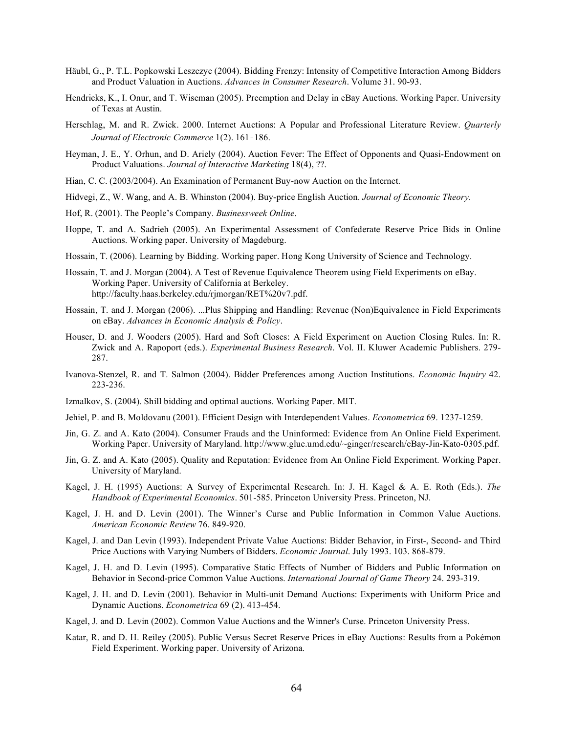Häubl, G., P. T.L. Popkowski Leszczyc (2004). Bidding Frenzy: Intensity of Competitive Interaction Among Bidders and Product Valuation in Auctions. *Advances in Consumer Research*. Volume 31. 90-93.

Hendricks, K., I. Onur, and T. Wiseman (2005). Preemption and Delay in eBay Auctions. Working Paper. University of Texas at Austin.

Herschlag, M. and R. Zwick. 2000. Internet Auctions: A Popular and Professional Literature Review. *Quarterly Journal of Electronic Commerce* 1(2). 161‐186.

Heyman, J. E., Y. Orhun, and D. Ariely (2004). Auction Fever: The Effect of Opponents and Quasi-Endowment on Product Valuations. *Journal of Interactive Marketing* 18(4), ??.

Hian, C. C. (2003/2004). An Examination of Permanent Buy-now Auction on the Internet.

Hidvegi, Z., W. Wang, and A. B. Whinston (2004). Buy-price English Auction. *Journal of Economic Theory.*

Hof, R. (2001). The People's Company. *Businessweek Online*.

Hoppe, T. and A. Sadrieh (2005). An Experimental Assessment of Confederate Reserve Price Bids in Online Auctions. Working paper. University of Magdeburg.

Hossain, T. (2006). Learning by Bidding. Working paper. Hong Kong University of Science and Technology.

Hossain, T. and J. Morgan (2004). A Test of Revenue Equivalence Theorem using Field Experiments on eBay. Working Paper. University of California at Berkeley. http://faculty.haas.berkeley.edu/rjmorgan/RET%20v7.pdf.

Hossain, T. and J. Morgan (2006). ...Plus Shipping and Handling: Revenue (Non)Equivalence in Field Experiments on eBay. *Advances in Economic Analysis & Policy*.

Houser, D. and J. Wooders (2005). Hard and Soft Closes: A Field Experiment on Auction Closing Rules. In: R. Zwick and A. Rapoport (eds.). *Experimental Business Research*. Vol. II. Kluwer Academic Publishers. 279-287.

Ivanova-Stenzel, R. and T. Salmon (2004). Bidder Preferences among Auction Institutions. *Economic Inquiry* 42. 223-236.

Izmalkov, S. (2004). Shill bidding and optimal auctions. Working Paper. MIT.

Jehiel, P. and B. Moldovanu (2001). Efficient Design with Interdependent Values. *Econometrica* 69. 1237-1259.

Jin, G. Z. and A. Kato (2004). Consumer Frauds and the Uninformed: Evidence from An Online Field Experiment. Working Paper. University of Maryland. http://www.glue.umd.edu/~ginger/research/eBay-Jin-Kato-0305.pdf.

Jin, G. Z. and A. Kato (2005). Quality and Reputation: Evidence from An Online Field Experiment. Working Paper. University of Maryland.

Kagel, J. H. (1995) Auctions: A Survey of Experimental Research. In: J. H. Kagel & A. E. Roth (Eds.). *The Handbook of Experimental Economics*. 501-585. Princeton University Press. Princeton, NJ.

Kagel, J. H. and D. Levin (2001). The Winner's Curse and Public Information in Common Value Auctions. *American Economic Review* 76. 849-920.

Kagel, J. and Dan Levin (1993). Independent Private Value Auctions: Bidder Behavior, in First-, Second- and Third Price Auctions with Varying Numbers of Bidders. *Economic Journal*. July 1993. 103. 868-879.

Kagel, J. H. and D. Levin (1995). Comparative Static Effects of Number of Bidders and Public Information on Behavior in Second-price Common Value Auctions. *International Journal of Game Theory* 24. 293-319.

Kagel, J. H. and D. Levin (2001). Behavior in Multi-unit Demand Auctions: Experiments with Uniform Price and Dynamic Auctions. *Econometrica* 69 (2). 413-454.

Kagel, J. and D. Levin (2002). Common Value Auctions and the Winner's Curse. Princeton University Press.

Katar, R. and D. H. Reiley (2005). Public Versus Secret Reserve Prices in eBay Auctions: Results from a Pokémon Field Experiment. Working paper. University of Arizona.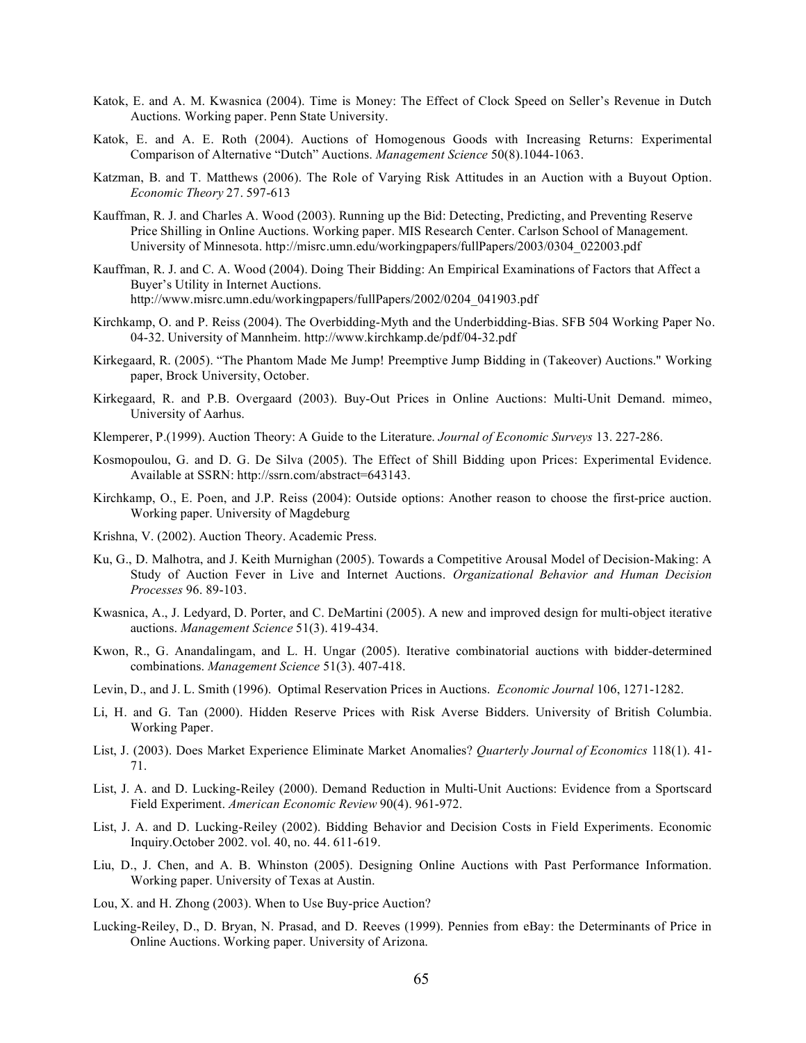Katok, E. and A. M. Kwasnica (2004). Time is Money: The Effect of Clock Speed on Seller's Revenue in Dutch Auctions. Working paper. Penn State University.

Katok, E. and A. E. Roth (2004). Auctions of Homogenous Goods with Increasing Returns: Experimental Comparison of Alternative "Dutch" Auctions. *Management Science* 50(8).1044-1063.

Katzman, B. and T. Matthews (2006). The Role of Varying Risk Attitudes in an Auction with a Buyout Option. *Economic Theory* 27. 597-613

Kauffman, R. J. and Charles A. Wood (2003). Running up the Bid: Detecting, Predicting, and Preventing Reserve Price Shilling in Online Auctions. Working paper. MIS Research Center. Carlson School of Management. University of Minnesota. http://misrc.umn.edu/workingpapers/fullPapers/2003/0304_022003.pdf

Kauffman, R. J. and C. A. Wood (2004). Doing Their Bidding: An Empirical Examinations of Factors that Affect a Buyer's Utility in Internet Auctions. http://www.misrc.umn.edu/workingpapers/fullPapers/2002/0204_041903.pdf

Kirchkamp, O. and P. Reiss (2004). The Overbidding-Myth and the Underbidding-Bias. SFB 504 Working Paper No. 04-32. University of Mannheim. http://www.kirchkamp.de/pdf/04-32.pdf

Kirkegaard, R. (2005). "The Phantom Made Me Jump! Preemptive Jump Bidding in (Takeover) Auctions." Working paper, Brock University, October.

Kirkegaard, R. and P.B. Overgaard (2003). Buy-Out Prices in Online Auctions: Multi-Unit Demand. mimeo, University of Aarhus.

Klemperer, P.(1999). Auction Theory: A Guide to the Literature. *Journal of Economic Surveys* 13. 227-286.

Kosmopoulou, G. and D. G. De Silva (2005). The Effect of Shill Bidding upon Prices: Experimental Evidence. Available at SSRN: http://ssrn.com/abstract=643143.

Kirchkamp, O., E. Poen, and J.P. Reiss (2004): Outside options: Another reason to choose the first-price auction. Working paper. University of Magdeburg

Krishna, V. (2002). Auction Theory. Academic Press.

Ku, G., D. Malhotra, and J. Keith Murnighan (2005). Towards a Competitive Arousal Model of Decision-Making: A Study of Auction Fever in Live and Internet Auctions. *Organizational Behavior and Human Decision Processes* 96. 89-103.

Kwasnica, A., J. Ledyard, D. Porter, and C. DeMartini (2005). A new and improved design for multi-object iterative auctions. *Management Science* 51(3). 419-434.

Kwon, R., G. Anandalingam, and L. H. Ungar (2005). Iterative combinatorial auctions with bidder-determined combinations. *Management Science* 51(3). 407-418.

Levin, D., and J. L. Smith (1996). Optimal Reservation Prices in Auctions. *Economic Journal* 106, 1271-1282.

Li, H. and G. Tan (2000). Hidden Reserve Prices with Risk Averse Bidders. University of British Columbia. Working Paper.

List, J. (2003). Does Market Experience Eliminate Market Anomalies? *Quarterly Journal of Economics* 118(1). 41-71.

List, J. A. and D. Lucking-Reiley (2000). Demand Reduction in Multi-Unit Auctions: Evidence from a Sportscard Field Experiment. *American Economic Review* 90(4). 961-972.

List, J. A. and D. Lucking-Reiley (2002). Bidding Behavior and Decision Costs in Field Experiments. Economic Inquiry.October 2002. vol. 40, no. 44. 611-619.

Liu, D., J. Chen, and A. B. Whinston (2005). Designing Online Auctions with Past Performance Information. Working paper. University of Texas at Austin.

Lou, X. and H. Zhong (2003). When to Use Buy-price Auction?

Lucking-Reiley, D., D. Bryan, N. Prasad, and D. Reeves (1999). Pennies from eBay: the Determinants of Price in Online Auctions. Working paper. University of Arizona.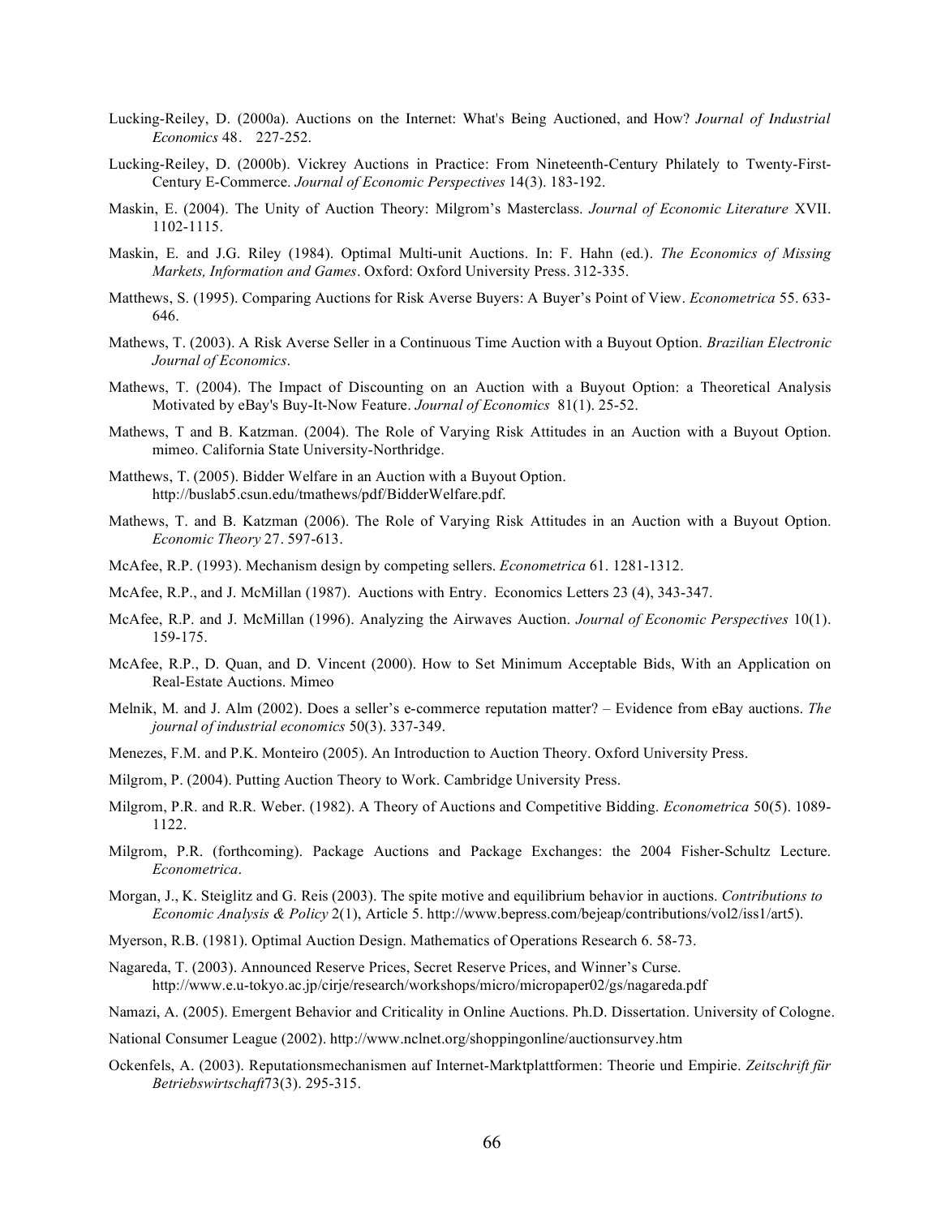Lucking-Reiley, D. (2000a). Auctions on the Internet: What's Being Auctioned, and How? *Journal of Industrial Economics* 48. 227-252.

Lucking-Reiley, D. (2000b). Vickrey Auctions in Practice: From Nineteenth-Century Philately to Twenty-First-Century E-Commerce. *Journal of Economic Perspectives* 14(3). 183-192.

Maskin, E. (2004). The Unity of Auction Theory: Milgrom's Masterclass. *Journal of Economic Literature* XVII. 1102-1115.

Maskin, E. and J.G. Riley (1984). Optimal Multi-unit Auctions. In: F. Hahn (ed.). *The Economics of Missing Markets, Information and Games*. Oxford: Oxford University Press. 312-335.

Matthews, S. (1995). Comparing Auctions for Risk Averse Buyers: A Buyer's Point of View. *Econometrica* 55. 633-646.

Mathews, T. (2003). A Risk Averse Seller in a Continuous Time Auction with a Buyout Option. *Brazilian Electronic Journal of Economics*.

Mathews, T. (2004). The Impact of Discounting on an Auction with a Buyout Option: a Theoretical Analysis Motivated by eBay's Buy-It-Now Feature. *Journal of Economics* 81(1). 25-52.

Mathews, T and B. Katzman. (2004). The Role of Varying Risk Attitudes in an Auction with a Buyout Option. mimeo. California State University-Northridge.

Matthews, T. (2005). Bidder Welfare in an Auction with a Buyout Option. http://buslab5.csun.edu/tmathews/pdf/BidderWelfare.pdf.

Mathews, T. and B. Katzman (2006). The Role of Varying Risk Attitudes in an Auction with a Buyout Option. *Economic Theory* 27. 597-613.

McAfee, R.P. (1993). Mechanism design by competing sellers. *Econometrica* 61. 1281-1312.

McAfee, R.P., and J. McMillan (1987). Auctions with Entry. Economics Letters 23 (4), 343-347.

McAfee, R.P. and J. McMillan (1996). Analyzing the Airwaves Auction. *Journal of Economic Perspectives* 10(1). 159-175.

McAfee, R.P., D. Quan, and D. Vincent (2000). How to Set Minimum Acceptable Bids, With an Application on Real-Estate Auctions. Mimeo

Melnik, M. and J. Alm (2002). Does a seller's e-commerce reputation matter? – Evidence from eBay auctions. *The journal of industrial economics* 50(3). 337-349.

Menezes, F.M. and P.K. Monteiro (2005). An Introduction to Auction Theory. Oxford University Press.

Milgrom, P. (2004). Putting Auction Theory to Work. Cambridge University Press.

Milgrom, P.R. and R.R. Weber. (1982). A Theory of Auctions and Competitive Bidding. *Econometrica* 50(5). 1089-1122.

Milgrom, P.R. (forthcoming). Package Auctions and Package Exchanges: the 2004 Fisher-Schultz Lecture. *Econometrica*.

Morgan, J., K. Steiglitz and G. Reis (2003). The spite motive and equilibrium behavior in auctions. *Contributions to Economic Analysis & Policy* 2(1), Article 5. http://www.bepress.com/bejeap/contributions/vol2/iss1/art5).

Myerson, R.B. (1981). Optimal Auction Design. Mathematics of Operations Research 6. 58-73.

Nagareda, T. (2003). Announced Reserve Prices, Secret Reserve Prices, and Winner's Curse. http://www.e.u-tokyo.ac.jp/cirje/research/workshops/micro/micropaper02/gs/nagareda.pdf

Namazi, A. (2005). Emergent Behavior and Criticality in Online Auctions. Ph.D. Dissertation. University of Cologne.

National Consumer League (2002). http://www.nclnet.org/shoppingonline/auctionsurvey.htm

Ockenfels, A. (2003). Reputationsmechanismen auf Internet-Marktplattformen: Theorie und Empirie. *Zeitschrift für Betriebswirtschaft* 73(3). 295-315.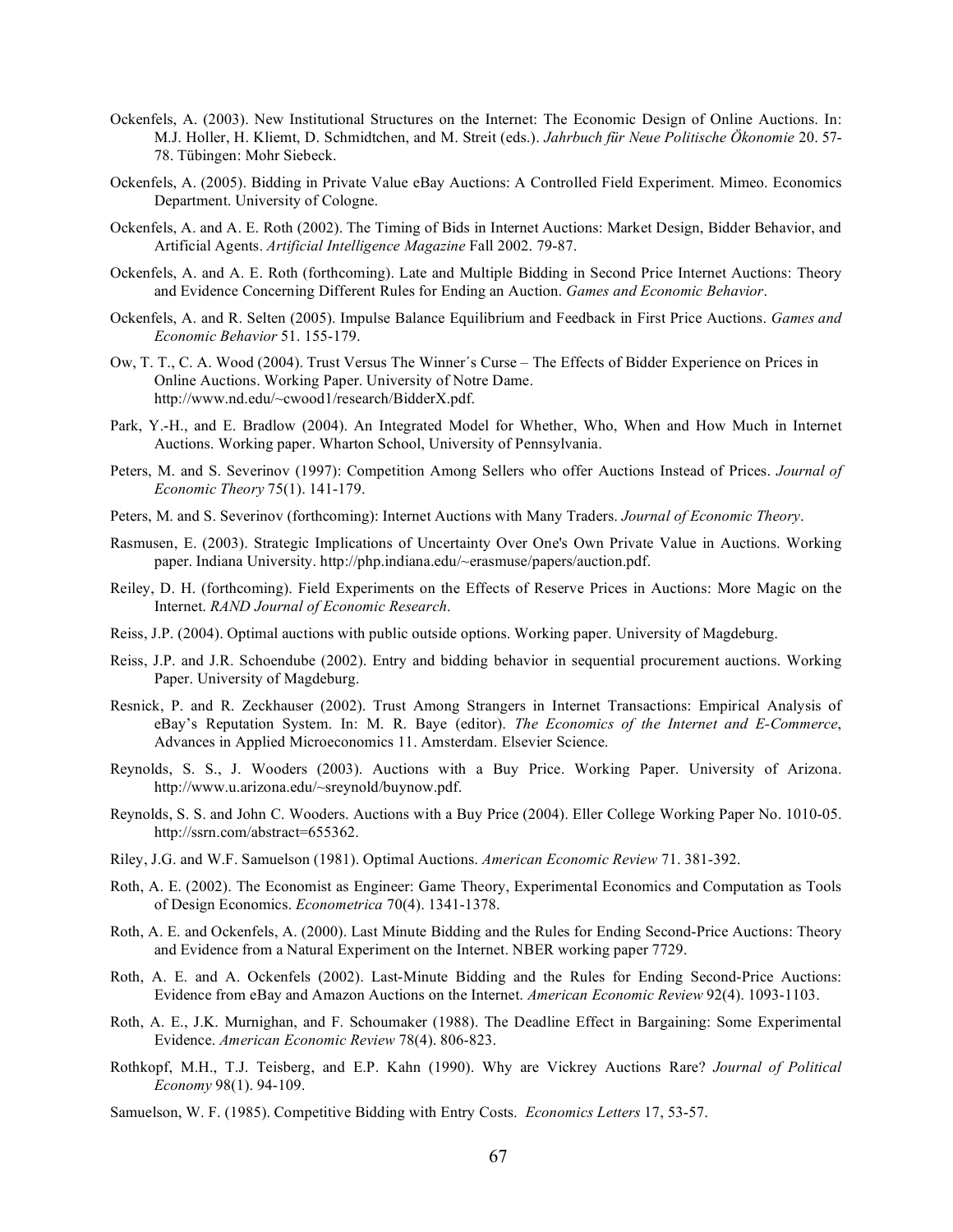Ockenfels, A. (2003). New Institutional Structures on the Internet: The Economic Design of Online Auctions. In: M.J. Holler, H. Kliemt, D. Schmidtchen, and M. Streit (eds.). *Jahrbuch für Neue Politische Ökonomie* 20. 57-78. Tübingen: Mohr Siebeck.

Ockenfels, A. (2005). Bidding in Private Value eBay Auctions: A Controlled Field Experiment. Mimeo. Economics Department. University of Cologne.

Ockenfels, A. and A. E. Roth (2002). The Timing of Bids in Internet Auctions: Market Design, Bidder Behavior, and Artificial Agents. *Artificial Intelligence Magazine* Fall 2002. 79-87.

Ockenfels, A. and A. E. Roth (forthcoming). Late and Multiple Bidding in Second Price Internet Auctions: Theory and Evidence Concerning Different Rules for Ending an Auction. *Games and Economic Behavior*.

Ockenfels, A. and R. Selten (2005). Impulse Balance Equilibrium and Feedback in First Price Auctions. *Games and Economic Behavior* 51. 155-179.

Ow, T. T., C. A. Wood (2004). Trust Versus The Winner´s Curse – The Effects of Bidder Experience on Prices in Online Auctions. Working Paper. University of Notre Dame. http://www.nd.edu/~cwood1/research/BidderX.pdf.

Park, Y.-H., and E. Bradlow (2004). An Integrated Model for Whether, Who, When and How Much in Internet Auctions. Working paper. Wharton School, University of Pennsylvania.

Peters, M. and S. Severinov (1997): Competition Among Sellers who offer Auctions Instead of Prices. *Journal of Economic Theory* 75(1). 141-179.

Peters, M. and S. Severinov (forthcoming): Internet Auctions with Many Traders. *Journal of Economic Theory*.

Rasmusen, E. (2003). Strategic Implications of Uncertainty Over One's Own Private Value in Auctions. Working paper. Indiana University. http://php.indiana.edu/~erasmuse/papers/auction.pdf.

Reiley, D. H. (forthcoming). Field Experiments on the Effects of Reserve Prices in Auctions: More Magic on the Internet. *RAND Journal of Economic Research*.

Reiss, J.P. (2004). Optimal auctions with public outside options. Working paper. University of Magdeburg.

Reiss, J.P. and J.R. Schoendube (2002). Entry and bidding behavior in sequential procurement auctions. Working Paper. University of Magdeburg.

Resnick, P. and R. Zeckhauser (2002). Trust Among Strangers in Internet Transactions: Empirical Analysis of eBay's Reputation System. In: M. R. Baye (editor). *The Economics of the Internet and E-Commerce*, Advances in Applied Microeconomics 11. Amsterdam. Elsevier Science.

Reynolds, S. S., J. Wooders (2003). Auctions with a Buy Price. Working Paper. University of Arizona. http://www.u.arizona.edu/~sreynold/buynow.pdf.

Reynolds, S. S. and John C. Wooders. Auctions with a Buy Price (2004). Eller College Working Paper No. 1010-05. http://ssrn.com/abstract=655362.

Riley, J.G. and W.F. Samuelson (1981). Optimal Auctions. *American Economic Review* 71. 381-392.

Roth, A. E. (2002). The Economist as Engineer: Game Theory, Experimental Economics and Computation as Tools of Design Economics. *Econometrica* 70(4). 1341-1378.

Roth, A. E. and Ockenfels, A. (2000). Last Minute Bidding and the Rules for Ending Second-Price Auctions: Theory and Evidence from a Natural Experiment on the Internet. NBER working paper 7729.

Roth, A. E. and A. Ockenfels (2002). Last-Minute Bidding and the Rules for Ending Second-Price Auctions: Evidence from eBay and Amazon Auctions on the Internet. *American Economic Review* 92(4). 1093-1103.

Roth, A. E., J.K. Murnighan, and F. Schoumaker (1988). The Deadline Effect in Bargaining: Some Experimental Evidence. *American Economic Review* 78(4). 806-823.

Rothkopf, M.H., T.J. Teisberg, and E.P. Kahn (1990). Why are Vickrey Auctions Rare? *Journal of Political Economy* 98(1). 94-109.

Samuelson, W. F. (1985). Competitive Bidding with Entry Costs. *Economics Letters* 17, 53-57.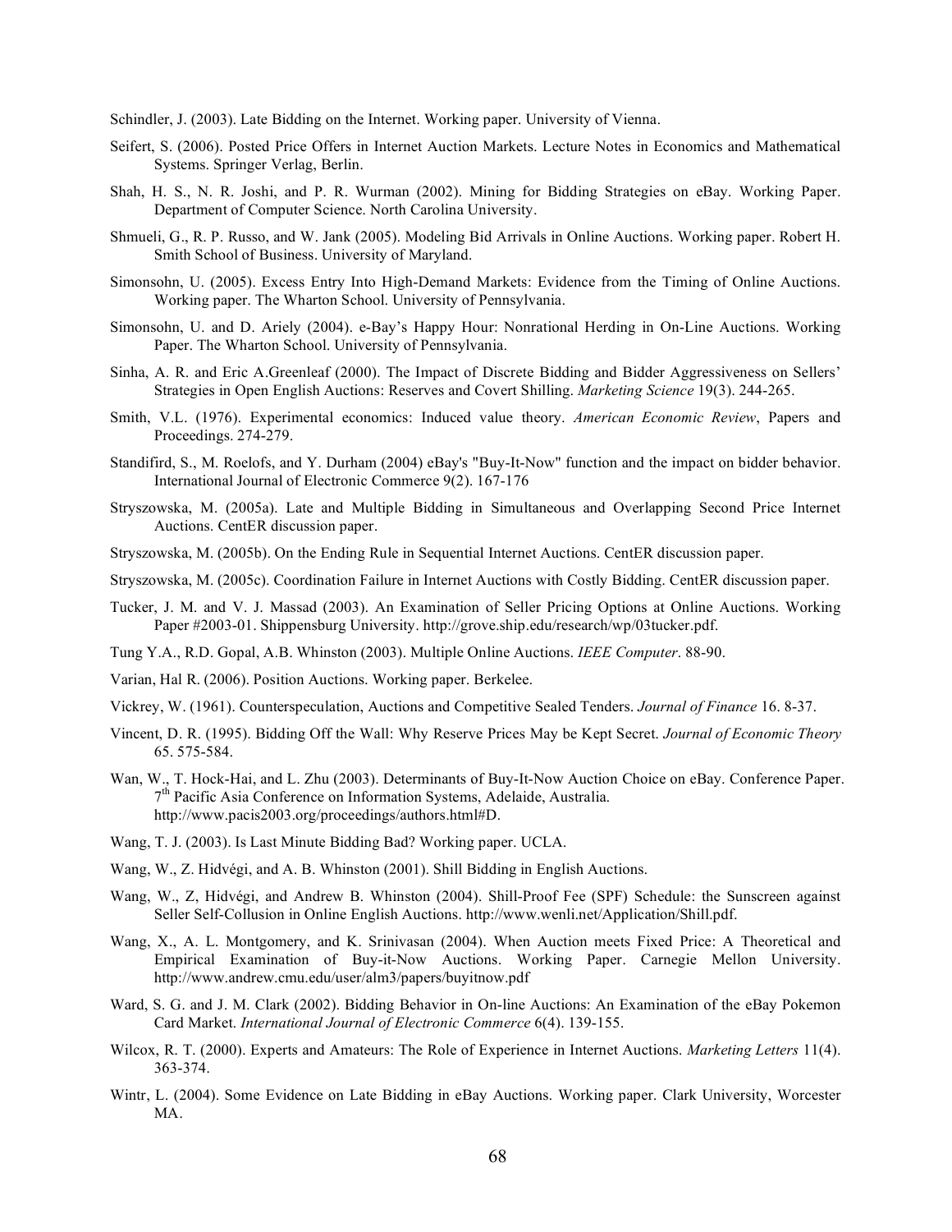Schindler, J. (2003). Late Bidding on the Internet. Working paper. University of Vienna.

Seifert, S. (2006). Posted Price Offers in Internet Auction Markets. Lecture Notes in Economics and Mathematical Systems. Springer Verlag, Berlin.

Shah, H. S., N. R. Joshi, and P. R. Wurman (2002). Mining for Bidding Strategies on eBay. Working Paper. Department of Computer Science. North Carolina University.

Shmueli, G., R. P. Russo, and W. Jank (2005). Modeling Bid Arrivals in Online Auctions. Working paper. Robert H. Smith School of Business. University of Maryland.

Simonsohn, U. (2005). Excess Entry Into High-Demand Markets: Evidence from the Timing of Online Auctions. Working paper. The Wharton School. University of Pennsylvania.

Simonsohn, U. and D. Ariely (2004). e-Bay's Happy Hour: Nonrational Herding in On-Line Auctions. Working Paper. The Wharton School. University of Pennsylvania.

Sinha, A. R. and Eric A.Greenleaf (2000). The Impact of Discrete Bidding and Bidder Aggressiveness on Sellers' Strategies in Open English Auctions: Reserves and Covert Shilling. *Marketing Science* 19(3). 244-265.

Smith, V.L. (1976). Experimental economics: Induced value theory. *American Economic Review*, Papers and Proceedings. 274-279.

Standifird, S., M. Roelofs, and Y. Durham (2004) eBay's "Buy-It-Now" function and the impact on bidder behavior. International Journal of Electronic Commerce 9(2). 167-176

Stryszowska, M. (2005a). Late and Multiple Bidding in Simultaneous and Overlapping Second Price Internet Auctions. CentER discussion paper.

Stryszowska, M. (2005b). On the Ending Rule in Sequential Internet Auctions. CentER discussion paper.

Stryszowska, M. (2005c). Coordination Failure in Internet Auctions with Costly Bidding. CentER discussion paper.

Tucker, J. M. and V. J. Massad (2003). An Examination of Seller Pricing Options at Online Auctions. Working Paper #2003-01. Shippensburg University. http://grove.ship.edu/research/wp/03tucker.pdf.

Tung Y.A., R.D. Gopal, A.B. Whinston (2003). Multiple Online Auctions. *IEEE Computer*. 88-90.

Varian, Hal R. (2006). Position Auctions. Working paper. Berkelee.

Vickrey, W. (1961). Counterspeculation, Auctions and Competitive Sealed Tenders. *Journal of Finance* 16. 8-37.

Vincent, D. R. (1995). Bidding Off the Wall: Why Reserve Prices May be Kept Secret. *Journal of Economic Theory* 65. 575-584.

Wan, W., T. Hock-Hai, and L. Zhu (2003). Determinants of Buy-It-Now Auction Choice on eBay. Conference Paper. 7th Pacific Asia Conference on Information Systems, Adelaide, Australia. http://www.pacis2003.org/proceedings/authors.html#D.

Wang, T. J. (2003). Is Last Minute Bidding Bad? Working paper. UCLA.

Wang, W., Z. Hidvégi, and A. B. Whinston (2001). Shill Bidding in English Auctions.

Wang, W., Z, Hidvégi, and Andrew B. Whinston (2004). Shill-Proof Fee (SPF) Schedule: the Sunscreen against Seller Self-Collusion in Online English Auctions. http://www.wenli.net/Application/Shill.pdf.

Wang, X., A. L. Montgomery, and K. Srinivasan (2004). When Auction meets Fixed Price: A Theoretical and Empirical Examination of Buy-it-Now Auctions. Working Paper. Carnegie Mellon University. http://www.andrew.cmu.edu/user/alm3/papers/buyitnow.pdf

Ward, S. G. and J. M. Clark (2002). Bidding Behavior in On-line Auctions: An Examination of the eBay Pokemon Card Market. *International Journal of Electronic Commerce* 6(4). 139-155.

Wilcox, R. T. (2000). Experts and Amateurs: The Role of Experience in Internet Auctions. *Marketing Letters* 11(4). 363-374.

Wintr, L. (2004). Some Evidence on Late Bidding in eBay Auctions. Working paper. Clark University, Worcester MA.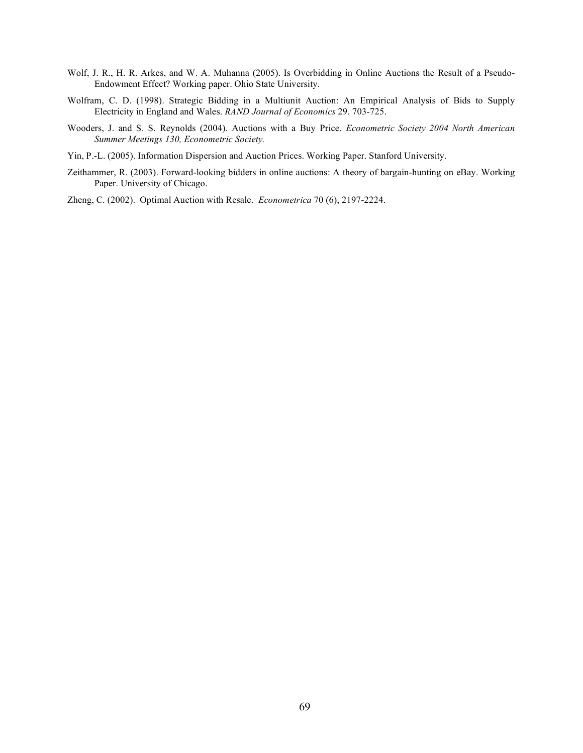Wolf, J. R., H. R. Arkes, and W. A. Muhanna (2005). Is Overbidding in Online Auctions the Result of a Pseudo-Endowment Effect? Working paper. Ohio State University.

Wolfram, C. D. (1998). Strategic Bidding in a Multiunit Auction: An Empirical Analysis of Bids to Supply Electricity in England and Wales. *RAND Journal of Economics* 29. 703-725.

Wooders, J. and S. S. Reynolds (2004). Auctions with a Buy Price. *Econometric Society 2004 North American Summer Meetings 130, Econometric Society.*

Yin, P.-L. (2005). Information Dispersion and Auction Prices. Working Paper. Stanford University.

Zeithammer, R. (2003). Forward-looking bidders in online auctions: A theory of bargain-hunting on eBay. Working Paper. University of Chicago.

Zheng, C. (2002). Optimal Auction with Resale. *Econometrica* 70 (6), 2197-2224.